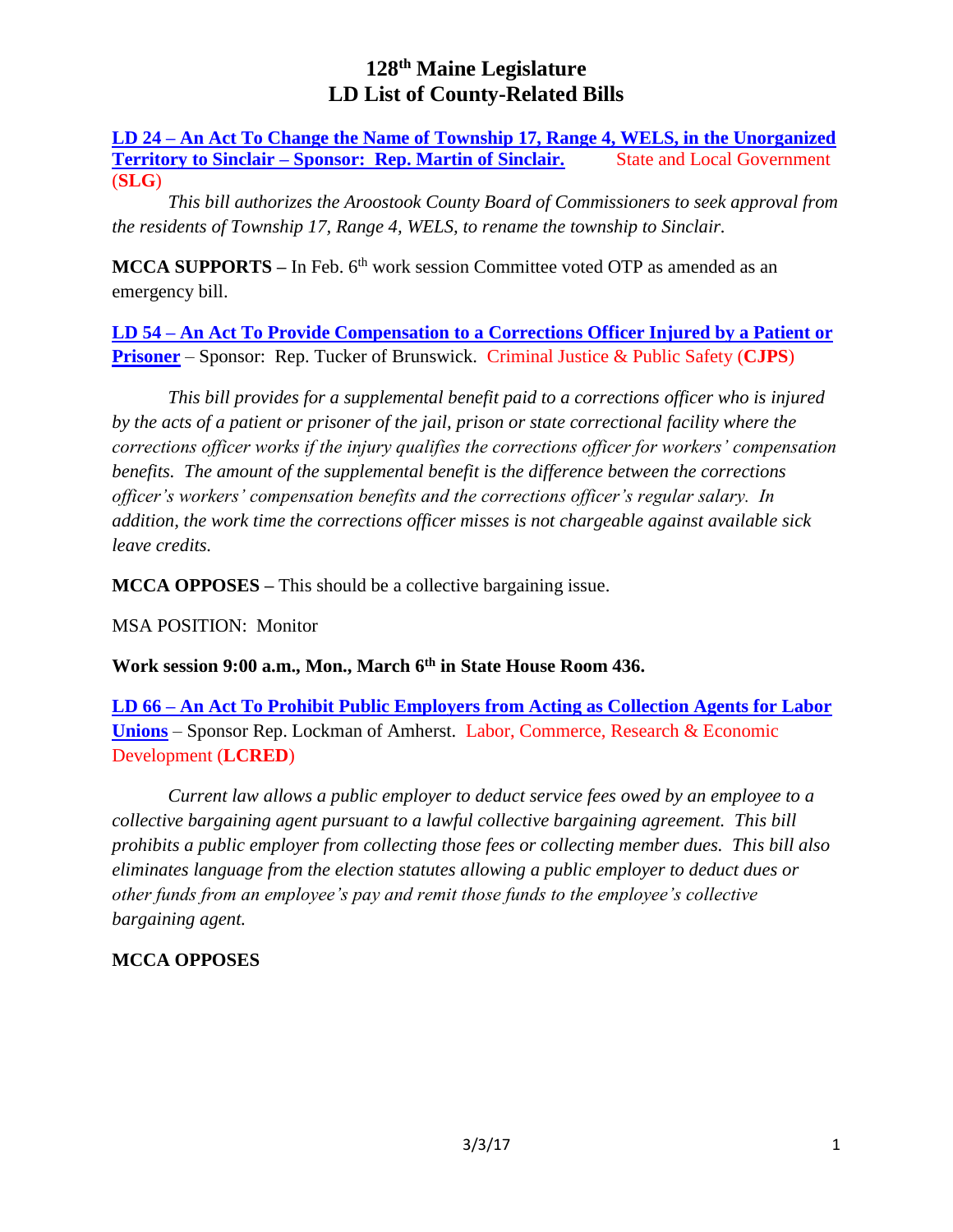# 128th Maine Legislature
# LD List of County-Related Bills

**LD 24 – An Act To Change the Name of Township 17, Range 4, WELS, in the Unorganized Territory to Sinclair – Sponsor: Rep. Martin of Sinclair.** State and Local Government (**SLG**)

*This bill authorizes the Aroostook County Board of Commissioners to seek approval from the residents of Township 17, Range 4, WELS, to rename the township to Sinclair.*

**MCCA SUPPORTS –** In Feb. 6th work session Committee voted OTP as amended as an emergency bill.

**LD 54 – An Act To Provide Compensation to a Corrections Officer Injured by a Patient or Prisoner** – Sponsor: Rep. Tucker of Brunswick. Criminal Justice & Public Safety (**CJPS**)

*This bill provides for a supplemental benefit paid to a corrections officer who is injured by the acts of a patient or prisoner of the jail, prison or state correctional facility where the corrections officer works if the injury qualifies the corrections officer for workers' compensation benefits. The amount of the supplemental benefit is the difference between the corrections officer's workers' compensation benefits and the corrections officer's regular salary. In addition, the work time the corrections officer misses is not chargeable against available sick leave credits.*

**MCCA OPPOSES –** This should be a collective bargaining issue.

MSA POSITION: Monitor

**Work session 9:00 a.m., Mon., March 6th in State House Room 436.**

**LD 66 – An Act To Prohibit Public Employers from Acting as Collection Agents for Labor Unions** – Sponsor Rep. Lockman of Amherst. Labor, Commerce, Research & Economic Development (**LCRED**)

*Current law allows a public employer to deduct service fees owed by an employee to a collective bargaining agent pursuant to a lawful collective bargaining agreement. This bill prohibits a public employer from collecting those fees or collecting member dues. This bill also eliminates language from the election statutes allowing a public employer to deduct dues or other funds from an employee's pay and remit those funds to the employee's collective bargaining agent.*

**MCCA OPPOSES**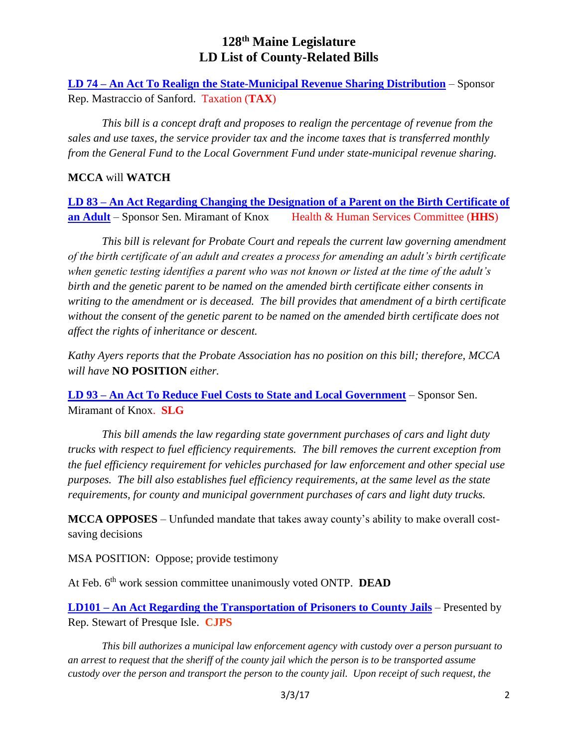# 128th Maine Legislature
# LD List of County-Related Bills

**LD 74 – An Act To Realign the State-Municipal Revenue Sharing Distribution** – Sponsor Rep. Mastraccio of Sanford. Taxation (**TAX**)

*This bill is a concept draft and proposes to realign the percentage of revenue from the sales and use taxes, the service provider tax and the income taxes that is transferred monthly from the General Fund to the Local Government Fund under state-municipal revenue sharing.*

**MCCA** will **WATCH**

**LD 83 – An Act Regarding Changing the Designation of a Parent on the Birth Certificate of an Adult** – Sponsor Sen. Miramant of Knox Health & Human Services Committee (**HHS**)

*This bill is relevant for Probate Court and repeals the current law governing amendment of the birth certificate of an adult and creates a process for amending an adult's birth certificate when genetic testing identifies a parent who was not known or listed at the time of the adult's birth and the genetic parent to be named on the amended birth certificate either consents in writing to the amendment or is deceased. The bill provides that amendment of a birth certificate without the consent of the genetic parent to be named on the amended birth certificate does not affect the rights of inheritance or descent.*

*Kathy Ayers reports that the Probate Association has no position on this bill; therefore, MCCA will have* **NO POSITION** *either.*

**LD 93 – An Act To Reduce Fuel Costs to State and Local Government** – Sponsor Sen. Miramant of Knox. **SLG**

*This bill amends the law regarding state government purchases of cars and light duty trucks with respect to fuel efficiency requirements. The bill removes the current exception from the fuel efficiency requirement for vehicles purchased for law enforcement and other special use purposes. The bill also establishes fuel efficiency requirements, at the same level as the state requirements, for county and municipal government purchases of cars and light duty trucks.*

**MCCA OPPOSES** – Unfunded mandate that takes away county's ability to make overall cost-saving decisions

MSA POSITION: Oppose; provide testimony

At Feb. 6th work session committee unanimously voted ONTP. **DEAD**

**LD101 – An Act Regarding the Transportation of Prisoners to County Jails** – Presented by Rep. Stewart of Presque Isle. **CJPS**

*This bill authorizes a municipal law enforcement agency with custody over a person pursuant to an arrest to request that the sheriff of the county jail which the person is to be transported assume custody over the person and transport the person to the county jail. Upon receipt of such request, the*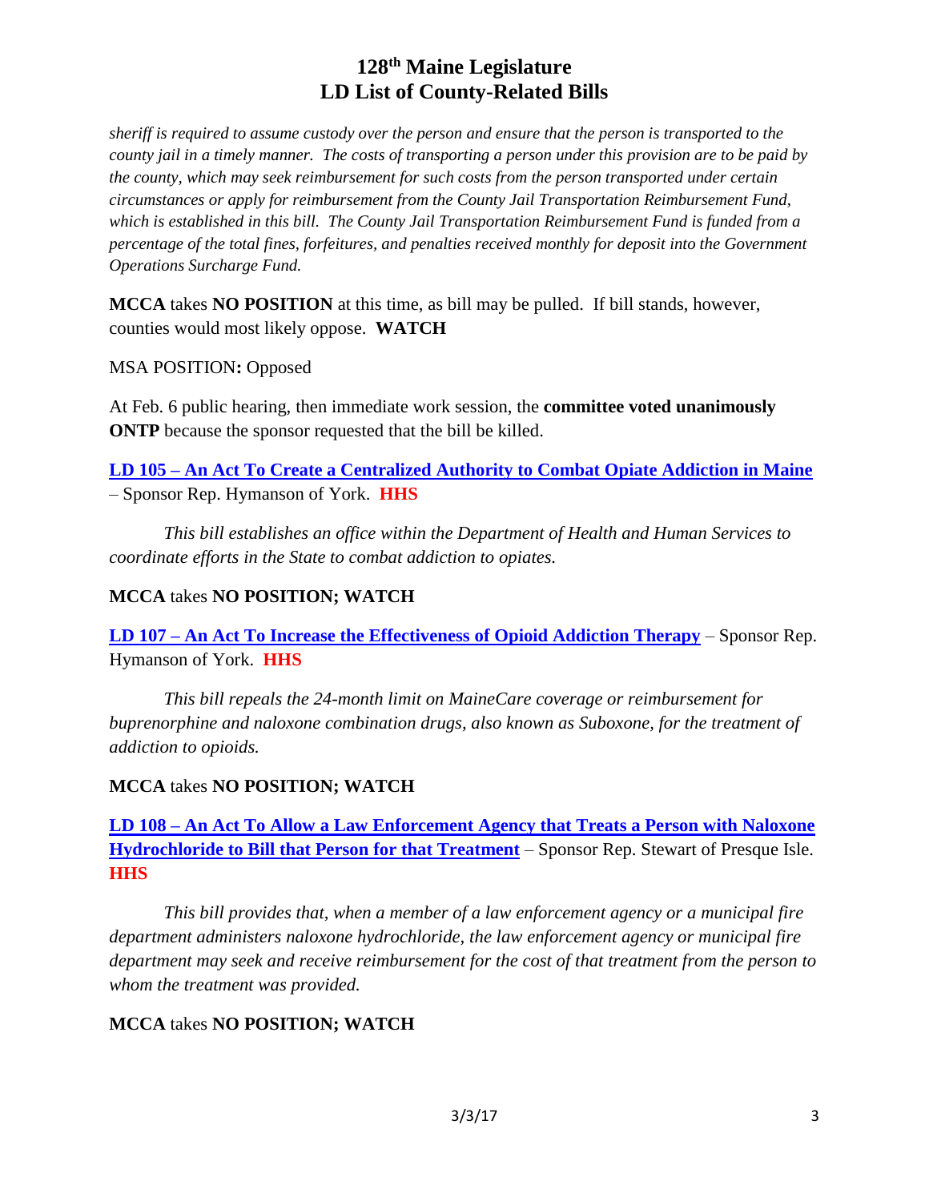*sheriff is required to assume custody over the person and ensure that the person is transported to the county jail in a timely manner. The costs of transporting a person under this provision are to be paid by the county, which may seek reimbursement for such costs from the person transported under certain circumstances or apply for reimbursement from the County Jail Transportation Reimbursement Fund, which is established in this bill. The County Jail Transportation Reimbursement Fund is funded from a percentage of the total fines, forfeitures, and penalties received monthly for deposit into the Government Operations Surcharge Fund.*

**MCCA** takes **NO POSITION** at this time, as bill may be pulled. If bill stands, however, counties would most likely oppose. **WATCH**

MSA POSITION**:** Opposed

At Feb. 6 public hearing, then immediate work session, the **committee voted unanimously ONTP** because the sponsor requested that the bill be killed.

**LD 105 – An Act To Create a Centralized Authority to Combat Opiate Addiction in Maine** – Sponsor Rep. Hymanson of York. **HHS**

*This bill establishes an office within the Department of Health and Human Services to coordinate efforts in the State to combat addiction to opiates.*

**MCCA** takes **NO POSITION; WATCH**

**LD 107 – An Act To Increase the Effectiveness of Opioid Addiction Therapy** – Sponsor Rep. Hymanson of York. **HHS**

*This bill repeals the 24-month limit on MaineCare coverage or reimbursement for buprenorphine and naloxone combination drugs, also known as Suboxone, for the treatment of addiction to opioids.*

**MCCA** takes **NO POSITION; WATCH**

**LD 108 – An Act To Allow a Law Enforcement Agency that Treats a Person with Naloxone Hydrochloride to Bill that Person for that Treatment** – Sponsor Rep. Stewart of Presque Isle. **HHS**

*This bill provides that, when a member of a law enforcement agency or a municipal fire department administers naloxone hydrochloride, the law enforcement agency or municipal fire department may seek and receive reimbursement for the cost of that treatment from the person to whom the treatment was provided.*

**MCCA** takes **NO POSITION; WATCH**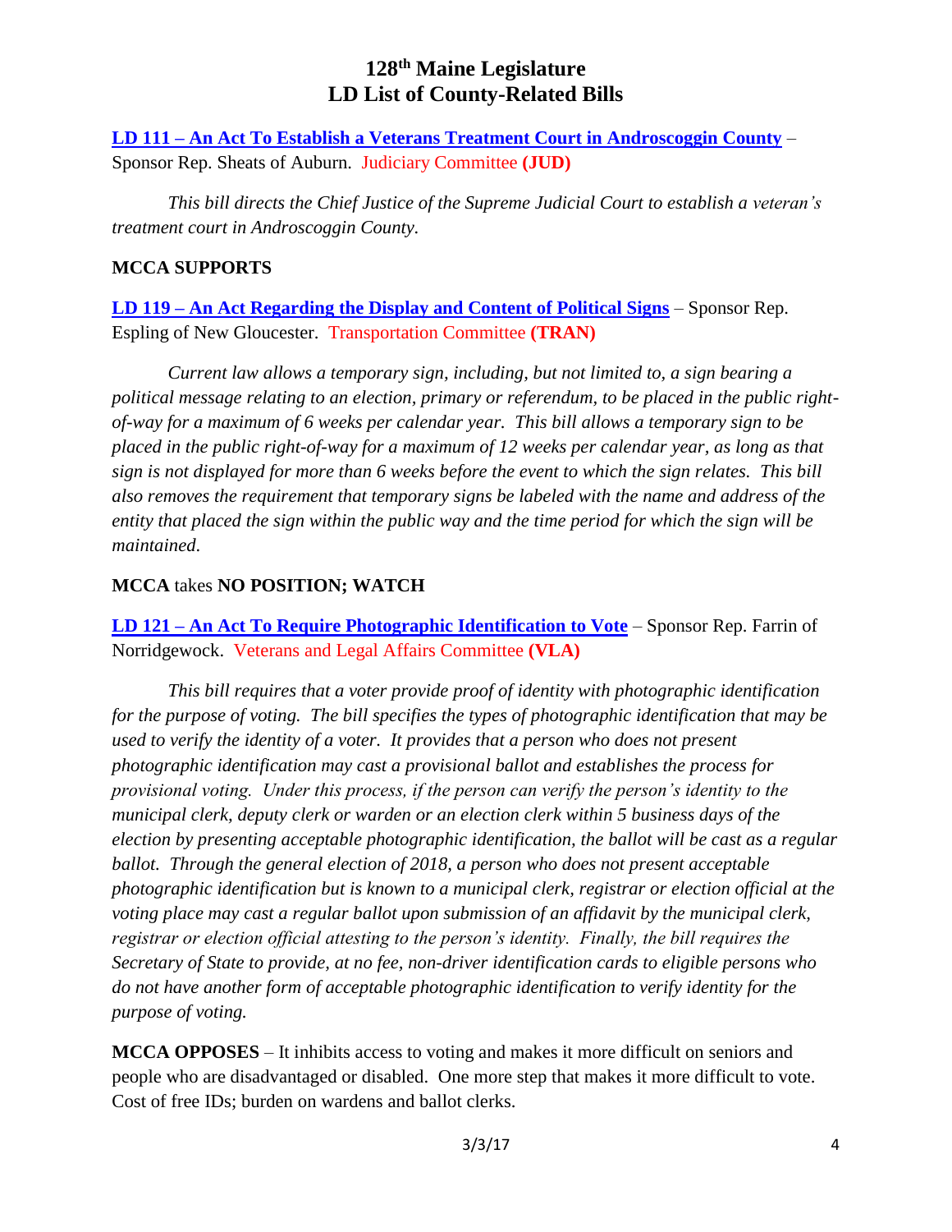# 128th Maine Legislature
# LD List of County-Related Bills

**LD 111 – An Act To Establish a Veterans Treatment Court in Androscoggin County** – Sponsor Rep. Sheats of Auburn. Judiciary Committee **(JUD)**

*This bill directs the Chief Justice of the Supreme Judicial Court to establish a veteran's treatment court in Androscoggin County.*

**MCCA SUPPORTS**

**LD 119 – An Act Regarding the Display and Content of Political Signs** – Sponsor Rep. Espling of New Gloucester. Transportation Committee **(TRAN)**

*Current law allows a temporary sign, including, but not limited to, a sign bearing a political message relating to an election, primary or referendum, to be placed in the public right-of-way for a maximum of 6 weeks per calendar year. This bill allows a temporary sign to be placed in the public right-of-way for a maximum of 12 weeks per calendar year, as long as that sign is not displayed for more than 6 weeks before the event to which the sign relates. This bill also removes the requirement that temporary signs be labeled with the name and address of the entity that placed the sign within the public way and the time period for which the sign will be maintained.*

**MCCA** takes **NO POSITION; WATCH**

**LD 121 – An Act To Require Photographic Identification to Vote** – Sponsor Rep. Farrin of Norridgewock. Veterans and Legal Affairs Committee **(VLA)**

*This bill requires that a voter provide proof of identity with photographic identification for the purpose of voting. The bill specifies the types of photographic identification that may be used to verify the identity of a voter. It provides that a person who does not present photographic identification may cast a provisional ballot and establishes the process for provisional voting. Under this process, if the person can verify the person's identity to the municipal clerk, deputy clerk or warden or an election clerk within 5 business days of the election by presenting acceptable photographic identification, the ballot will be cast as a regular ballot. Through the general election of 2018, a person who does not present acceptable photographic identification but is known to a municipal clerk, registrar or election official at the voting place may cast a regular ballot upon submission of an affidavit by the municipal clerk, registrar or election official attesting to the person's identity. Finally, the bill requires the Secretary of State to provide, at no fee, non-driver identification cards to eligible persons who do not have another form of acceptable photographic identification to verify identity for the purpose of voting.*

**MCCA OPPOSES** – It inhibits access to voting and makes it more difficult on seniors and people who are disadvantaged or disabled. One more step that makes it more difficult to vote. Cost of free IDs; burden on wardens and ballot clerks.

3/3/17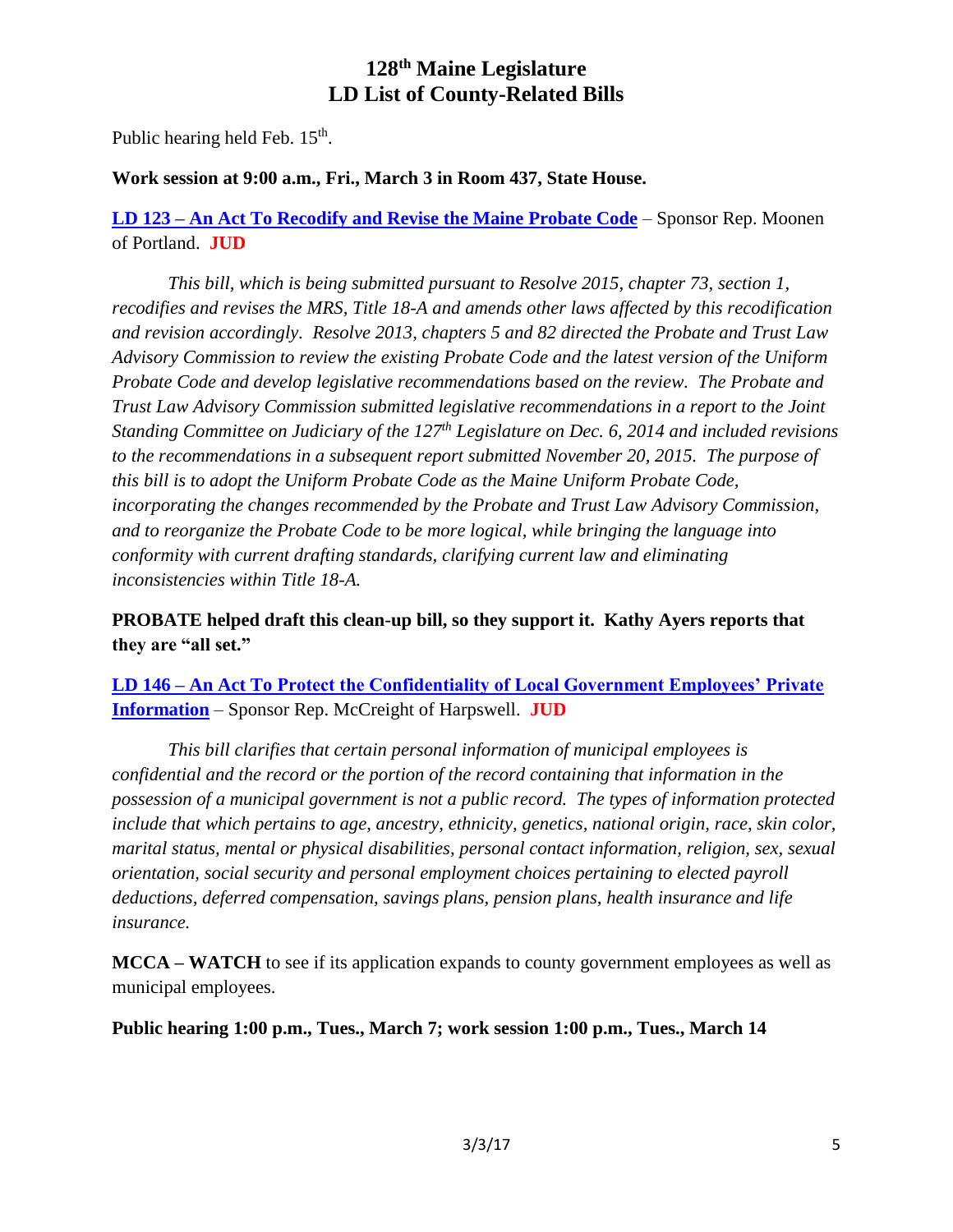Public hearing held Feb. 15th.

**Work session at 9:00 a.m., Fri., March 3 in Room 437, State House.**

**LD 123 – An Act To Recodify and Revise the Maine Probate Code** – Sponsor Rep. Moonen of Portland. **JUD**

*This bill, which is being submitted pursuant to Resolve 2015, chapter 73, section 1, recodifies and revises the MRS, Title 18-A and amends other laws affected by this recodification and revision accordingly. Resolve 2013, chapters 5 and 82 directed the Probate and Trust Law Advisory Commission to review the existing Probate Code and the latest version of the Uniform Probate Code and develop legislative recommendations based on the review. The Probate and Trust Law Advisory Commission submitted legislative recommendations in a report to the Joint Standing Committee on Judiciary of the 127th Legislature on Dec. 6, 2014 and included revisions to the recommendations in a subsequent report submitted November 20, 2015. The purpose of this bill is to adopt the Uniform Probate Code as the Maine Uniform Probate Code, incorporating the changes recommended by the Probate and Trust Law Advisory Commission, and to reorganize the Probate Code to be more logical, while bringing the language into conformity with current drafting standards, clarifying current law and eliminating inconsistencies within Title 18-A.*

**PROBATE helped draft this clean-up bill, so they support it. Kathy Ayers reports that they are "all set."**

**LD 146 – An Act To Protect the Confidentiality of Local Government Employees' Private Information** – Sponsor Rep. McCreight of Harpswell. **JUD**

*This bill clarifies that certain personal information of municipal employees is confidential and the record or the portion of the record containing that information in the possession of a municipal government is not a public record. The types of information protected include that which pertains to age, ancestry, ethnicity, genetics, national origin, race, skin color, marital status, mental or physical disabilities, personal contact information, religion, sex, sexual orientation, social security and personal employment choices pertaining to elected payroll deductions, deferred compensation, savings plans, pension plans, health insurance and life insurance.*

**MCCA – WATCH** to see if its application expands to county government employees as well as municipal employees.

**Public hearing 1:00 p.m., Tues., March 7; work session 1:00 p.m., Tues., March 14**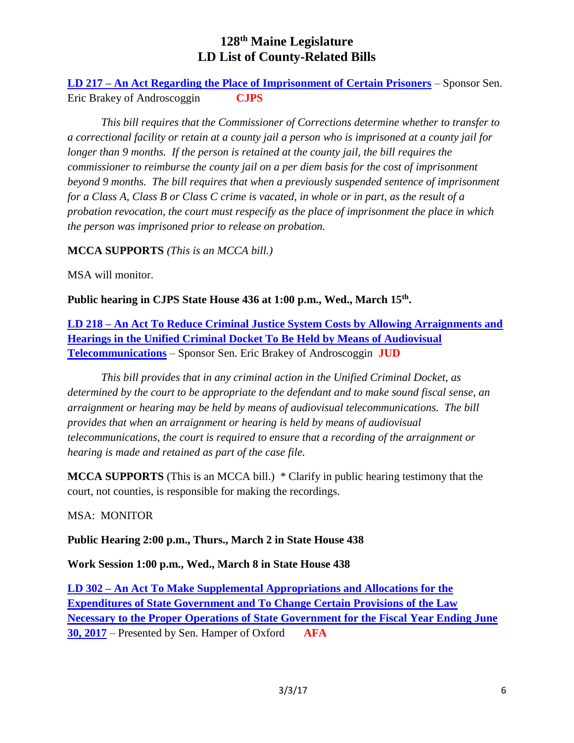# 128th Maine Legislature
# LD List of County-Related Bills

**LD 217 – An Act Regarding the Place of Imprisonment of Certain Prisoners** – Sponsor Sen. Eric Brakey of Androscoggin **CJPS**

*This bill requires that the Commissioner of Corrections determine whether to transfer to a correctional facility or retain at a county jail a person who is imprisoned at a county jail for longer than 9 months. If the person is retained at the county jail, the bill requires the commissioner to reimburse the county jail on a per diem basis for the cost of imprisonment beyond 9 months. The bill requires that when a previously suspended sentence of imprisonment for a Class A, Class B or Class C crime is vacated, in whole or in part, as the result of a probation revocation, the court must respecify as the place of imprisonment the place in which the person was imprisoned prior to release on probation.*

**MCCA SUPPORTS** *(This is an MCCA bill.)*

MSA will monitor.

**Public hearing in CJPS State House 436 at 1:00 p.m., Wed., March 15th.**

**LD 218 – An Act To Reduce Criminal Justice System Costs by Allowing Arraignments and Hearings in the Unified Criminal Docket To Be Held by Means of Audiovisual Telecommunications** – Sponsor Sen. Eric Brakey of Androscoggin **JUD**

*This bill provides that in any criminal action in the Unified Criminal Docket, as determined by the court to be appropriate to the defendant and to make sound fiscal sense, an arraignment or hearing may be held by means of audiovisual telecommunications. The bill provides that when an arraignment or hearing is held by means of audiovisual telecommunications, the court is required to ensure that a recording of the arraignment or hearing is made and retained as part of the case file.*

**MCCA SUPPORTS** (This is an MCCA bill.) * Clarify in public hearing testimony that the court, not counties, is responsible for making the recordings.

MSA: MONITOR

**Public Hearing 2:00 p.m., Thurs., March 2 in State House 438**

**Work Session 1:00 p.m., Wed., March 8 in State House 438**

**LD 302 – An Act To Make Supplemental Appropriations and Allocations for the Expenditures of State Government and To Change Certain Provisions of the Law Necessary to the Proper Operations of State Government for the Fiscal Year Ending June 30, 2017** – Presented by Sen. Hamper of Oxford **AFA**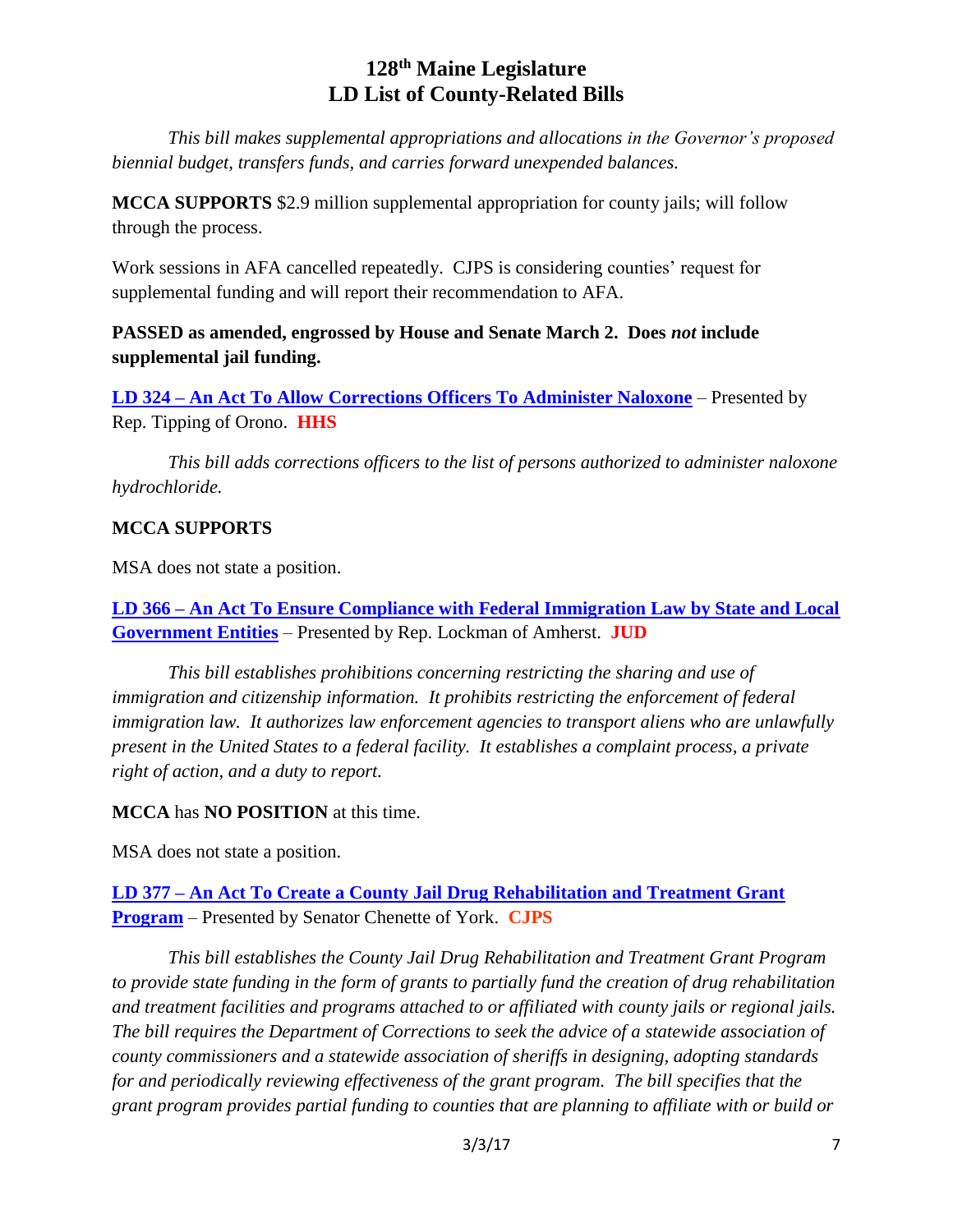# 128th Maine Legislature
# LD List of County-Related Bills

*This bill makes supplemental appropriations and allocations in the Governor's proposed biennial budget, transfers funds, and carries forward unexpended balances.*

**MCCA SUPPORTS** $2.9 million supplemental appropriation for county jails; will follow through the process.

Work sessions in AFA cancelled repeatedly. CJPS is considering counties' request for supplemental funding and will report their recommendation to AFA.

**PASSED as amended, engrossed by House and Senate March 2. Does *not* include supplemental jail funding.**

**LD 324 – An Act To Allow Corrections Officers To Administer Naloxone** – Presented by Rep. Tipping of Orono. **HHS**

*This bill adds corrections officers to the list of persons authorized to administer naloxone hydrochloride.*

**MCCA SUPPORTS**

MSA does not state a position.

**LD 366 – An Act To Ensure Compliance with Federal Immigration Law by State and Local Government Entities** – Presented by Rep. Lockman of Amherst. **JUD**

*This bill establishes prohibitions concerning restricting the sharing and use of immigration and citizenship information. It prohibits restricting the enforcement of federal immigration law. It authorizes law enforcement agencies to transport aliens who are unlawfully present in the United States to a federal facility. It establishes a complaint process, a private right of action, and a duty to report.*

**MCCA** has **NO POSITION** at this time.

MSA does not state a position.

**LD 377 – An Act To Create a County Jail Drug Rehabilitation and Treatment Grant Program** – Presented by Senator Chenette of York. **CJPS**

*This bill establishes the County Jail Drug Rehabilitation and Treatment Grant Program to provide state funding in the form of grants to partially fund the creation of drug rehabilitation and treatment facilities and programs attached to or affiliated with county jails or regional jails. The bill requires the Department of Corrections to seek the advice of a statewide association of county commissioners and a statewide association of sheriffs in designing, adopting standards for and periodically reviewing effectiveness of the grant program. The bill specifies that the grant program provides partial funding to counties that are planning to affiliate with or build or*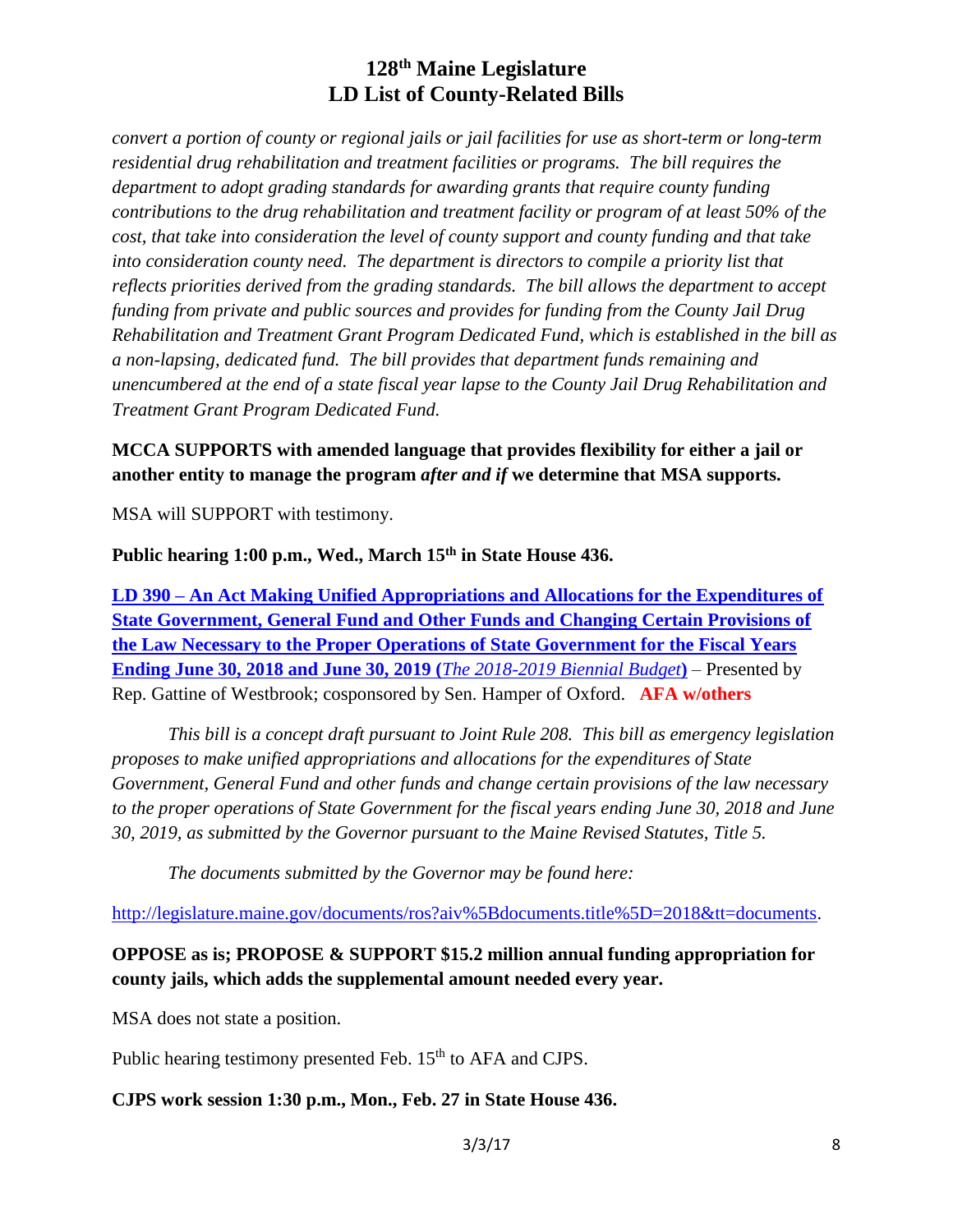*convert a portion of county or regional jails or jail facilities for use as short-term or long-term residential drug rehabilitation and treatment facilities or programs. The bill requires the department to adopt grading standards for awarding grants that require county funding contributions to the drug rehabilitation and treatment facility or program of at least 50% of the cost, that take into consideration the level of county support and county funding and that take into consideration county need. The department is directors to compile a priority list that reflects priorities derived from the grading standards. The bill allows the department to accept funding from private and public sources and provides for funding from the County Jail Drug Rehabilitation and Treatment Grant Program Dedicated Fund, which is established in the bill as a non-lapsing, dedicated fund. The bill provides that department funds remaining and unencumbered at the end of a state fiscal year lapse to the County Jail Drug Rehabilitation and Treatment Grant Program Dedicated Fund.*

**MCCA SUPPORTS with amended language that provides flexibility for either a jail or another entity to manage the program *after and if* we determine that MSA supports.**

MSA will SUPPORT with testimony.

**Public hearing 1:00 p.m., Wed., March 15th in State House 436.**

**LD 390 – An Act Making Unified Appropriations and Allocations for the Expenditures of State Government, General Fund and Other Funds and Changing Certain Provisions of the Law Necessary to the Proper Operations of State Government for the Fiscal Years Ending June 30, 2018 and June 30, 2019 (*The 2018-2019 Biennial Budget*)** – Presented by Rep. Gattine of Westbrook; cosponsored by Sen. Hamper of Oxford. **AFA w/others**

*This bill is a concept draft pursuant to Joint Rule 208. This bill as emergency legislation proposes to make unified appropriations and allocations for the expenditures of State Government, General Fund and other funds and change certain provisions of the law necessary to the proper operations of State Government for the fiscal years ending June 30, 2018 and June 30, 2019, as submitted by the Governor pursuant to the Maine Revised Statutes, Title 5.*

*The documents submitted by the Governor may be found here:*

http://legislature.maine.gov/documents/ros?aiv%5Bdocuments.title%5D=2018&tt=documents.

**OPPOSE as is; PROPOSE & SUPPORT $15.2 million annual funding appropriation for county jails, which adds the supplemental amount needed every year.**

MSA does not state a position.

Public hearing testimony presented Feb. 15th to AFA and CJPS.

**CJPS work session 1:30 p.m., Mon., Feb. 27 in State House 436.**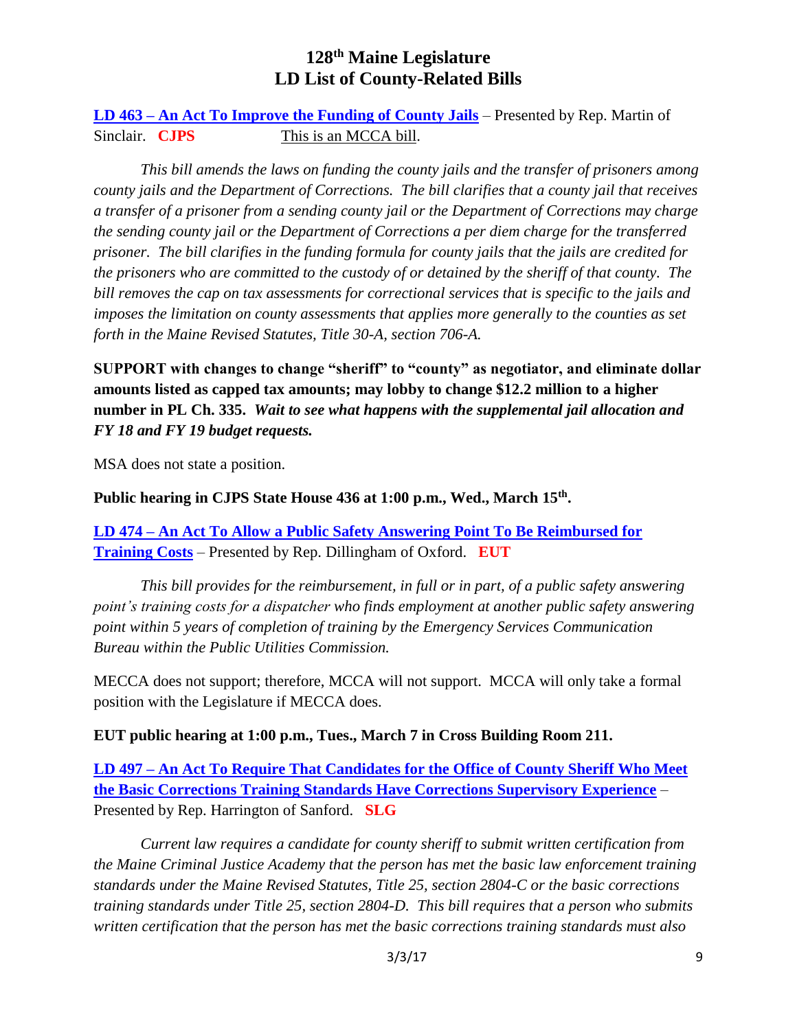**[LD 463 – An Act To Improve the Funding of County Jails](#)** – Presented by Rep. Martin of Sinclair. **CJPS** This is an MCCA bill.

*This bill amends the laws on funding the county jails and the transfer of prisoners among county jails and the Department of Corrections. The bill clarifies that a county jail that receives a transfer of a prisoner from a sending county jail or the Department of Corrections may charge the sending county jail or the Department of Corrections a per diem charge for the transferred prisoner. The bill clarifies in the funding formula for county jails that the jails are credited for the prisoners who are committed to the custody of or detained by the sheriff of that county. The bill removes the cap on tax assessments for correctional services that is specific to the jails and imposes the limitation on county assessments that applies more generally to the counties as set forth in the Maine Revised Statutes, Title 30-A, section 706-A.*

**SUPPORT with changes to change "sheriff" to "county" as negotiator, and eliminate dollar amounts listed as capped tax amounts; may lobby to change $12.2 million to a higher number in PL Ch. 335.** ***Wait to see what happens with the supplemental jail allocation and FY 18 and FY 19 budget requests.***

MSA does not state a position.

**Public hearing in CJPS State House 436 at 1:00 p.m., Wed., March 15th.**

**[LD 474 – An Act To Allow a Public Safety Answering Point To Be Reimbursed for Training Costs](#)** – Presented by Rep. Dillingham of Oxford. **EUT**

*This bill provides for the reimbursement, in full or in part, of a public safety answering point's training costs for a dispatcher who finds employment at another public safety answering point within 5 years of completion of training by the Emergency Services Communication Bureau within the Public Utilities Commission.*

MECCA does not support; therefore, MCCA will not support. MCCA will only take a formal position with the Legislature if MECCA does.

**EUT public hearing at 1:00 p.m., Tues., March 7 in Cross Building Room 211.**

**[LD 497 – An Act To Require That Candidates for the Office of County Sheriff Who Meet the Basic Corrections Training Standards Have Corrections Supervisory Experience](#)** – Presented by Rep. Harrington of Sanford. **SLG**

*Current law requires a candidate for county sheriff to submit written certification from the Maine Criminal Justice Academy that the person has met the basic law enforcement training standards under the Maine Revised Statutes, Title 25, section 2804-C or the basic corrections training standards under Title 25, section 2804-D. This bill requires that a person who submits written certification that the person has met the basic corrections training standards must also*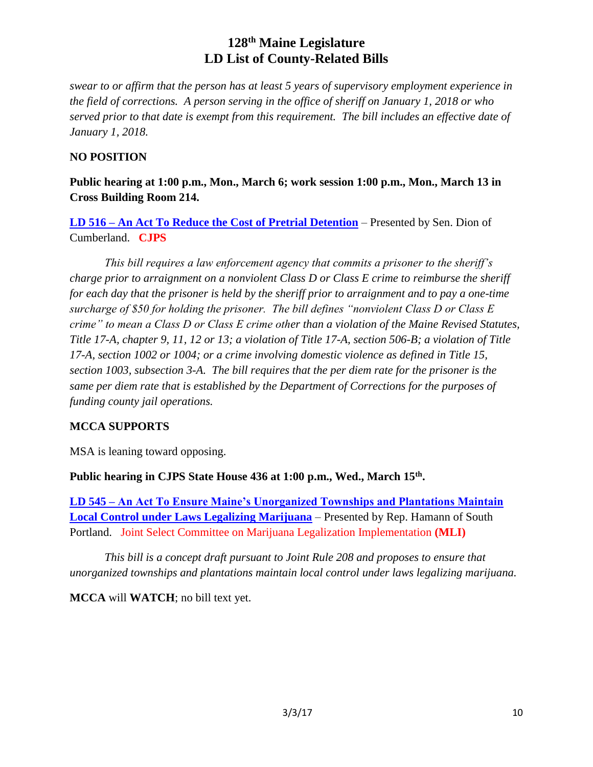*swear to or affirm that the person has at least 5 years of supervisory employment experience in the field of corrections. A person serving in the office of sheriff on January 1, 2018 or who served prior to that date is exempt from this requirement. The bill includes an effective date of January 1, 2018.*

**NO POSITION**

**Public hearing at 1:00 p.m., Mon., March 6; work session 1:00 p.m., Mon., March 13 in Cross Building Room 214.**

**LD 516 – An Act To Reduce the Cost of Pretrial Detention** – Presented by Sen. Dion of Cumberland. **CJPS**

*This bill requires a law enforcement agency that commits a prisoner to the sheriff's charge prior to arraignment on a nonviolent Class D or Class E crime to reimburse the sheriff for each day that the prisoner is held by the sheriff prior to arraignment and to pay a one-time surcharge of $50 for holding the prisoner. The bill defines "nonviolent Class D or Class E crime" to mean a Class D or Class E crime other than a violation of the Maine Revised Statutes, Title 17-A, chapter 9, 11, 12 or 13; a violation of Title 17-A, section 506-B; a violation of Title 17-A, section 1002 or 1004; or a crime involving domestic violence as defined in Title 15, section 1003, subsection 3-A. The bill requires that the per diem rate for the prisoner is the same per diem rate that is established by the Department of Corrections for the purposes of funding county jail operations.*

**MCCA SUPPORTS**

MSA is leaning toward opposing.

**Public hearing in CJPS State House 436 at 1:00 p.m., Wed., March 15th.**

**LD 545 – An Act To Ensure Maine's Unorganized Townships and Plantations Maintain Local Control under Laws Legalizing Marijuana** – Presented by Rep. Hamann of South Portland. Joint Select Committee on Marijuana Legalization Implementation **(MLI)**

*This bill is a concept draft pursuant to Joint Rule 208 and proposes to ensure that unorganized townships and plantations maintain local control under laws legalizing marijuana.*

**MCCA** will **WATCH**; no bill text yet.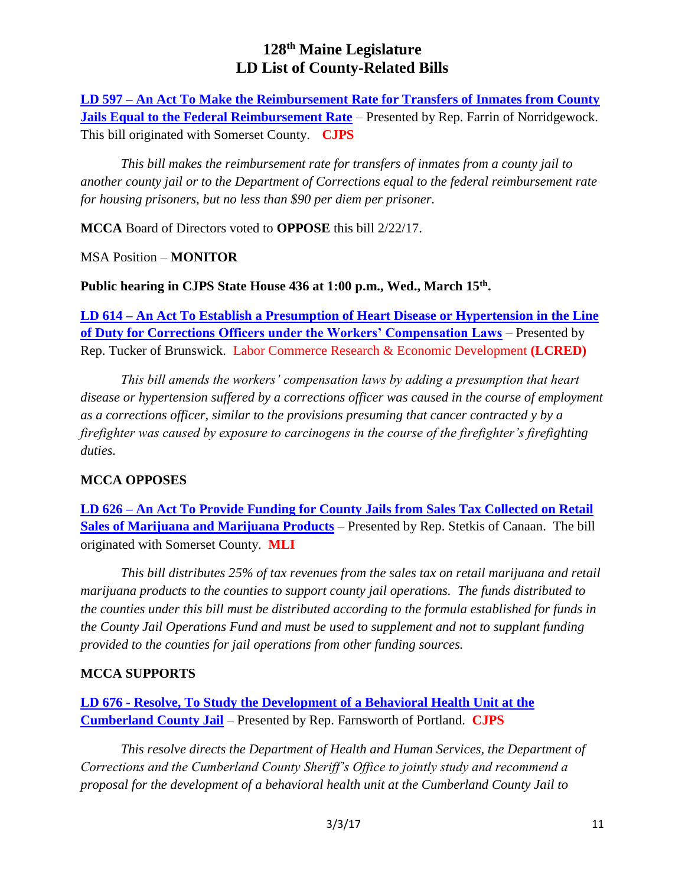# 128th Maine Legislature
# LD List of County-Related Bills

**LD 597 – An Act To Make the Reimbursement Rate for Transfers of Inmates from County Jails Equal to the Federal Reimbursement Rate** – Presented by Rep. Farrin of Norridgewock. This bill originated with Somerset County. **CJPS**

*This bill makes the reimbursement rate for transfers of inmates from a county jail to another county jail or to the Department of Corrections equal to the federal reimbursement rate for housing prisoners, but no less than $90 per diem per prisoner.*

**MCCA** Board of Directors voted to **OPPOSE** this bill 2/22/17.

MSA Position – **MONITOR**

**Public hearing in CJPS State House 436 at 1:00 p.m., Wed., March 15th.**

**LD 614 – An Act To Establish a Presumption of Heart Disease or Hypertension in the Line of Duty for Corrections Officers under the Workers' Compensation Laws** – Presented by Rep. Tucker of Brunswick. Labor Commerce Research & Economic Development **(LCRED)**

*This bill amends the workers' compensation laws by adding a presumption that heart disease or hypertension suffered by a corrections officer was caused in the course of employment as a corrections officer, similar to the provisions presuming that cancer contracted y by a firefighter was caused by exposure to carcinogens in the course of the firefighter's firefighting duties.*

**MCCA OPPOSES**

**LD 626 – An Act To Provide Funding for County Jails from Sales Tax Collected on Retail Sales of Marijuana and Marijuana Products** – Presented by Rep. Stetkis of Canaan. The bill originated with Somerset County. **MLI**

*This bill distributes 25% of tax revenues from the sales tax on retail marijuana and retail marijuana products to the counties to support county jail operations. The funds distributed to the counties under this bill must be distributed according to the formula established for funds in the County Jail Operations Fund and must be used to supplement and not to supplant funding provided to the counties for jail operations from other funding sources.*

**MCCA SUPPORTS**

**LD 676 - Resolve, To Study the Development of a Behavioral Health Unit at the Cumberland County Jail** – Presented by Rep. Farnsworth of Portland. **CJPS**

*This resolve directs the Department of Health and Human Services, the Department of Corrections and the Cumberland County Sheriff's Office to jointly study and recommend a proposal for the development of a behavioral health unit at the Cumberland County Jail to*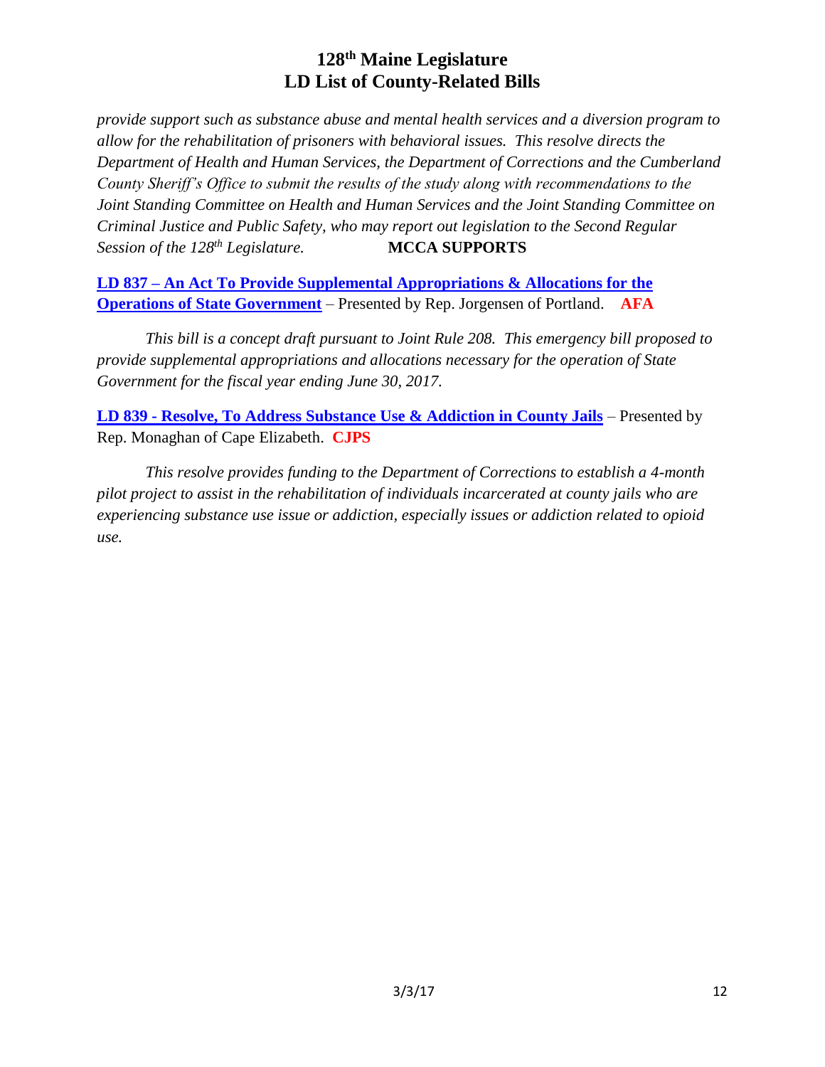*provide support such as substance abuse and mental health services and a diversion program to allow for the rehabilitation of prisoners with behavioral issues. This resolve directs the Department of Health and Human Services, the Department of Corrections and the Cumberland County Sheriff's Office to submit the results of the study along with recommendations to the Joint Standing Committee on Health and Human Services and the Joint Standing Committee on Criminal Justice and Public Safety, who may report out legislation to the Second Regular Session of the 128th Legislature.* **MCCA SUPPORTS**

**LD 837 – An Act To Provide Supplemental Appropriations & Allocations for the Operations of State Government** – Presented by Rep. Jorgensen of Portland. **AFA**

*This bill is a concept draft pursuant to Joint Rule 208. This emergency bill proposed to provide supplemental appropriations and allocations necessary for the operation of State Government for the fiscal year ending June 30, 2017.*

**LD 839 - Resolve, To Address Substance Use & Addiction in County Jails** – Presented by Rep. Monaghan of Cape Elizabeth. **CJPS**

*This resolve provides funding to the Department of Corrections to establish a 4-month pilot project to assist in the rehabilitation of individuals incarcerated at county jails who are experiencing substance use issue or addiction, especially issues or addiction related to opioid use.*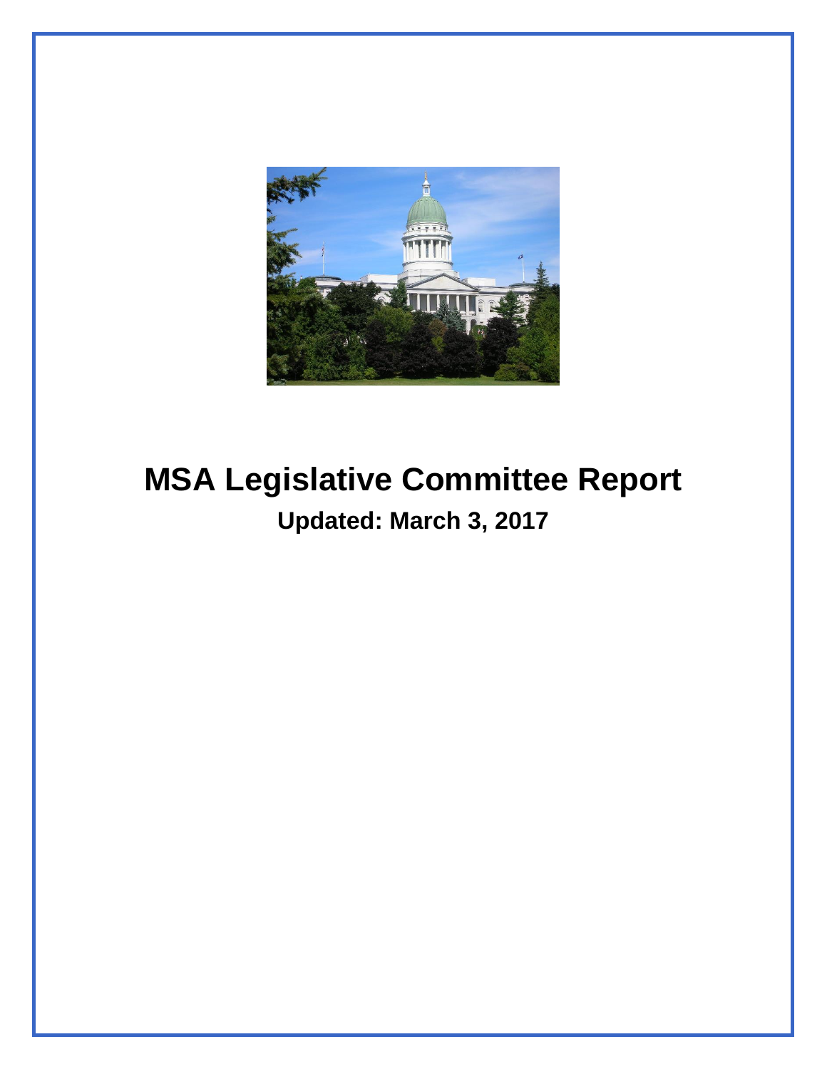# MSA Legislative Committee Report

## Updated: March 3, 2017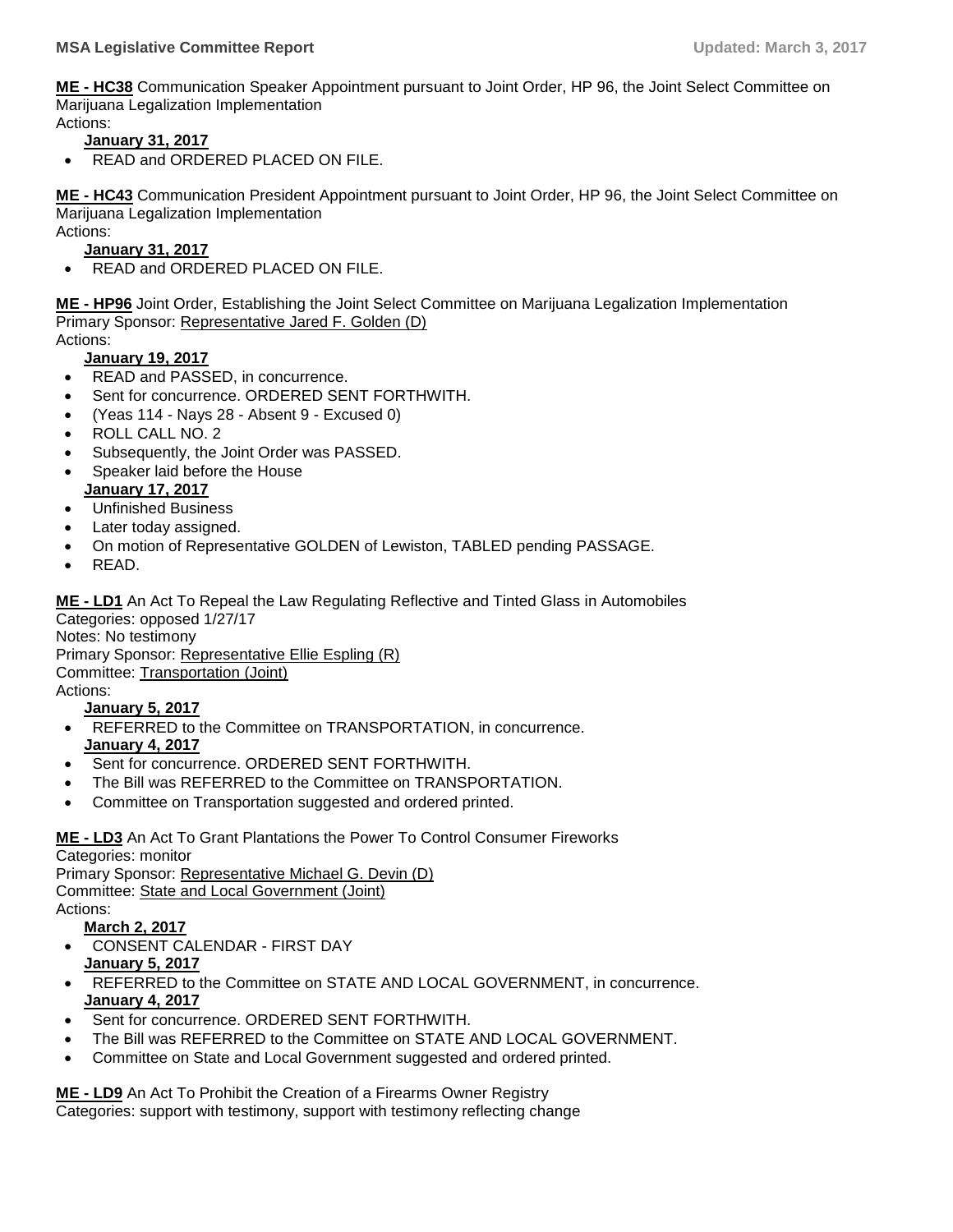**ME - HC38** Communication Speaker Appointment pursuant to Joint Order, HP 96, the Joint Select Committee on Marijuana Legalization Implementation
Actions:

**January 31, 2017**

- READ and ORDERED PLACED ON FILE.

**ME - HC43** Communication President Appointment pursuant to Joint Order, HP 96, the Joint Select Committee on Marijuana Legalization Implementation
Actions:

**January 31, 2017**

- READ and ORDERED PLACED ON FILE.

**ME - HP96** Joint Order, Establishing the Joint Select Committee on Marijuana Legalization Implementation
Primary Sponsor: Representative Jared F. Golden (D)
Actions:

**January 19, 2017**

- READ and PASSED, in concurrence.
- Sent for concurrence. ORDERED SENT FORTHWITH.
- (Yeas 114 - Nays 28 - Absent 9 - Excused 0)
- ROLL CALL NO. 2
- Subsequently, the Joint Order was PASSED.
- Speaker laid before the House

**January 17, 2017**

- Unfinished Business
- Later today assigned.
- On motion of Representative GOLDEN of Lewiston, TABLED pending PASSAGE.
- READ.

**ME - LD1** An Act To Repeal the Law Regulating Reflective and Tinted Glass in Automobiles
Categories: opposed 1/27/17
Notes: No testimony
Primary Sponsor: Representative Ellie Espling (R)
Committee: Transportation (Joint)
Actions:

**January 5, 2017**

- REFERRED to the Committee on TRANSPORTATION, in concurrence.

**January 4, 2017**

- Sent for concurrence. ORDERED SENT FORTHWITH.
- The Bill was REFERRED to the Committee on TRANSPORTATION.
- Committee on Transportation suggested and ordered printed.

**ME - LD3** An Act To Grant Plantations the Power To Control Consumer Fireworks
Categories: monitor
Primary Sponsor: Representative Michael G. Devin (D)
Committee: State and Local Government (Joint)
Actions:

**March 2, 2017**

- CONSENT CALENDAR - FIRST DAY

**January 5, 2017**

- REFERRED to the Committee on STATE AND LOCAL GOVERNMENT, in concurrence.

**January 4, 2017**

- Sent for concurrence. ORDERED SENT FORTHWITH.
- The Bill was REFERRED to the Committee on STATE AND LOCAL GOVERNMENT.
- Committee on State and Local Government suggested and ordered printed.

**ME - LD9** An Act To Prohibit the Creation of a Firearms Owner Registry
Categories: support with testimony, support with testimony reflecting change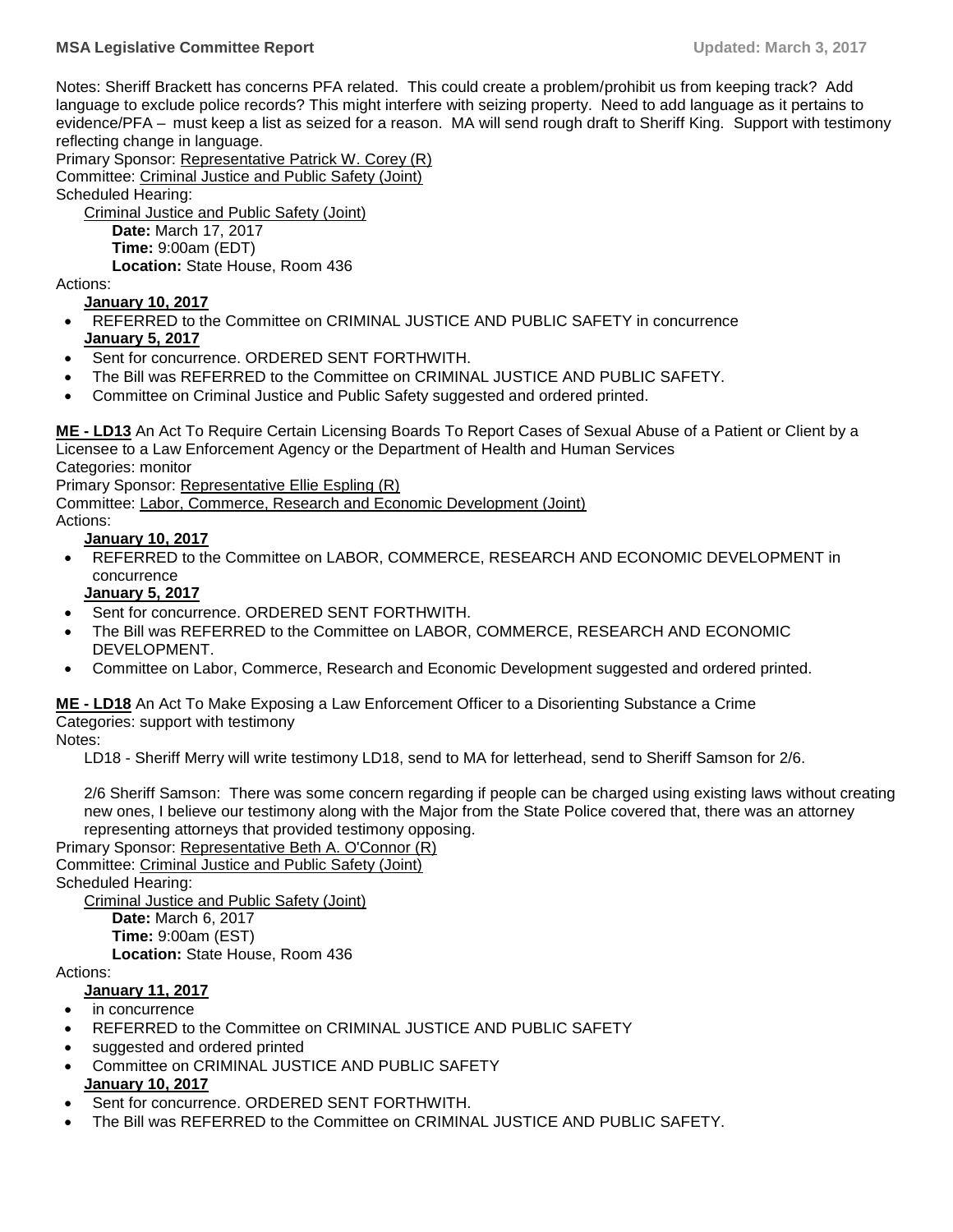Notes: Sheriff Brackett has concerns PFA related. This could create a problem/prohibit us from keeping track? Add language to exclude police records? This might interfere with seizing property. Need to add language as it pertains to evidence/PFA – must keep a list as seized for a reason. MA will send rough draft to Sheriff King. Support with testimony reflecting change in language.

Primary Sponsor: Representative Patrick W. Corey (R)

Committee: Criminal Justice and Public Safety (Joint)

Scheduled Hearing:

Criminal Justice and Public Safety (Joint)

**Date:** March 17, 2017

**Time:** 9:00am (EDT)

**Location:** State House, Room 436

Actions:

**January 10, 2017**

- REFERRED to the Committee on CRIMINAL JUSTICE AND PUBLIC SAFETY in concurrence

**January 5, 2017**

- Sent for concurrence. ORDERED SENT FORTHWITH.
- The Bill was REFERRED to the Committee on CRIMINAL JUSTICE AND PUBLIC SAFETY.
- Committee on Criminal Justice and Public Safety suggested and ordered printed.

**ME - LD13** An Act To Require Certain Licensing Boards To Report Cases of Sexual Abuse of a Patient or Client by a Licensee to a Law Enforcement Agency or the Department of Health and Human Services

Categories: monitor

Primary Sponsor: Representative Ellie Espling (R)

Committee: Labor, Commerce, Research and Economic Development (Joint)

Actions:

**January 10, 2017**

- REFERRED to the Committee on LABOR, COMMERCE, RESEARCH AND ECONOMIC DEVELOPMENT in concurrence

**January 5, 2017**

- Sent for concurrence. ORDERED SENT FORTHWITH.
- The Bill was REFERRED to the Committee on LABOR, COMMERCE, RESEARCH AND ECONOMIC DEVELOPMENT.
- Committee on Labor, Commerce, Research and Economic Development suggested and ordered printed.

**ME - LD18** An Act To Make Exposing a Law Enforcement Officer to a Disorienting Substance a Crime

Categories: support with testimony

Notes:

LD18 - Sheriff Merry will write testimony LD18, send to MA for letterhead, send to Sheriff Samson for 2/6.

2/6 Sheriff Samson: There was some concern regarding if people can be charged using existing laws without creating new ones, I believe our testimony along with the Major from the State Police covered that, there was an attorney representing attorneys that provided testimony opposing.

Primary Sponsor: Representative Beth A. O'Connor (R)

Committee: Criminal Justice and Public Safety (Joint)

Scheduled Hearing:

Criminal Justice and Public Safety (Joint)

**Date:** March 6, 2017

**Time:** 9:00am (EST)

**Location:** State House, Room 436

Actions:

**January 11, 2017**

- in concurrence
- REFERRED to the Committee on CRIMINAL JUSTICE AND PUBLIC SAFETY
- suggested and ordered printed
- Committee on CRIMINAL JUSTICE AND PUBLIC SAFETY

**January 10, 2017**

- Sent for concurrence. ORDERED SENT FORTHWITH.
- The Bill was REFERRED to the Committee on CRIMINAL JUSTICE AND PUBLIC SAFETY.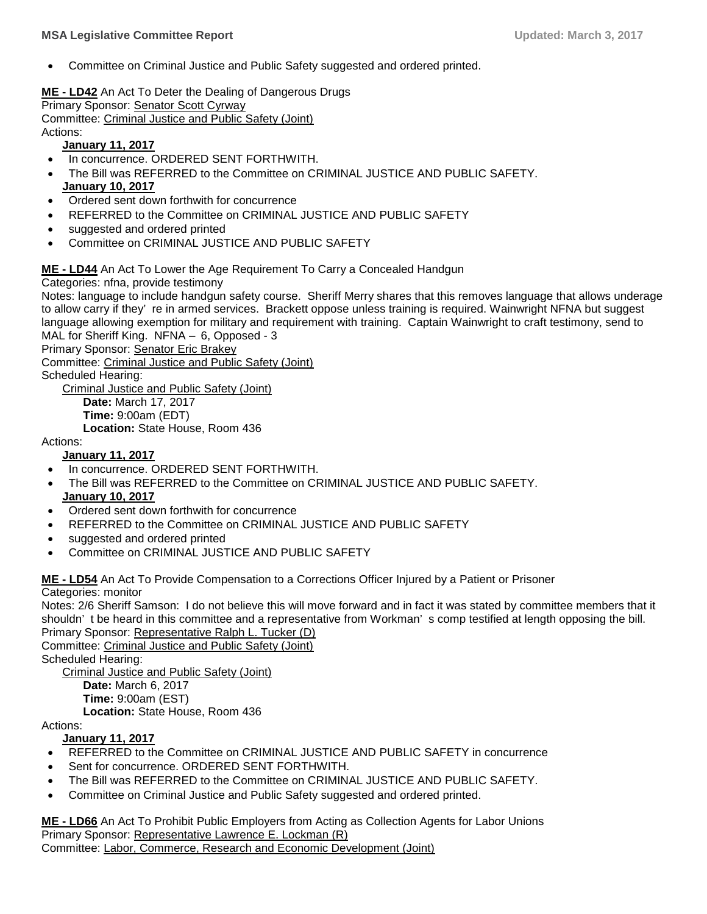- Committee on Criminal Justice and Public Safety suggested and ordered printed.

**ME - LD42** An Act To Deter the Dealing of Dangerous Drugs
Primary Sponsor: Senator Scott Cyrway
Committee: Criminal Justice and Public Safety (Joint)
Actions:

**January 11, 2017**

- In concurrence. ORDERED SENT FORTHWITH.
- The Bill was REFERRED to the Committee on CRIMINAL JUSTICE AND PUBLIC SAFETY.

**January 10, 2017**

- Ordered sent down forthwith for concurrence
- REFERRED to the Committee on CRIMINAL JUSTICE AND PUBLIC SAFETY
- suggested and ordered printed
- Committee on CRIMINAL JUSTICE AND PUBLIC SAFETY

**ME - LD44** An Act To Lower the Age Requirement To Carry a Concealed Handgun
Categories: nfna, provide testimony
Notes: language to include handgun safety course. Sheriff Merry shares that this removes language that allows underage to allow carry if they' re in armed services. Brackett oppose unless training is required. Wainwright NFNA but suggest language allowing exemption for military and requirement with training. Captain Wainwright to craft testimony, send to MAL for Sheriff King. NFNA – 6, Opposed - 3
Primary Sponsor: Senator Eric Brakey
Committee: Criminal Justice and Public Safety (Joint)
Scheduled Hearing:

Criminal Justice and Public Safety (Joint)

**Date:** March 17, 2017
**Time:** 9:00am (EDT)
**Location:** State House, Room 436

Actions:

**January 11, 2017**

- In concurrence. ORDERED SENT FORTHWITH.
- The Bill was REFERRED to the Committee on CRIMINAL JUSTICE AND PUBLIC SAFETY.

**January 10, 2017**

- Ordered sent down forthwith for concurrence
- REFERRED to the Committee on CRIMINAL JUSTICE AND PUBLIC SAFETY
- suggested and ordered printed
- Committee on CRIMINAL JUSTICE AND PUBLIC SAFETY

**ME - LD54** An Act To Provide Compensation to a Corrections Officer Injured by a Patient or Prisoner
Categories: monitor
Notes: 2/6 Sheriff Samson: I do not believe this will move forward and in fact it was stated by committee members that it shouldn' t be heard in this committee and a representative from Workman' s comp testified at length opposing the bill.
Primary Sponsor: Representative Ralph L. Tucker (D)
Committee: Criminal Justice and Public Safety (Joint)
Scheduled Hearing:

Criminal Justice and Public Safety (Joint)

**Date:** March 6, 2017
**Time:** 9:00am (EST)
**Location:** State House, Room 436

Actions:

**January 11, 2017**

- REFERRED to the Committee on CRIMINAL JUSTICE AND PUBLIC SAFETY in concurrence
- Sent for concurrence. ORDERED SENT FORTHWITH.
- The Bill was REFERRED to the Committee on CRIMINAL JUSTICE AND PUBLIC SAFETY.
- Committee on Criminal Justice and Public Safety suggested and ordered printed.

**ME - LD66** An Act To Prohibit Public Employers from Acting as Collection Agents for Labor Unions
Primary Sponsor: Representative Lawrence E. Lockman (R)
Committee: Labor, Commerce, Research and Economic Development (Joint)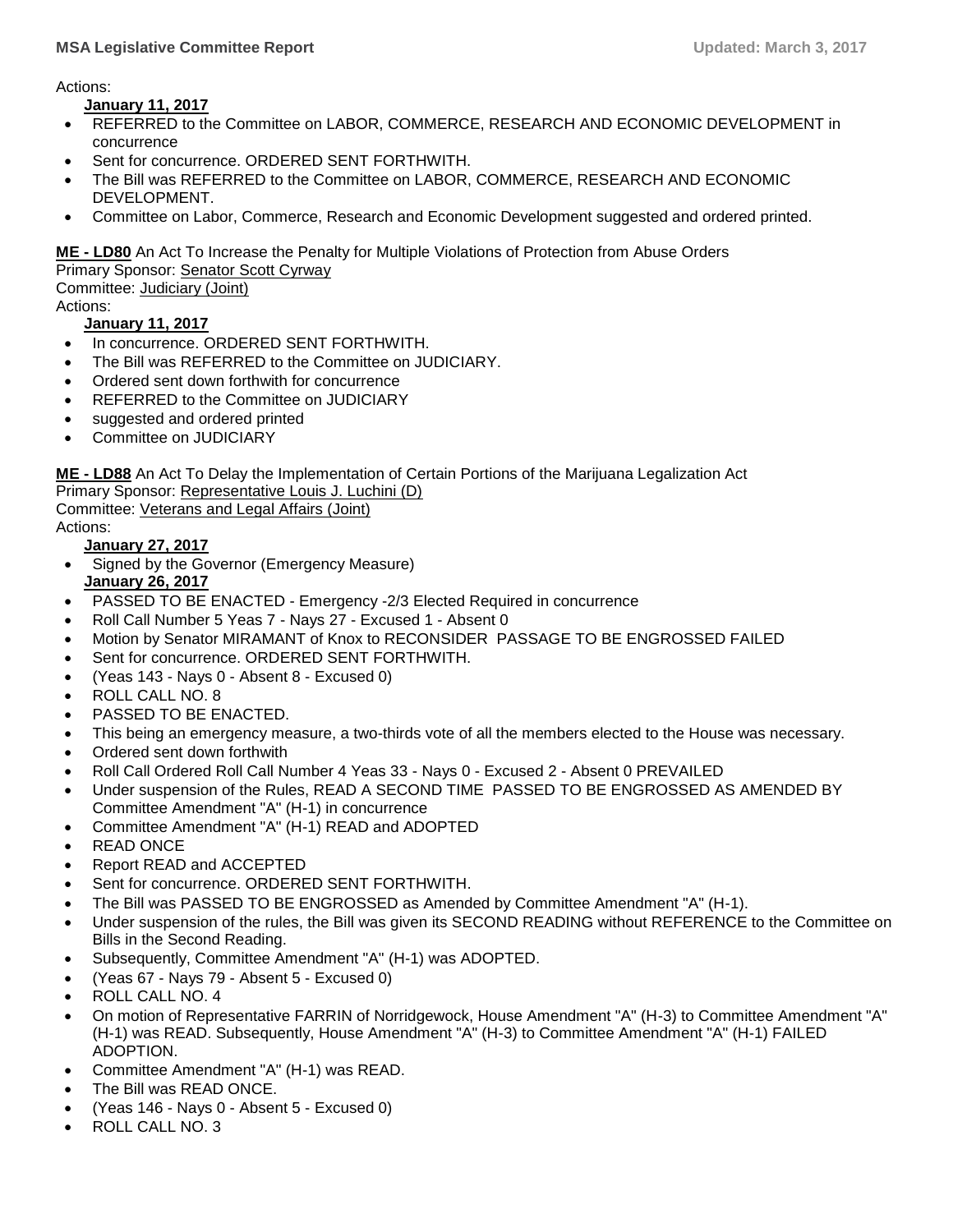Actions:

**January 11, 2017**

- REFERRED to the Committee on LABOR, COMMERCE, RESEARCH AND ECONOMIC DEVELOPMENT in concurrence
- Sent for concurrence. ORDERED SENT FORTHWITH.
- The Bill was REFERRED to the Committee on LABOR, COMMERCE, RESEARCH AND ECONOMIC DEVELOPMENT.
- Committee on Labor, Commerce, Research and Economic Development suggested and ordered printed.

**ME - LD80** An Act To Increase the Penalty for Multiple Violations of Protection from Abuse Orders
Primary Sponsor: Senator Scott Cyrway
Committee: Judiciary (Joint)
Actions:

**January 11, 2017**

- In concurrence. ORDERED SENT FORTHWITH.
- The Bill was REFERRED to the Committee on JUDICIARY.
- Ordered sent down forthwith for concurrence
- REFERRED to the Committee on JUDICIARY
- suggested and ordered printed
- Committee on JUDICIARY

**ME - LD88** An Act To Delay the Implementation of Certain Portions of the Marijuana Legalization Act
Primary Sponsor: Representative Louis J. Luchini (D)
Committee: Veterans and Legal Affairs (Joint)
Actions:

**January 27, 2017**

- Signed by the Governor (Emergency Measure)

**January 26, 2017**

- PASSED TO BE ENACTED - Emergency -2/3 Elected Required in concurrence
- Roll Call Number 5 Yeas 7 - Nays 27 - Excused 1 - Absent 0
- Motion by Senator MIRAMANT of Knox to RECONSIDER PASSAGE TO BE ENGROSSED FAILED
- Sent for concurrence. ORDERED SENT FORTHWITH.
- (Yeas 143 - Nays 0 - Absent 8 - Excused 0)
- ROLL CALL NO. 8
- PASSED TO BE ENACTED.
- This being an emergency measure, a two-thirds vote of all the members elected to the House was necessary.
- Ordered sent down forthwith
- Roll Call Ordered Roll Call Number 4 Yeas 33 - Nays 0 - Excused 2 - Absent 0 PREVAILED
- Under suspension of the Rules, READ A SECOND TIME PASSED TO BE ENGROSSED AS AMENDED BY Committee Amendment "A" (H-1) in concurrence
- Committee Amendment "A" (H-1) READ and ADOPTED
- READ ONCE
- Report READ and ACCEPTED
- Sent for concurrence. ORDERED SENT FORTHWITH.
- The Bill was PASSED TO BE ENGROSSED as Amended by Committee Amendment "A" (H-1).
- Under suspension of the rules, the Bill was given its SECOND READING without REFERENCE to the Committee on Bills in the Second Reading.
- Subsequently, Committee Amendment "A" (H-1) was ADOPTED.
- (Yeas 67 - Nays 79 - Absent 5 - Excused 0)
- ROLL CALL NO. 4
- On motion of Representative FARRIN of Norridgewock, House Amendment "A" (H-3) to Committee Amendment "A" (H-1) was READ. Subsequently, House Amendment "A" (H-3) to Committee Amendment "A" (H-1) FAILED ADOPTION.
- Committee Amendment "A" (H-1) was READ.
- The Bill was READ ONCE.
- (Yeas 146 - Nays 0 - Absent 5 - Excused 0)
- ROLL CALL NO. 3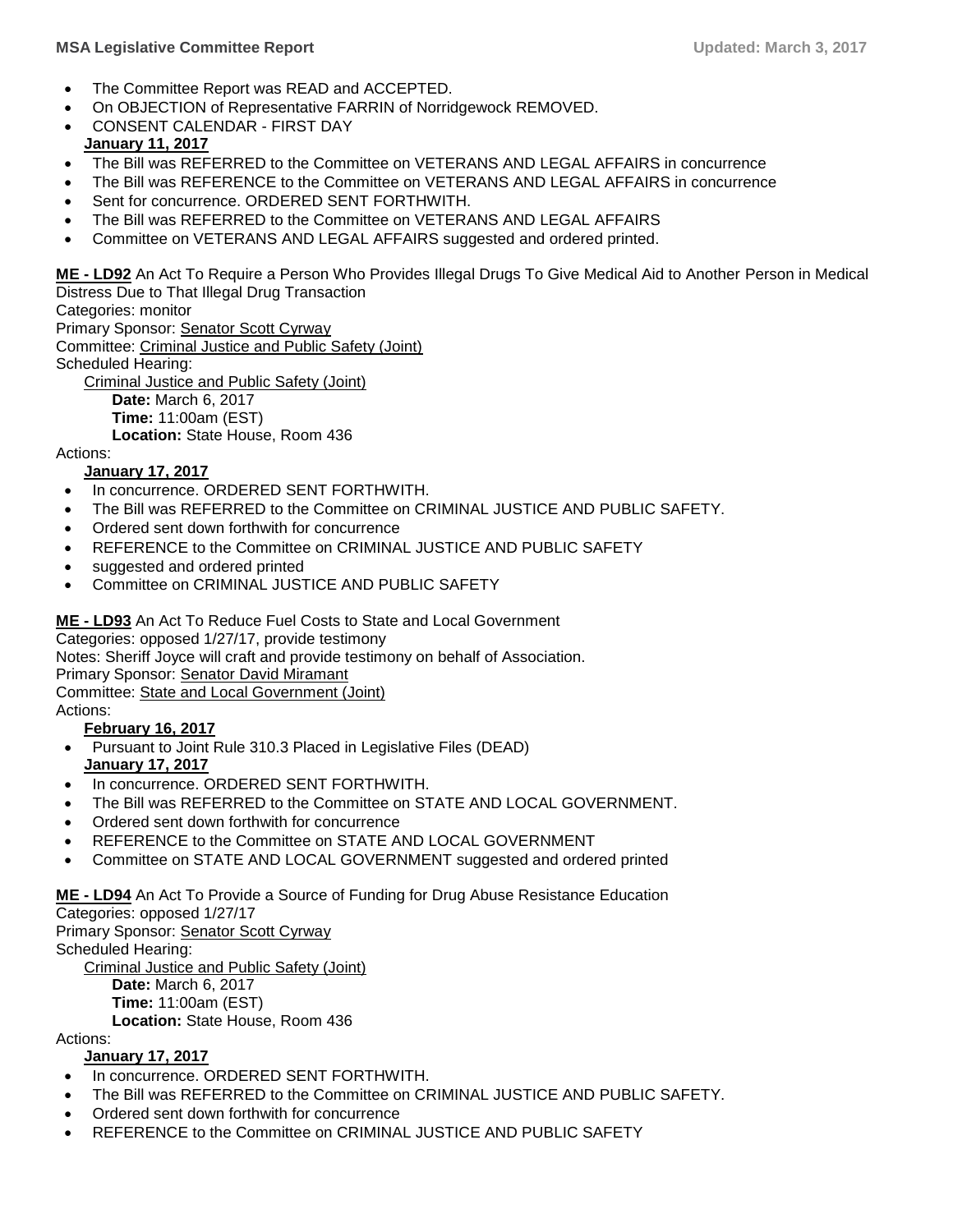- The Committee Report was READ and ACCEPTED.
- On OBJECTION of Representative FARRIN of Norridgewock REMOVED.
- CONSENT CALENDAR - FIRST DAY

**January 11, 2017**

- The Bill was REFERRED to the Committee on VETERANS AND LEGAL AFFAIRS in concurrence
- The Bill was REFERENCE to the Committee on VETERANS AND LEGAL AFFAIRS in concurrence
- Sent for concurrence. ORDERED SENT FORTHWITH.
- The Bill was REFERRED to the Committee on VETERANS AND LEGAL AFFAIRS
- Committee on VETERANS AND LEGAL AFFAIRS suggested and ordered printed.

**ME - LD92** An Act To Require a Person Who Provides Illegal Drugs To Give Medical Aid to Another Person in Medical Distress Due to That Illegal Drug Transaction
Categories: monitor
Primary Sponsor: Senator Scott Cyrway
Committee: Criminal Justice and Public Safety (Joint)
Scheduled Hearing:
Criminal Justice and Public Safety (Joint)
**Date:** March 6, 2017
**Time:** 11:00am (EST)
**Location:** State House, Room 436
Actions:

**January 17, 2017**

- In concurrence. ORDERED SENT FORTHWITH.
- The Bill was REFERRED to the Committee on CRIMINAL JUSTICE AND PUBLIC SAFETY.
- Ordered sent down forthwith for concurrence
- REFERENCE to the Committee on CRIMINAL JUSTICE AND PUBLIC SAFETY
- suggested and ordered printed
- Committee on CRIMINAL JUSTICE AND PUBLIC SAFETY

**ME - LD93** An Act To Reduce Fuel Costs to State and Local Government
Categories: opposed 1/27/17, provide testimony
Notes: Sheriff Joyce will craft and provide testimony on behalf of Association.
Primary Sponsor: Senator David Miramant
Committee: State and Local Government (Joint)
Actions:

**February 16, 2017**

- Pursuant to Joint Rule 310.3 Placed in Legislative Files (DEAD)

**January 17, 2017**

- In concurrence. ORDERED SENT FORTHWITH.
- The Bill was REFERRED to the Committee on STATE AND LOCAL GOVERNMENT.
- Ordered sent down forthwith for concurrence
- REFERENCE to the Committee on STATE AND LOCAL GOVERNMENT
- Committee on STATE AND LOCAL GOVERNMENT suggested and ordered printed

**ME - LD94** An Act To Provide a Source of Funding for Drug Abuse Resistance Education
Categories: opposed 1/27/17
Primary Sponsor: Senator Scott Cyrway
Scheduled Hearing:
Criminal Justice and Public Safety (Joint)
**Date:** March 6, 2017
**Time:** 11:00am (EST)
**Location:** State House, Room 436
Actions:

**January 17, 2017**

- In concurrence. ORDERED SENT FORTHWITH.
- The Bill was REFERRED to the Committee on CRIMINAL JUSTICE AND PUBLIC SAFETY.
- Ordered sent down forthwith for concurrence
- REFERENCE to the Committee on CRIMINAL JUSTICE AND PUBLIC SAFETY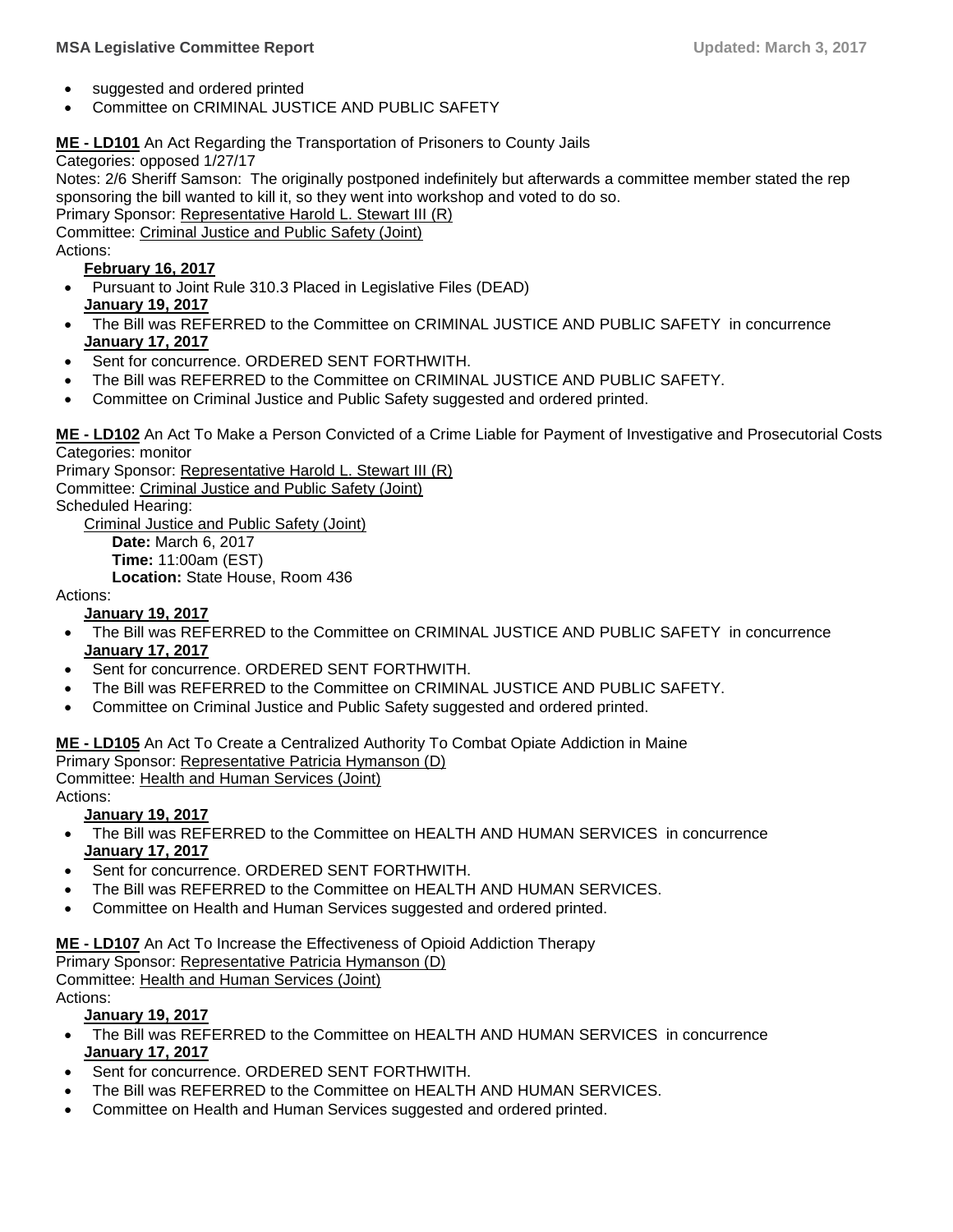- suggested and ordered printed
- Committee on CRIMINAL JUSTICE AND PUBLIC SAFETY

**ME - LD101** An Act Regarding the Transportation of Prisoners to County Jails
Categories: opposed 1/27/17
Notes: 2/6 Sheriff Samson: The originally postponed indefinitely but afterwards a committee member stated the rep sponsoring the bill wanted to kill it, so they went into workshop and voted to do so.
Primary Sponsor: Representative Harold L. Stewart III (R)
Committee: Criminal Justice and Public Safety (Joint)
Actions:

**February 16, 2017**

- Pursuant to Joint Rule 310.3 Placed in Legislative Files (DEAD)

**January 19, 2017**

- The Bill was REFERRED to the Committee on CRIMINAL JUSTICE AND PUBLIC SAFETY in concurrence

**January 17, 2017**

- Sent for concurrence. ORDERED SENT FORTHWITH.
- The Bill was REFERRED to the Committee on CRIMINAL JUSTICE AND PUBLIC SAFETY.
- Committee on Criminal Justice and Public Safety suggested and ordered printed.

**ME - LD102** An Act To Make a Person Convicted of a Crime Liable for Payment of Investigative and Prosecutorial Costs
Categories: monitor
Primary Sponsor: Representative Harold L. Stewart III (R)
Committee: Criminal Justice and Public Safety (Joint)
Scheduled Hearing:
Criminal Justice and Public Safety (Joint)
**Date:** March 6, 2017
**Time:** 11:00am (EST)
**Location:** State House, Room 436
Actions:

**January 19, 2017**

- The Bill was REFERRED to the Committee on CRIMINAL JUSTICE AND PUBLIC SAFETY in concurrence

**January 17, 2017**

- Sent for concurrence. ORDERED SENT FORTHWITH.
- The Bill was REFERRED to the Committee on CRIMINAL JUSTICE AND PUBLIC SAFETY.
- Committee on Criminal Justice and Public Safety suggested and ordered printed.

**ME - LD105** An Act To Create a Centralized Authority To Combat Opiate Addiction in Maine
Primary Sponsor: Representative Patricia Hymanson (D)
Committee: Health and Human Services (Joint)
Actions:

**January 19, 2017**

- The Bill was REFERRED to the Committee on HEALTH AND HUMAN SERVICES in concurrence

**January 17, 2017**

- Sent for concurrence. ORDERED SENT FORTHWITH.
- The Bill was REFERRED to the Committee on HEALTH AND HUMAN SERVICES.
- Committee on Health and Human Services suggested and ordered printed.

**ME - LD107** An Act To Increase the Effectiveness of Opioid Addiction Therapy
Primary Sponsor: Representative Patricia Hymanson (D)
Committee: Health and Human Services (Joint)
Actions:

**January 19, 2017**

- The Bill was REFERRED to the Committee on HEALTH AND HUMAN SERVICES in concurrence

**January 17, 2017**

- Sent for concurrence. ORDERED SENT FORTHWITH.
- The Bill was REFERRED to the Committee on HEALTH AND HUMAN SERVICES.
- Committee on Health and Human Services suggested and ordered printed.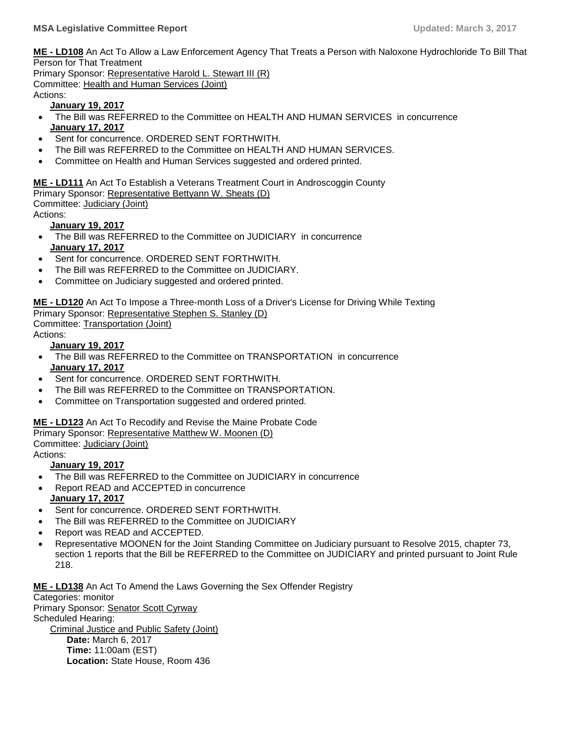**ME - LD108** An Act To Allow a Law Enforcement Agency That Treats a Person with Naloxone Hydrochloride To Bill That Person for That Treatment
Primary Sponsor: Representative Harold L. Stewart III (R)
Committee: Health and Human Services (Joint)
Actions:

**January 19, 2017**

- The Bill was REFERRED to the Committee on HEALTH AND HUMAN SERVICES in concurrence

**January 17, 2017**

- Sent for concurrence. ORDERED SENT FORTHWITH.
- The Bill was REFERRED to the Committee on HEALTH AND HUMAN SERVICES.
- Committee on Health and Human Services suggested and ordered printed.

**ME - LD111** An Act To Establish a Veterans Treatment Court in Androscoggin County
Primary Sponsor: Representative Bettyann W. Sheats (D)
Committee: Judiciary (Joint)
Actions:

**January 19, 2017**

- The Bill was REFERRED to the Committee on JUDICIARY in concurrence

**January 17, 2017**

- Sent for concurrence. ORDERED SENT FORTHWITH.
- The Bill was REFERRED to the Committee on JUDICIARY.
- Committee on Judiciary suggested and ordered printed.

**ME - LD120** An Act To Impose a Three-month Loss of a Driver's License for Driving While Texting
Primary Sponsor: Representative Stephen S. Stanley (D)
Committee: Transportation (Joint)
Actions:

**January 19, 2017**

- The Bill was REFERRED to the Committee on TRANSPORTATION in concurrence

**January 17, 2017**

- Sent for concurrence. ORDERED SENT FORTHWITH.
- The Bill was REFERRED to the Committee on TRANSPORTATION.
- Committee on Transportation suggested and ordered printed.

**ME - LD123** An Act To Recodify and Revise the Maine Probate Code
Primary Sponsor: Representative Matthew W. Moonen (D)
Committee: Judiciary (Joint)
Actions:

**January 19, 2017**

- The Bill was REFERRED to the Committee on JUDICIARY in concurrence
- Report READ and ACCEPTED in concurrence

**January 17, 2017**

- Sent for concurrence. ORDERED SENT FORTHWITH.
- The Bill was REFERRED to the Committee on JUDICIARY
- Report was READ and ACCEPTED.
- Representative MOONEN for the Joint Standing Committee on Judiciary pursuant to Resolve 2015, chapter 73, section 1 reports that the Bill be REFERRED to the Committee on JUDICIARY and printed pursuant to Joint Rule 218.

**ME - LD138** An Act To Amend the Laws Governing the Sex Offender Registry
Categories: monitor
Primary Sponsor: Senator Scott Cyrway
Scheduled Hearing:

Criminal Justice and Public Safety (Joint)

**Date:** March 6, 2017
**Time:** 11:00am (EST)
**Location:** State House, Room 436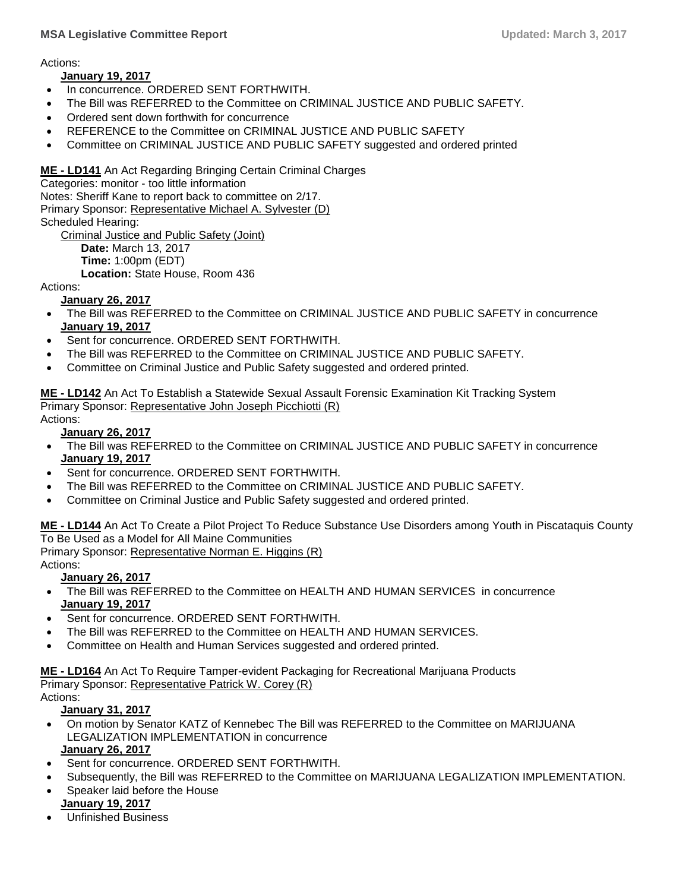Actions:

**January 19, 2017**

- In concurrence. ORDERED SENT FORTHWITH.
- The Bill was REFERRED to the Committee on CRIMINAL JUSTICE AND PUBLIC SAFETY.
- Ordered sent down forthwith for concurrence
- REFERENCE to the Committee on CRIMINAL JUSTICE AND PUBLIC SAFETY
- Committee on CRIMINAL JUSTICE AND PUBLIC SAFETY suggested and ordered printed

**ME - LD141** An Act Regarding Bringing Certain Criminal Charges
Categories: monitor - too little information
Notes: Sheriff Kane to report back to committee on 2/17.
Primary Sponsor: Representative Michael A. Sylvester (D)
Scheduled Hearing:

Criminal Justice and Public Safety (Joint)
**Date:** March 13, 2017
**Time:** 1:00pm (EDT)
**Location:** State House, Room 436

Actions:

**January 26, 2017**

- The Bill was REFERRED to the Committee on CRIMINAL JUSTICE AND PUBLIC SAFETY in concurrence

**January 19, 2017**

- Sent for concurrence. ORDERED SENT FORTHWITH.
- The Bill was REFERRED to the Committee on CRIMINAL JUSTICE AND PUBLIC SAFETY.
- Committee on Criminal Justice and Public Safety suggested and ordered printed.

**ME - LD142** An Act To Establish a Statewide Sexual Assault Forensic Examination Kit Tracking System
Primary Sponsor: Representative John Joseph Picchiotti (R)
Actions:

**January 26, 2017**

- The Bill was REFERRED to the Committee on CRIMINAL JUSTICE AND PUBLIC SAFETY in concurrence

**January 19, 2017**

- Sent for concurrence. ORDERED SENT FORTHWITH.
- The Bill was REFERRED to the Committee on CRIMINAL JUSTICE AND PUBLIC SAFETY.
- Committee on Criminal Justice and Public Safety suggested and ordered printed.

**ME - LD144** An Act To Create a Pilot Project To Reduce Substance Use Disorders among Youth in Piscataquis County To Be Used as a Model for All Maine Communities
Primary Sponsor: Representative Norman E. Higgins (R)
Actions:

**January 26, 2017**

- The Bill was REFERRED to the Committee on HEALTH AND HUMAN SERVICES in concurrence

**January 19, 2017**

- Sent for concurrence. ORDERED SENT FORTHWITH.
- The Bill was REFERRED to the Committee on HEALTH AND HUMAN SERVICES.
- Committee on Health and Human Services suggested and ordered printed.

**ME - LD164** An Act To Require Tamper-evident Packaging for Recreational Marijuana Products
Primary Sponsor: Representative Patrick W. Corey (R)
Actions:

**January 31, 2017**

- On motion by Senator KATZ of Kennebec The Bill was REFERRED to the Committee on MARIJUANA LEGALIZATION IMPLEMENTATION in concurrence

**January 26, 2017**

- Sent for concurrence. ORDERED SENT FORTHWITH.
- Subsequently, the Bill was REFERRED to the Committee on MARIJUANA LEGALIZATION IMPLEMENTATION.
- Speaker laid before the House

**January 19, 2017**

- Unfinished Business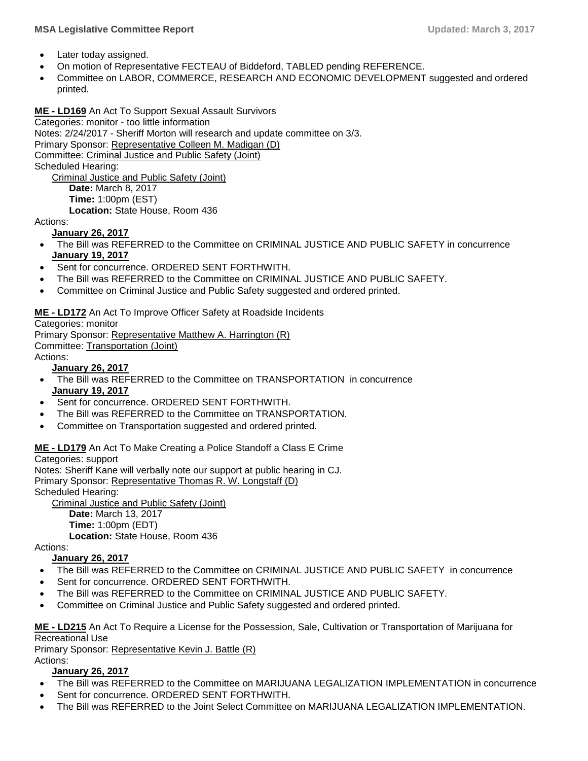- Later today assigned.
- On motion of Representative FECTEAU of Biddeford, TABLED pending REFERENCE.
- Committee on LABOR, COMMERCE, RESEARCH AND ECONOMIC DEVELOPMENT suggested and ordered printed.

**ME - LD169** An Act To Support Sexual Assault Survivors
Categories: monitor - too little information
Notes: 2/24/2017 - Sheriff Morton will research and update committee on 3/3.
Primary Sponsor: Representative Colleen M. Madigan (D)
Committee: Criminal Justice and Public Safety (Joint)
Scheduled Hearing:

Criminal Justice and Public Safety (Joint)
**Date:** March 8, 2017
**Time:** 1:00pm (EST)
**Location:** State House, Room 436

Actions:

**January 26, 2017**

- The Bill was REFERRED to the Committee on CRIMINAL JUSTICE AND PUBLIC SAFETY in concurrence

**January 19, 2017**

- Sent for concurrence. ORDERED SENT FORTHWITH.
- The Bill was REFERRED to the Committee on CRIMINAL JUSTICE AND PUBLIC SAFETY.
- Committee on Criminal Justice and Public Safety suggested and ordered printed.

**ME - LD172** An Act To Improve Officer Safety at Roadside Incidents
Categories: monitor
Primary Sponsor: Representative Matthew A. Harrington (R)
Committee: Transportation (Joint)
Actions:

**January 26, 2017**

- The Bill was REFERRED to the Committee on TRANSPORTATION in concurrence

**January 19, 2017**

- Sent for concurrence. ORDERED SENT FORTHWITH.
- The Bill was REFERRED to the Committee on TRANSPORTATION.
- Committee on Transportation suggested and ordered printed.

**ME - LD179** An Act To Make Creating a Police Standoff a Class E Crime
Categories: support
Notes: Sheriff Kane will verbally note our support at public hearing in CJ.
Primary Sponsor: Representative Thomas R. W. Longstaff (D)
Scheduled Hearing:

Criminal Justice and Public Safety (Joint)
**Date:** March 13, 2017
**Time:** 1:00pm (EDT)
**Location:** State House, Room 436

Actions:

**January 26, 2017**

- The Bill was REFERRED to the Committee on CRIMINAL JUSTICE AND PUBLIC SAFETY in concurrence
- Sent for concurrence. ORDERED SENT FORTHWITH.
- The Bill was REFERRED to the Committee on CRIMINAL JUSTICE AND PUBLIC SAFETY.
- Committee on Criminal Justice and Public Safety suggested and ordered printed.

**ME - LD215** An Act To Require a License for the Possession, Sale, Cultivation or Transportation of Marijuana for Recreational Use
Primary Sponsor: Representative Kevin J. Battle (R)
Actions:

**January 26, 2017**

- The Bill was REFERRED to the Committee on MARIJUANA LEGALIZATION IMPLEMENTATION in concurrence
- Sent for concurrence. ORDERED SENT FORTHWITH.
- The Bill was REFERRED to the Joint Select Committee on MARIJUANA LEGALIZATION IMPLEMENTATION.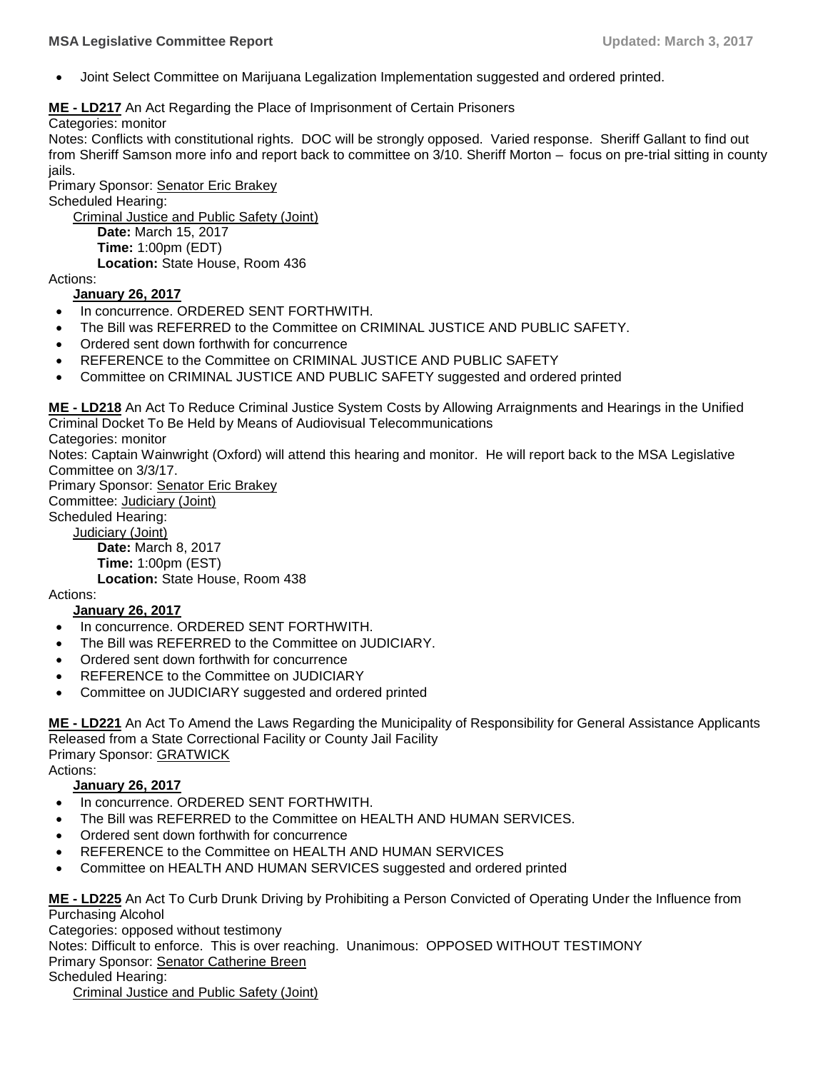- Joint Select Committee on Marijuana Legalization Implementation suggested and ordered printed.

**ME - LD217** An Act Regarding the Place of Imprisonment of Certain Prisoners
Categories: monitor
Notes: Conflicts with constitutional rights. DOC will be strongly opposed. Varied response. Sheriff Gallant to find out from Sheriff Samson more info and report back to committee on 3/10. Sheriff Morton – focus on pre-trial sitting in county jails.
Primary Sponsor: Senator Eric Brakey
Scheduled Hearing:
Criminal Justice and Public Safety (Joint)
**Date:** March 15, 2017
**Time:** 1:00pm (EDT)
**Location:** State House, Room 436
Actions:
**January 26, 2017**

- In concurrence. ORDERED SENT FORTHWITH.
- The Bill was REFERRED to the Committee on CRIMINAL JUSTICE AND PUBLIC SAFETY.
- Ordered sent down forthwith for concurrence
- REFERENCE to the Committee on CRIMINAL JUSTICE AND PUBLIC SAFETY
- Committee on CRIMINAL JUSTICE AND PUBLIC SAFETY suggested and ordered printed

**ME - LD218** An Act To Reduce Criminal Justice System Costs by Allowing Arraignments and Hearings in the Unified Criminal Docket To Be Held by Means of Audiovisual Telecommunications
Categories: monitor
Notes: Captain Wainwright (Oxford) will attend this hearing and monitor. He will report back to the MSA Legislative Committee on 3/3/17.
Primary Sponsor: Senator Eric Brakey
Committee: Judiciary (Joint)
Scheduled Hearing:
Judiciary (Joint)
**Date:** March 8, 2017
**Time:** 1:00pm (EST)
**Location:** State House, Room 438
Actions:
**January 26, 2017**

- In concurrence. ORDERED SENT FORTHWITH.
- The Bill was REFERRED to the Committee on JUDICIARY.
- Ordered sent down forthwith for concurrence
- REFERENCE to the Committee on JUDICIARY
- Committee on JUDICIARY suggested and ordered printed

**ME - LD221** An Act To Amend the Laws Regarding the Municipality of Responsibility for General Assistance Applicants Released from a State Correctional Facility or County Jail Facility
Primary Sponsor: GRATWICK
Actions:
**January 26, 2017**

- In concurrence. ORDERED SENT FORTHWITH.
- The Bill was REFERRED to the Committee on HEALTH AND HUMAN SERVICES.
- Ordered sent down forthwith for concurrence
- REFERENCE to the Committee on HEALTH AND HUMAN SERVICES
- Committee on HEALTH AND HUMAN SERVICES suggested and ordered printed

**ME - LD225** An Act To Curb Drunk Driving by Prohibiting a Person Convicted of Operating Under the Influence from Purchasing Alcohol
Categories: opposed without testimony
Notes: Difficult to enforce. This is over reaching. Unanimous: OPPOSED WITHOUT TESTIMONY
Primary Sponsor: Senator Catherine Breen
Scheduled Hearing:
Criminal Justice and Public Safety (Joint)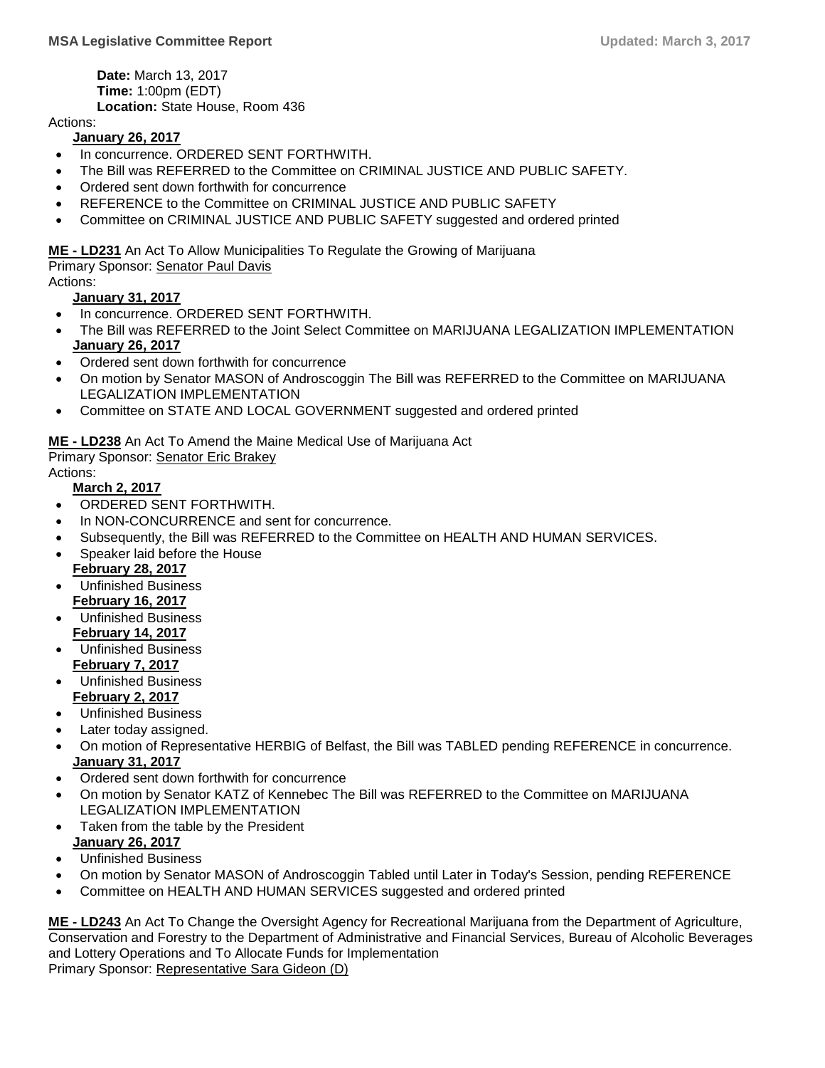**Date:** March 13, 2017
**Time:** 1:00pm (EDT)
**Location:** State House, Room 436

Actions:

**January 26, 2017**

- In concurrence. ORDERED SENT FORTHWITH.
- The Bill was REFERRED to the Committee on CRIMINAL JUSTICE AND PUBLIC SAFETY.
- Ordered sent down forthwith for concurrence
- REFERENCE to the Committee on CRIMINAL JUSTICE AND PUBLIC SAFETY
- Committee on CRIMINAL JUSTICE AND PUBLIC SAFETY suggested and ordered printed

**ME - LD231** An Act To Allow Municipalities To Regulate the Growing of Marijuana
Primary Sponsor: Senator Paul Davis
Actions:

**January 31, 2017**

- In concurrence. ORDERED SENT FORTHWITH.
- The Bill was REFERRED to the Joint Select Committee on MARIJUANA LEGALIZATION IMPLEMENTATION

**January 26, 2017**

- Ordered sent down forthwith for concurrence
- On motion by Senator MASON of Androscoggin The Bill was REFERRED to the Committee on MARIJUANA LEGALIZATION IMPLEMENTATION
- Committee on STATE AND LOCAL GOVERNMENT suggested and ordered printed

**ME - LD238** An Act To Amend the Maine Medical Use of Marijuana Act
Primary Sponsor: Senator Eric Brakey
Actions:

**March 2, 2017**

- ORDERED SENT FORTHWITH.
- In NON-CONCURRENCE and sent for concurrence.
- Subsequently, the Bill was REFERRED to the Committee on HEALTH AND HUMAN SERVICES.
- Speaker laid before the House

**February 28, 2017**

- Unfinished Business

**February 16, 2017**

- Unfinished Business

**February 14, 2017**

- Unfinished Business

**February 7, 2017**

- Unfinished Business

**February 2, 2017**

- Unfinished Business
- Later today assigned.
- On motion of Representative HERBIG of Belfast, the Bill was TABLED pending REFERENCE in concurrence.

**January 31, 2017**

- Ordered sent down forthwith for concurrence
- On motion by Senator KATZ of Kennebec The Bill was REFERRED to the Committee on MARIJUANA LEGALIZATION IMPLEMENTATION
- Taken from the table by the President

**January 26, 2017**

- Unfinished Business
- On motion by Senator MASON of Androscoggin Tabled until Later in Today's Session, pending REFERENCE
- Committee on HEALTH AND HUMAN SERVICES suggested and ordered printed

**ME - LD243** An Act To Change the Oversight Agency for Recreational Marijuana from the Department of Agriculture, Conservation and Forestry to the Department of Administrative and Financial Services, Bureau of Alcoholic Beverages and Lottery Operations and To Allocate Funds for Implementation
Primary Sponsor: Representative Sara Gideon (D)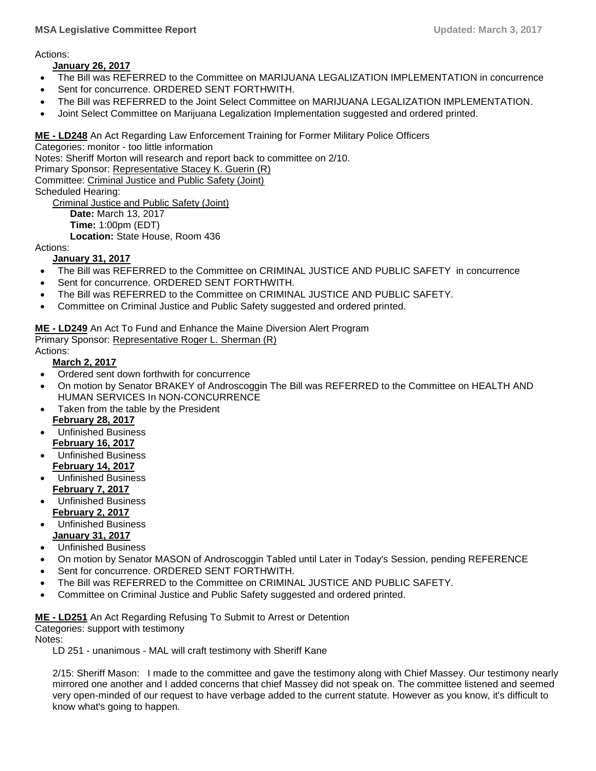Actions:

**January 26, 2017**

- The Bill was REFERRED to the Committee on MARIJUANA LEGALIZATION IMPLEMENTATION in concurrence
- Sent for concurrence. ORDERED SENT FORTHWITH.
- The Bill was REFERRED to the Joint Select Committee on MARIJUANA LEGALIZATION IMPLEMENTATION.
- Joint Select Committee on Marijuana Legalization Implementation suggested and ordered printed.

**ME - LD248** An Act Regarding Law Enforcement Training for Former Military Police Officers
Categories: monitor - too little information
Notes: Sheriff Morton will research and report back to committee on 2/10.
Primary Sponsor: Representative Stacey K. Guerin (R)
Committee: Criminal Justice and Public Safety (Joint)
Scheduled Hearing:

Criminal Justice and Public Safety (Joint)
**Date:** March 13, 2017
**Time:** 1:00pm (EDT)
**Location:** State House, Room 436

Actions:

**January 31, 2017**

- The Bill was REFERRED to the Committee on CRIMINAL JUSTICE AND PUBLIC SAFETY in concurrence
- Sent for concurrence. ORDERED SENT FORTHWITH.
- The Bill was REFERRED to the Committee on CRIMINAL JUSTICE AND PUBLIC SAFETY.
- Committee on Criminal Justice and Public Safety suggested and ordered printed.

**ME - LD249** An Act To Fund and Enhance the Maine Diversion Alert Program
Primary Sponsor: Representative Roger L. Sherman (R)
Actions:

**March 2, 2017**

- Ordered sent down forthwith for concurrence
- On motion by Senator BRAKEY of Androscoggin The Bill was REFERRED to the Committee on HEALTH AND HUMAN SERVICES In NON-CONCURRENCE
- Taken from the table by the President

**February 28, 2017**

- Unfinished Business

**February 16, 2017**

- Unfinished Business

**February 14, 2017**

- Unfinished Business

**February 7, 2017**

- Unfinished Business

**February 2, 2017**

- Unfinished Business

**January 31, 2017**

- Unfinished Business
- On motion by Senator MASON of Androscoggin Tabled until Later in Today's Session, pending REFERENCE
- Sent for concurrence. ORDERED SENT FORTHWITH.
- The Bill was REFERRED to the Committee on CRIMINAL JUSTICE AND PUBLIC SAFETY.
- Committee on Criminal Justice and Public Safety suggested and ordered printed.

**ME - LD251** An Act Regarding Refusing To Submit to Arrest or Detention
Categories: support with testimony
Notes:

LD 251 - unanimous - MAL will craft testimony with Sheriff Kane

2/15: Sheriff Mason: I made to the committee and gave the testimony along with Chief Massey. Our testimony nearly mirrored one another and I added concerns that chief Massey did not speak on. The committee listened and seemed very open-minded of our request to have verbage added to the current statute. However as you know, it's difficult to know what's going to happen.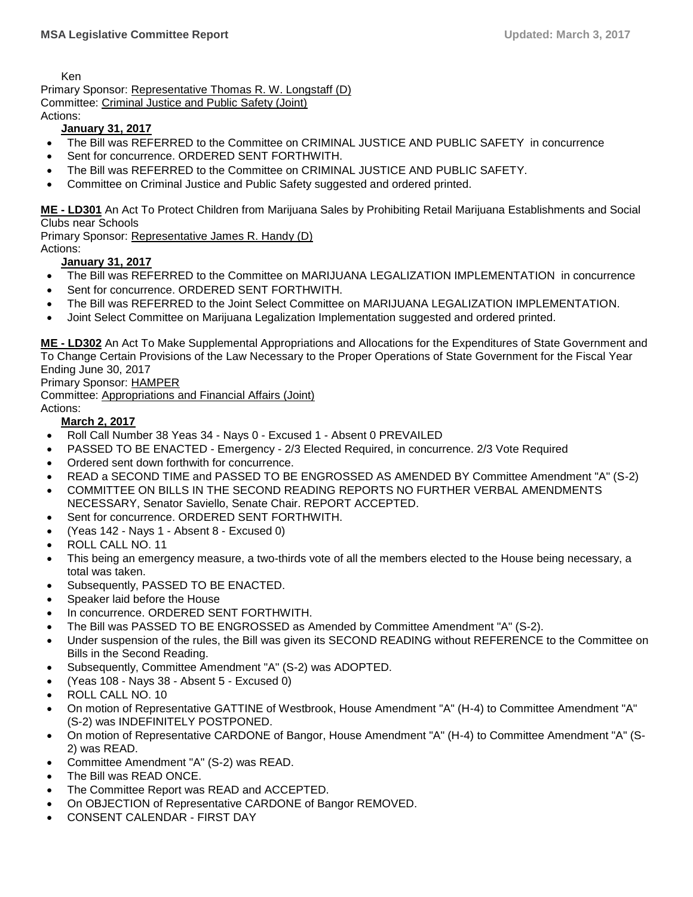Ken

Primary Sponsor: Representative Thomas R. W. Longstaff (D)

Committee: Criminal Justice and Public Safety (Joint)

Actions:

**January 31, 2017**

- The Bill was REFERRED to the Committee on CRIMINAL JUSTICE AND PUBLIC SAFETY in concurrence
- Sent for concurrence. ORDERED SENT FORTHWITH.
- The Bill was REFERRED to the Committee on CRIMINAL JUSTICE AND PUBLIC SAFETY.
- Committee on Criminal Justice and Public Safety suggested and ordered printed.

**ME - LD301** An Act To Protect Children from Marijuana Sales by Prohibiting Retail Marijuana Establishments and Social Clubs near Schools

Primary Sponsor: Representative James R. Handy (D)

Actions:

**January 31, 2017**

- The Bill was REFERRED to the Committee on MARIJUANA LEGALIZATION IMPLEMENTATION in concurrence
- Sent for concurrence. ORDERED SENT FORTHWITH.
- The Bill was REFERRED to the Joint Select Committee on MARIJUANA LEGALIZATION IMPLEMENTATION.
- Joint Select Committee on Marijuana Legalization Implementation suggested and ordered printed.

**ME - LD302** An Act To Make Supplemental Appropriations and Allocations for the Expenditures of State Government and To Change Certain Provisions of the Law Necessary to the Proper Operations of State Government for the Fiscal Year Ending June 30, 2017

Primary Sponsor: HAMPER

Committee: Appropriations and Financial Affairs (Joint)

Actions:

**March 2, 2017**

- Roll Call Number 38 Yeas 34 - Nays 0 - Excused 1 - Absent 0 PREVAILED
- PASSED TO BE ENACTED - Emergency - 2/3 Elected Required, in concurrence. 2/3 Vote Required
- Ordered sent down forthwith for concurrence.
- READ a SECOND TIME and PASSED TO BE ENGROSSED AS AMENDED BY Committee Amendment "A" (S-2)
- COMMITTEE ON BILLS IN THE SECOND READING REPORTS NO FURTHER VERBAL AMENDMENTS NECESSARY, Senator Saviello, Senate Chair. REPORT ACCEPTED.
- Sent for concurrence. ORDERED SENT FORTHWITH.
- (Yeas 142 - Nays 1 - Absent 8 - Excused 0)
- ROLL CALL NO. 11
- This being an emergency measure, a two-thirds vote of all the members elected to the House being necessary, a total was taken.
- Subsequently, PASSED TO BE ENACTED.
- Speaker laid before the House
- In concurrence. ORDERED SENT FORTHWITH.
- The Bill was PASSED TO BE ENGROSSED as Amended by Committee Amendment "A" (S-2).
- Under suspension of the rules, the Bill was given its SECOND READING without REFERENCE to the Committee on Bills in the Second Reading.
- Subsequently, Committee Amendment "A" (S-2) was ADOPTED.
- (Yeas 108 - Nays 38 - Absent 5 - Excused 0)
- ROLL CALL NO. 10
- On motion of Representative GATTINE of Westbrook, House Amendment "A" (H-4) to Committee Amendment "A" (S-2) was INDEFINITELY POSTPONED.
- On motion of Representative CARDONE of Bangor, House Amendment "A" (H-4) to Committee Amendment "A" (S-2) was READ.
- Committee Amendment "A" (S-2) was READ.
- The Bill was READ ONCE.
- The Committee Report was READ and ACCEPTED.
- On OBJECTION of Representative CARDONE of Bangor REMOVED.
- CONSENT CALENDAR - FIRST DAY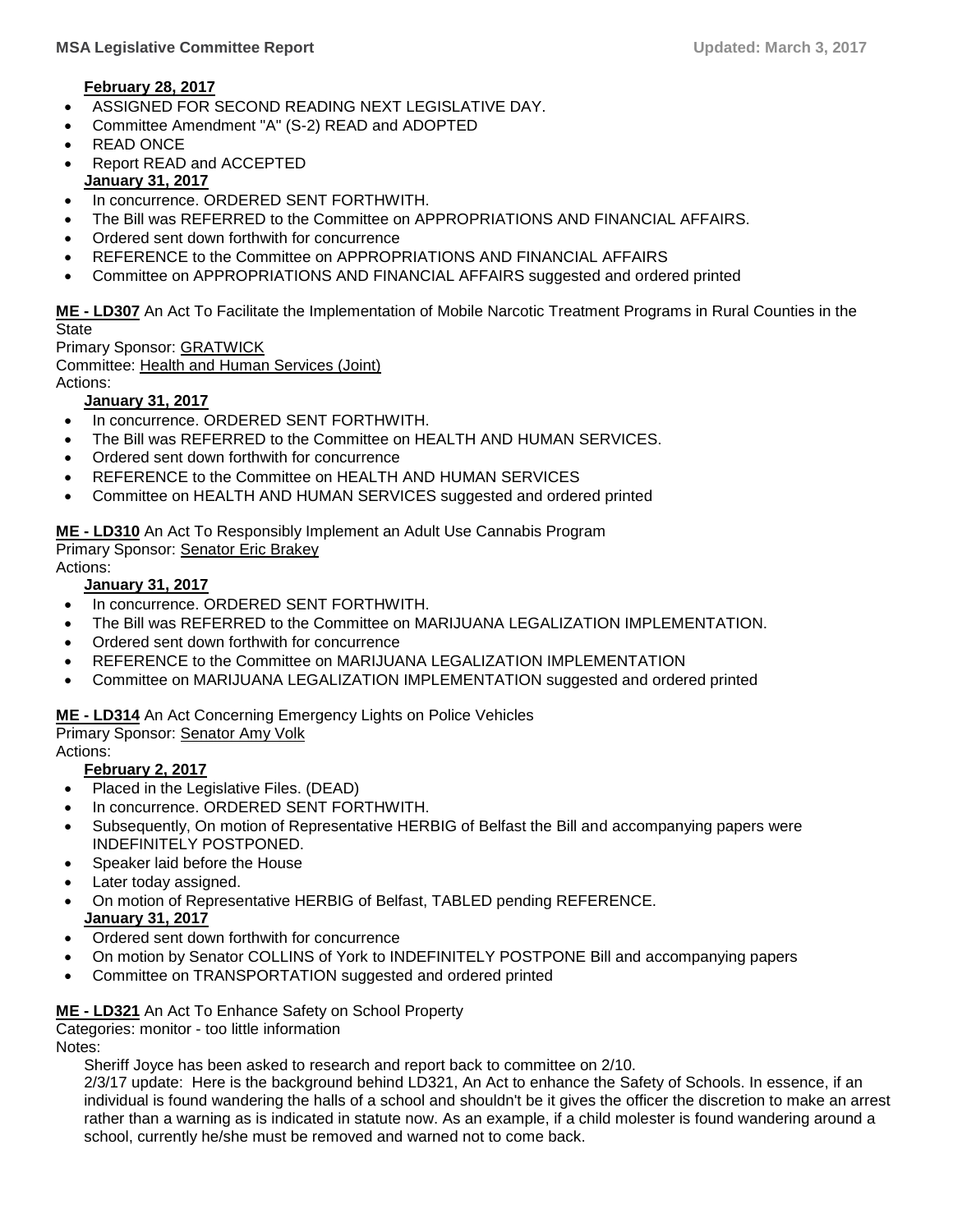**February 28, 2017**

- ASSIGNED FOR SECOND READING NEXT LEGISLATIVE DAY.
- Committee Amendment "A" (S-2) READ and ADOPTED
- READ ONCE
- Report READ and ACCEPTED

**January 31, 2017**

- In concurrence. ORDERED SENT FORTHWITH.
- The Bill was REFERRED to the Committee on APPROPRIATIONS AND FINANCIAL AFFAIRS.
- Ordered sent down forthwith for concurrence
- REFERENCE to the Committee on APPROPRIATIONS AND FINANCIAL AFFAIRS
- Committee on APPROPRIATIONS AND FINANCIAL AFFAIRS suggested and ordered printed

**ME - LD307** An Act To Facilitate the Implementation of Mobile Narcotic Treatment Programs in Rural Counties in the State
Primary Sponsor: GRATWICK
Committee: Health and Human Services (Joint)
Actions:

**January 31, 2017**

- In concurrence. ORDERED SENT FORTHWITH.
- The Bill was REFERRED to the Committee on HEALTH AND HUMAN SERVICES.
- Ordered sent down forthwith for concurrence
- REFERENCE to the Committee on HEALTH AND HUMAN SERVICES
- Committee on HEALTH AND HUMAN SERVICES suggested and ordered printed

**ME - LD310** An Act To Responsibly Implement an Adult Use Cannabis Program
Primary Sponsor: Senator Eric Brakey
Actions:

**January 31, 2017**

- In concurrence. ORDERED SENT FORTHWITH.
- The Bill was REFERRED to the Committee on MARIJUANA LEGALIZATION IMPLEMENTATION.
- Ordered sent down forthwith for concurrence
- REFERENCE to the Committee on MARIJUANA LEGALIZATION IMPLEMENTATION
- Committee on MARIJUANA LEGALIZATION IMPLEMENTATION suggested and ordered printed

**ME - LD314** An Act Concerning Emergency Lights on Police Vehicles
Primary Sponsor: Senator Amy Volk
Actions:

**February 2, 2017**

- Placed in the Legislative Files. (DEAD)
- In concurrence. ORDERED SENT FORTHWITH.
- Subsequently, On motion of Representative HERBIG of Belfast the Bill and accompanying papers were INDEFINITELY POSTPONED.
- Speaker laid before the House
- Later today assigned.
- On motion of Representative HERBIG of Belfast, TABLED pending REFERENCE.

**January 31, 2017**

- Ordered sent down forthwith for concurrence
- On motion by Senator COLLINS of York to INDEFINITELY POSTPONE Bill and accompanying papers
- Committee on TRANSPORTATION suggested and ordered printed

**ME - LD321** An Act To Enhance Safety on School Property
Categories: monitor - too little information
Notes:

Sheriff Joyce has been asked to research and report back to committee on 2/10.
2/3/17 update: Here is the background behind LD321, An Act to enhance the Safety of Schools. In essence, if an individual is found wandering the halls of a school and shouldn't be it gives the officer the discretion to make an arrest rather than a warning as is indicated in statute now. As an example, if a child molester is found wandering around a school, currently he/she must be removed and warned not to come back.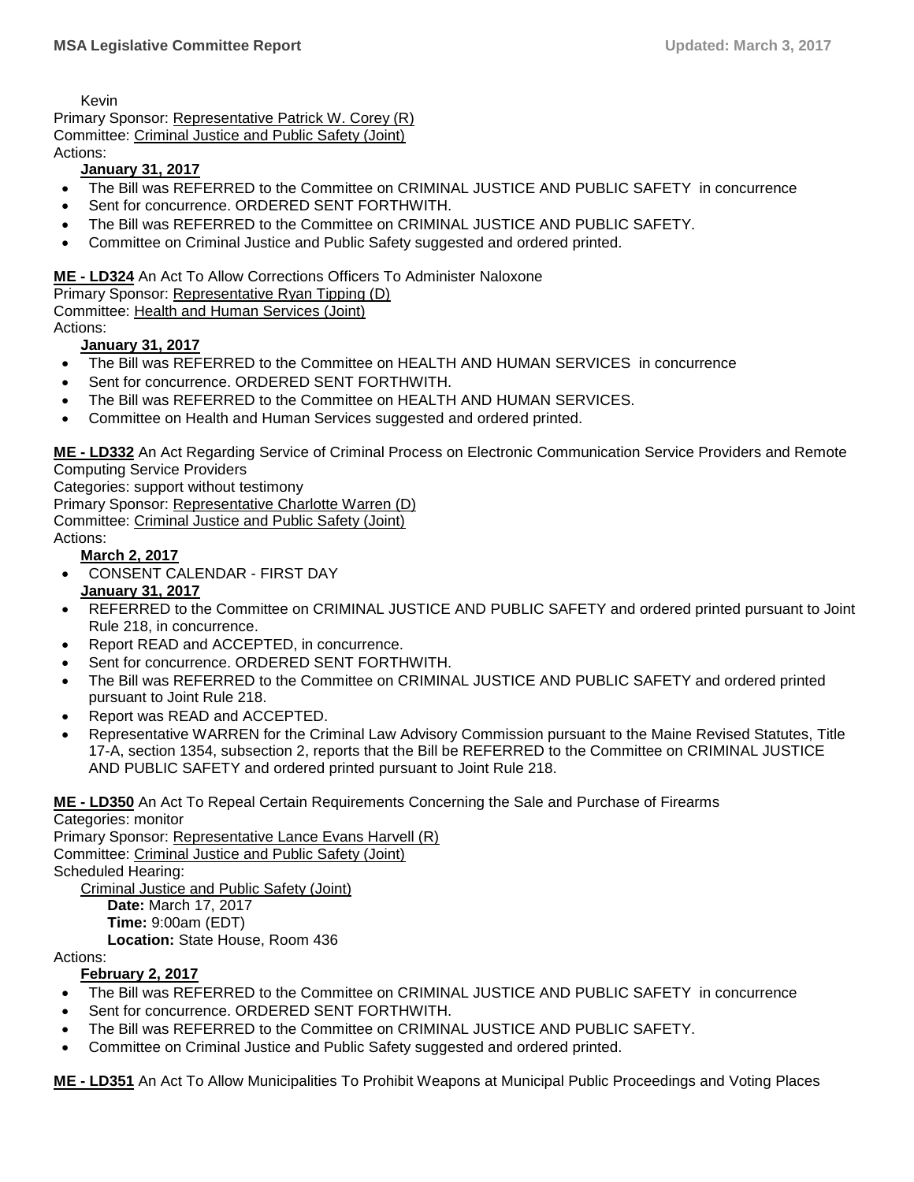Kevin

Primary Sponsor: Representative Patrick W. Corey (R)
Committee: Criminal Justice and Public Safety (Joint)
Actions:

**January 31, 2017**

- The Bill was REFERRED to the Committee on CRIMINAL JUSTICE AND PUBLIC SAFETY in concurrence
- Sent for concurrence. ORDERED SENT FORTHWITH.
- The Bill was REFERRED to the Committee on CRIMINAL JUSTICE AND PUBLIC SAFETY.
- Committee on Criminal Justice and Public Safety suggested and ordered printed.

**ME - LD324** An Act To Allow Corrections Officers To Administer Naloxone
Primary Sponsor: Representative Ryan Tipping (D)
Committee: Health and Human Services (Joint)
Actions:

**January 31, 2017**

- The Bill was REFERRED to the Committee on HEALTH AND HUMAN SERVICES in concurrence
- Sent for concurrence. ORDERED SENT FORTHWITH.
- The Bill was REFERRED to the Committee on HEALTH AND HUMAN SERVICES.
- Committee on Health and Human Services suggested and ordered printed.

**ME - LD332** An Act Regarding Service of Criminal Process on Electronic Communication Service Providers and Remote Computing Service Providers
Categories: support without testimony
Primary Sponsor: Representative Charlotte Warren (D)
Committee: Criminal Justice and Public Safety (Joint)
Actions:

**March 2, 2017**

- CONSENT CALENDAR - FIRST DAY

**January 31, 2017**

- REFERRED to the Committee on CRIMINAL JUSTICE AND PUBLIC SAFETY and ordered printed pursuant to Joint Rule 218, in concurrence.
- Report READ and ACCEPTED, in concurrence.
- Sent for concurrence. ORDERED SENT FORTHWITH.
- The Bill was REFERRED to the Committee on CRIMINAL JUSTICE AND PUBLIC SAFETY and ordered printed pursuant to Joint Rule 218.
- Report was READ and ACCEPTED.
- Representative WARREN for the Criminal Law Advisory Commission pursuant to the Maine Revised Statutes, Title 17-A, section 1354, subsection 2, reports that the Bill be REFERRED to the Committee on CRIMINAL JUSTICE AND PUBLIC SAFETY and ordered printed pursuant to Joint Rule 218.

**ME - LD350** An Act To Repeal Certain Requirements Concerning the Sale and Purchase of Firearms
Categories: monitor
Primary Sponsor: Representative Lance Evans Harvell (R)
Committee: Criminal Justice and Public Safety (Joint)
Scheduled Hearing:

Criminal Justice and Public Safety (Joint)
**Date:** March 17, 2017
**Time:** 9:00am (EDT)
**Location:** State House, Room 436

Actions:

**February 2, 2017**

- The Bill was REFERRED to the Committee on CRIMINAL JUSTICE AND PUBLIC SAFETY in concurrence
- Sent for concurrence. ORDERED SENT FORTHWITH.
- The Bill was REFERRED to the Committee on CRIMINAL JUSTICE AND PUBLIC SAFETY.
- Committee on Criminal Justice and Public Safety suggested and ordered printed.

**ME - LD351** An Act To Allow Municipalities To Prohibit Weapons at Municipal Public Proceedings and Voting Places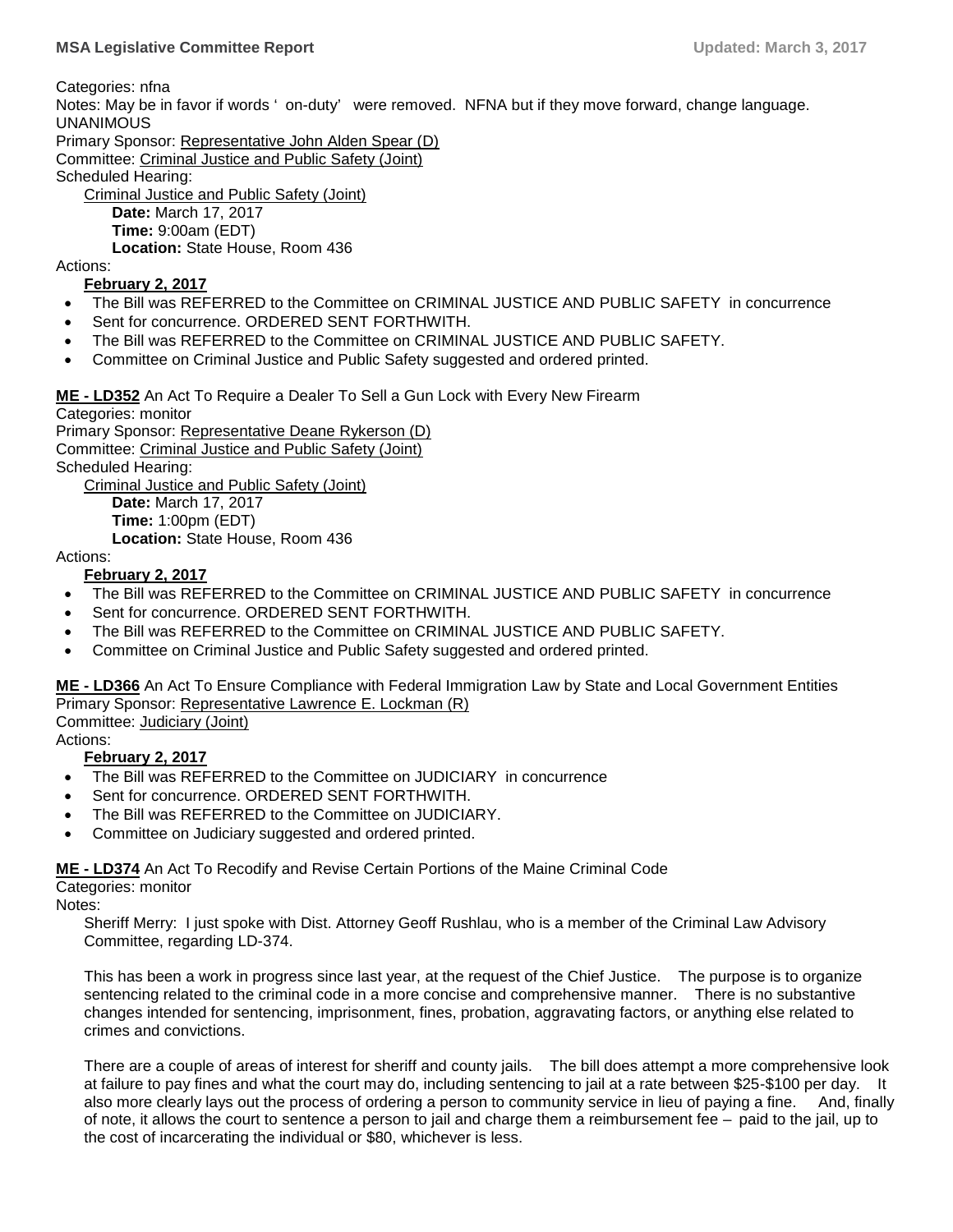Categories: nfna

Notes: May be in favor if words ' on-duty' were removed. NFNA but if they move forward, change language. UNANIMOUS

Primary Sponsor: Representative John Alden Spear (D)

Committee: Criminal Justice and Public Safety (Joint)

Scheduled Hearing:

Criminal Justice and Public Safety (Joint)

**Date:** March 17, 2017

**Time:** 9:00am (EDT)

**Location:** State House, Room 436

Actions:

**February 2, 2017**

- The Bill was REFERRED to the Committee on CRIMINAL JUSTICE AND PUBLIC SAFETY in concurrence
- Sent for concurrence. ORDERED SENT FORTHWITH.
- The Bill was REFERRED to the Committee on CRIMINAL JUSTICE AND PUBLIC SAFETY.
- Committee on Criminal Justice and Public Safety suggested and ordered printed.

**ME - LD352** An Act To Require a Dealer To Sell a Gun Lock with Every New Firearm

Categories: monitor

Primary Sponsor: Representative Deane Rykerson (D)

Committee: Criminal Justice and Public Safety (Joint)

Scheduled Hearing:

Criminal Justice and Public Safety (Joint)

**Date:** March 17, 2017

**Time:** 1:00pm (EDT)

**Location:** State House, Room 436

Actions:

**February 2, 2017**

- The Bill was REFERRED to the Committee on CRIMINAL JUSTICE AND PUBLIC SAFETY in concurrence
- Sent for concurrence. ORDERED SENT FORTHWITH.
- The Bill was REFERRED to the Committee on CRIMINAL JUSTICE AND PUBLIC SAFETY.
- Committee on Criminal Justice and Public Safety suggested and ordered printed.

**ME - LD366** An Act To Ensure Compliance with Federal Immigration Law by State and Local Government Entities

Primary Sponsor: Representative Lawrence E. Lockman (R)

Committee: Judiciary (Joint)

Actions:

**February 2, 2017**

- The Bill was REFERRED to the Committee on JUDICIARY in concurrence
- Sent for concurrence. ORDERED SENT FORTHWITH.
- The Bill was REFERRED to the Committee on JUDICIARY.
- Committee on Judiciary suggested and ordered printed.

**ME - LD374** An Act To Recodify and Revise Certain Portions of the Maine Criminal Code

Categories: monitor

Notes:

Sheriff Merry: I just spoke with Dist. Attorney Geoff Rushlau, who is a member of the Criminal Law Advisory Committee, regarding LD-374.

This has been a work in progress since last year, at the request of the Chief Justice. The purpose is to organize sentencing related to the criminal code in a more concise and comprehensive manner. There is no substantive changes intended for sentencing, imprisonment, fines, probation, aggravating factors, or anything else related to crimes and convictions.

There are a couple of areas of interest for sheriff and county jails. The bill does attempt a more comprehensive look at failure to pay fines and what the court may do, including sentencing to jail at a rate between $25-$100 per day. It also more clearly lays out the process of ordering a person to community service in lieu of paying a fine. And, finally of note, it allows the court to sentence a person to jail and charge them a reimbursement fee – paid to the jail, up to the cost of incarcerating the individual or $80, whichever is less.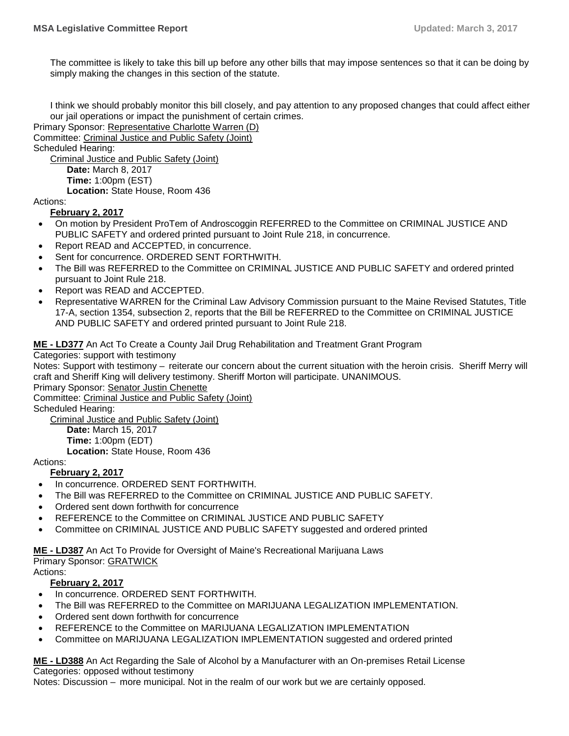The committee is likely to take this bill up before any other bills that may impose sentences so that it can be doing by simply making the changes in this section of the statute.

I think we should probably monitor this bill closely, and pay attention to any proposed changes that could affect either our jail operations or impact the punishment of certain crimes.

Primary Sponsor: Representative Charlotte Warren (D)

Committee: Criminal Justice and Public Safety (Joint)

Scheduled Hearing:

Criminal Justice and Public Safety (Joint)

**Date:** March 8, 2017
**Time:** 1:00pm (EST)
**Location:** State House, Room 436

Actions:

**February 2, 2017**

- On motion by President ProTem of Androscoggin REFERRED to the Committee on CRIMINAL JUSTICE AND PUBLIC SAFETY and ordered printed pursuant to Joint Rule 218, in concurrence.
- Report READ and ACCEPTED, in concurrence.
- Sent for concurrence. ORDERED SENT FORTHWITH.
- The Bill was REFERRED to the Committee on CRIMINAL JUSTICE AND PUBLIC SAFETY and ordered printed pursuant to Joint Rule 218.
- Report was READ and ACCEPTED.
- Representative WARREN for the Criminal Law Advisory Commission pursuant to the Maine Revised Statutes, Title 17-A, section 1354, subsection 2, reports that the Bill be REFERRED to the Committee on CRIMINAL JUSTICE AND PUBLIC SAFETY and ordered printed pursuant to Joint Rule 218.

**ME - LD377** An Act To Create a County Jail Drug Rehabilitation and Treatment Grant Program

Categories: support with testimony

Notes: Support with testimony – reiterate our concern about the current situation with the heroin crisis. Sheriff Merry will craft and Sheriff King will delivery testimony. Sheriff Morton will participate. UNANIMOUS.

Primary Sponsor: Senator Justin Chenette

Committee: Criminal Justice and Public Safety (Joint)

Scheduled Hearing:

Criminal Justice and Public Safety (Joint)

**Date:** March 15, 2017
**Time:** 1:00pm (EDT)
**Location:** State House, Room 436

Actions:

**February 2, 2017**

- In concurrence. ORDERED SENT FORTHWITH.
- The Bill was REFERRED to the Committee on CRIMINAL JUSTICE AND PUBLIC SAFETY.
- Ordered sent down forthwith for concurrence
- REFERENCE to the Committee on CRIMINAL JUSTICE AND PUBLIC SAFETY
- Committee on CRIMINAL JUSTICE AND PUBLIC SAFETY suggested and ordered printed

**ME - LD387** An Act To Provide for Oversight of Maine's Recreational Marijuana Laws

Primary Sponsor: GRATWICK

Actions:

**February 2, 2017**

- In concurrence. ORDERED SENT FORTHWITH.
- The Bill was REFERRED to the Committee on MARIJUANA LEGALIZATION IMPLEMENTATION.
- Ordered sent down forthwith for concurrence
- REFERENCE to the Committee on MARIJUANA LEGALIZATION IMPLEMENTATION
- Committee on MARIJUANA LEGALIZATION IMPLEMENTATION suggested and ordered printed

**ME - LD388** An Act Regarding the Sale of Alcohol by a Manufacturer with an On-premises Retail License

Categories: opposed without testimony

Notes: Discussion – more municipal. Not in the realm of our work but we are certainly opposed.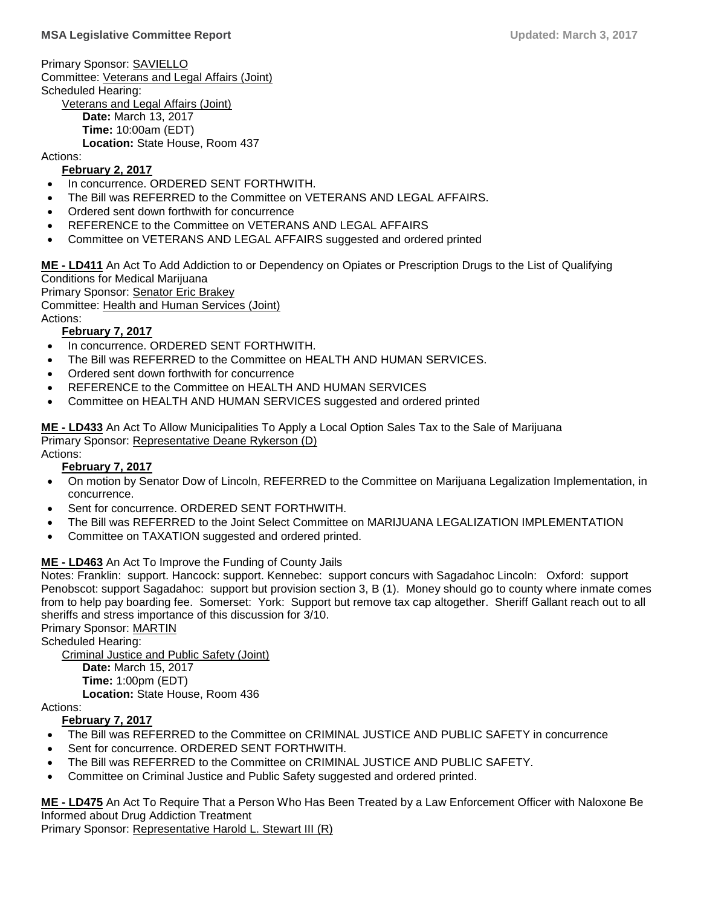Primary Sponsor: SAVIELLO
Committee: Veterans and Legal Affairs (Joint)
Scheduled Hearing:
Veterans and Legal Affairs (Joint)
**Date:** March 13, 2017
**Time:** 10:00am (EDT)
**Location:** State House, Room 437

Actions:

**February 2, 2017**

- In concurrence. ORDERED SENT FORTHWITH.
- The Bill was REFERRED to the Committee on VETERANS AND LEGAL AFFAIRS.
- Ordered sent down forthwith for concurrence
- REFERENCE to the Committee on VETERANS AND LEGAL AFFAIRS
- Committee on VETERANS AND LEGAL AFFAIRS suggested and ordered printed

**ME - LD411** An Act To Add Addiction to or Dependency on Opiates or Prescription Drugs to the List of Qualifying Conditions for Medical Marijuana
Primary Sponsor: Senator Eric Brakey
Committee: Health and Human Services (Joint)
Actions:

**February 7, 2017**

- In concurrence. ORDERED SENT FORTHWITH.
- The Bill was REFERRED to the Committee on HEALTH AND HUMAN SERVICES.
- Ordered sent down forthwith for concurrence
- REFERENCE to the Committee on HEALTH AND HUMAN SERVICES
- Committee on HEALTH AND HUMAN SERVICES suggested and ordered printed

**ME - LD433** An Act To Allow Municipalities To Apply a Local Option Sales Tax to the Sale of Marijuana
Primary Sponsor: Representative Deane Rykerson (D)
Actions:

**February 7, 2017**

- On motion by Senator Dow of Lincoln, REFERRED to the Committee on Marijuana Legalization Implementation, in concurrence.
- Sent for concurrence. ORDERED SENT FORTHWITH.
- The Bill was REFERRED to the Joint Select Committee on MARIJUANA LEGALIZATION IMPLEMENTATION
- Committee on TAXATION suggested and ordered printed.

**ME - LD463** An Act To Improve the Funding of County Jails
Notes: Franklin: support. Hancock: support. Kennebec: support concurs with Sagadahoc Lincoln: Oxford: support Penobscot: support Sagadahoc: support but provision section 3, B (1). Money should go to county where inmate comes from to help pay boarding fee. Somerset: York: Support but remove tax cap altogether. Sheriff Gallant reach out to all sheriffs and stress importance of this discussion for 3/10.
Primary Sponsor: MARTIN
Scheduled Hearing:
Criminal Justice and Public Safety (Joint)
**Date:** March 15, 2017
**Time:** 1:00pm (EDT)
**Location:** State House, Room 436

Actions:

**February 7, 2017**

- The Bill was REFERRED to the Committee on CRIMINAL JUSTICE AND PUBLIC SAFETY in concurrence
- Sent for concurrence. ORDERED SENT FORTHWITH.
- The Bill was REFERRED to the Committee on CRIMINAL JUSTICE AND PUBLIC SAFETY.
- Committee on Criminal Justice and Public Safety suggested and ordered printed.

**ME - LD475** An Act To Require That a Person Who Has Been Treated by a Law Enforcement Officer with Naloxone Be Informed about Drug Addiction Treatment
Primary Sponsor: Representative Harold L. Stewart III (R)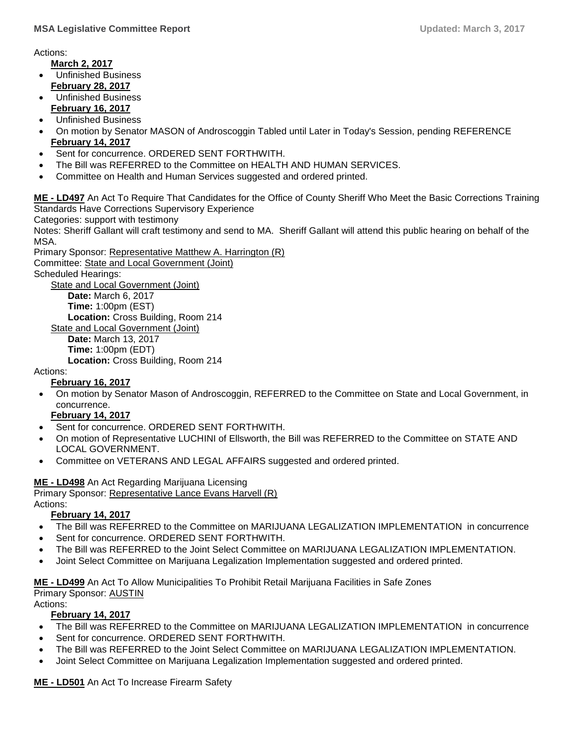Actions:

**March 2, 2017**

- Unfinished Business

**February 28, 2017**

- Unfinished Business

**February 16, 2017**

- Unfinished Business
- On motion by Senator MASON of Androscoggin Tabled until Later in Today's Session, pending REFERENCE

**February 14, 2017**

- Sent for concurrence. ORDERED SENT FORTHWITH.
- The Bill was REFERRED to the Committee on HEALTH AND HUMAN SERVICES.
- Committee on Health and Human Services suggested and ordered printed.

**ME - LD497** An Act To Require That Candidates for the Office of County Sheriff Who Meet the Basic Corrections Training Standards Have Corrections Supervisory Experience

Categories: support with testimony

Notes: Sheriff Gallant will craft testimony and send to MA. Sheriff Gallant will attend this public hearing on behalf of the MSA.

Primary Sponsor: Representative Matthew A. Harrington (R)

Committee: State and Local Government (Joint)

Scheduled Hearings:

State and Local Government (Joint)
- **Date:** March 6, 2017
- **Time:** 1:00pm (EST)
- **Location:** Cross Building, Room 214

State and Local Government (Joint)
- **Date:** March 13, 2017
- **Time:** 1:00pm (EDT)
- **Location:** Cross Building, Room 214

Actions:

**February 16, 2017**

- On motion by Senator Mason of Androscoggin, REFERRED to the Committee on State and Local Government, in concurrence.

**February 14, 2017**

- Sent for concurrence. ORDERED SENT FORTHWITH.
- On motion of Representative LUCHINI of Ellsworth, the Bill was REFERRED to the Committee on STATE AND LOCAL GOVERNMENT.
- Committee on VETERANS AND LEGAL AFFAIRS suggested and ordered printed.

**ME - LD498** An Act Regarding Marijuana Licensing

Primary Sponsor: Representative Lance Evans Harvell (R)

Actions:

**February 14, 2017**

- The Bill was REFERRED to the Committee on MARIJUANA LEGALIZATION IMPLEMENTATION in concurrence
- Sent for concurrence. ORDERED SENT FORTHWITH.
- The Bill was REFERRED to the Joint Select Committee on MARIJUANA LEGALIZATION IMPLEMENTATION.
- Joint Select Committee on Marijuana Legalization Implementation suggested and ordered printed.

**ME - LD499** An Act To Allow Municipalities To Prohibit Retail Marijuana Facilities in Safe Zones

Primary Sponsor: AUSTIN

Actions:

**February 14, 2017**

- The Bill was REFERRED to the Committee on MARIJUANA LEGALIZATION IMPLEMENTATION in concurrence
- Sent for concurrence. ORDERED SENT FORTHWITH.
- The Bill was REFERRED to the Joint Select Committee on MARIJUANA LEGALIZATION IMPLEMENTATION.
- Joint Select Committee on Marijuana Legalization Implementation suggested and ordered printed.

**ME - LD501** An Act To Increase Firearm Safety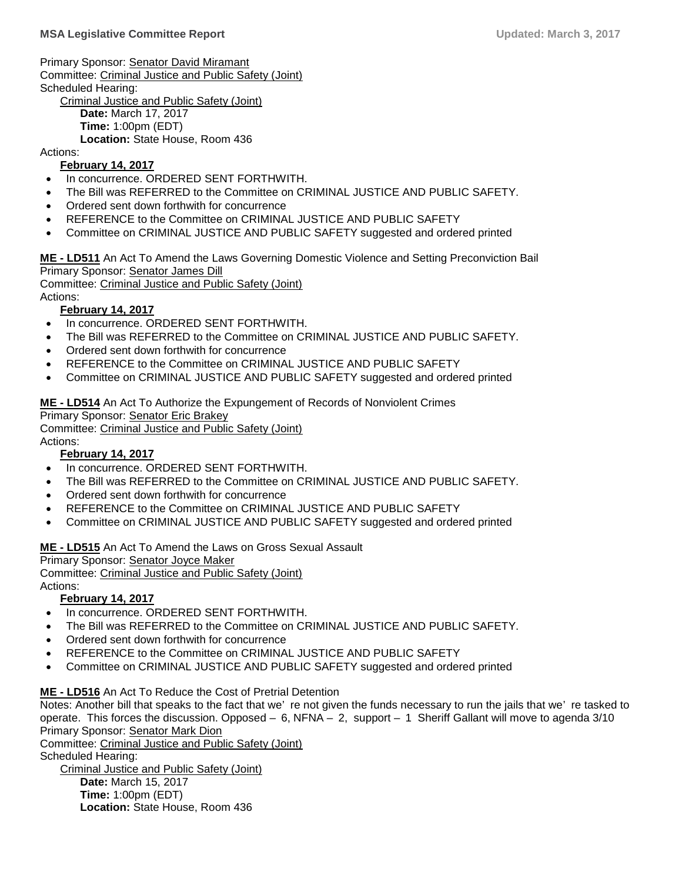Primary Sponsor: Senator David Miramant
Committee: Criminal Justice and Public Safety (Joint)
Scheduled Hearing:
   Criminal Justice and Public Safety (Joint)
      **Date:** March 17, 2017
      **Time:** 1:00pm (EDT)
      **Location:** State House, Room 436
Actions:
   **February 14, 2017**

- In concurrence. ORDERED SENT FORTHWITH.
- The Bill was REFERRED to the Committee on CRIMINAL JUSTICE AND PUBLIC SAFETY.
- Ordered sent down forthwith for concurrence
- REFERENCE to the Committee on CRIMINAL JUSTICE AND PUBLIC SAFETY
- Committee on CRIMINAL JUSTICE AND PUBLIC SAFETY suggested and ordered printed

**ME - LD511** An Act To Amend the Laws Governing Domestic Violence and Setting Preconviction Bail
Primary Sponsor: Senator James Dill
Committee: Criminal Justice and Public Safety (Joint)
Actions:
   **February 14, 2017**

- In concurrence. ORDERED SENT FORTHWITH.
- The Bill was REFERRED to the Committee on CRIMINAL JUSTICE AND PUBLIC SAFETY.
- Ordered sent down forthwith for concurrence
- REFERENCE to the Committee on CRIMINAL JUSTICE AND PUBLIC SAFETY
- Committee on CRIMINAL JUSTICE AND PUBLIC SAFETY suggested and ordered printed

**ME - LD514** An Act To Authorize the Expungement of Records of Nonviolent Crimes
Primary Sponsor: Senator Eric Brakey
Committee: Criminal Justice and Public Safety (Joint)
Actions:
   **February 14, 2017**

- In concurrence. ORDERED SENT FORTHWITH.
- The Bill was REFERRED to the Committee on CRIMINAL JUSTICE AND PUBLIC SAFETY.
- Ordered sent down forthwith for concurrence
- REFERENCE to the Committee on CRIMINAL JUSTICE AND PUBLIC SAFETY
- Committee on CRIMINAL JUSTICE AND PUBLIC SAFETY suggested and ordered printed

**ME - LD515** An Act To Amend the Laws on Gross Sexual Assault
Primary Sponsor: Senator Joyce Maker
Committee: Criminal Justice and Public Safety (Joint)
Actions:
   **February 14, 2017**

- In concurrence. ORDERED SENT FORTHWITH.
- The Bill was REFERRED to the Committee on CRIMINAL JUSTICE AND PUBLIC SAFETY.
- Ordered sent down forthwith for concurrence
- REFERENCE to the Committee on CRIMINAL JUSTICE AND PUBLIC SAFETY
- Committee on CRIMINAL JUSTICE AND PUBLIC SAFETY suggested and ordered printed

**ME - LD516** An Act To Reduce the Cost of Pretrial Detention
Notes: Another bill that speaks to the fact that we' re not given the funds necessary to run the jails that we' re tasked to operate. This forces the discussion. Opposed – 6, NFNA – 2, support – 1 Sheriff Gallant will move to agenda 3/10
Primary Sponsor: Senator Mark Dion
Committee: Criminal Justice and Public Safety (Joint)
Scheduled Hearing:
   Criminal Justice and Public Safety (Joint)
      **Date:** March 15, 2017
      **Time:** 1:00pm (EDT)
      **Location:** State House, Room 436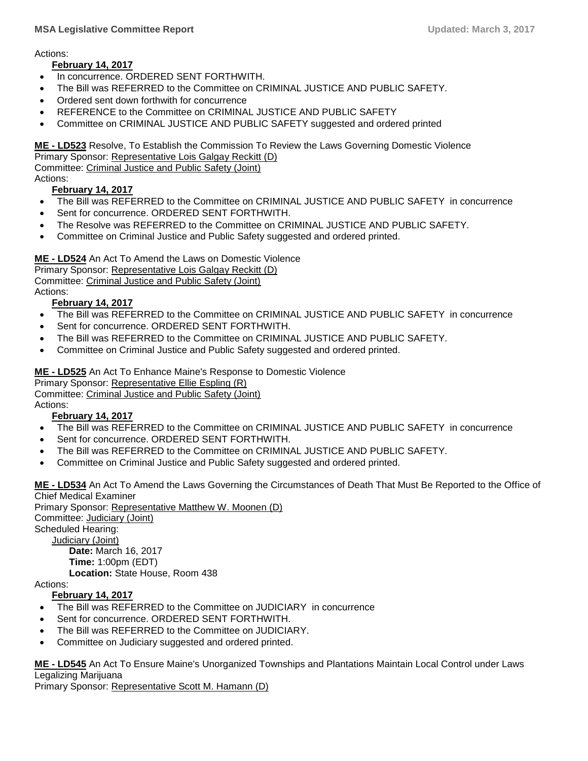Actions:

**February 14, 2017**

- In concurrence. ORDERED SENT FORTHWITH.
- The Bill was REFERRED to the Committee on CRIMINAL JUSTICE AND PUBLIC SAFETY.
- Ordered sent down forthwith for concurrence
- REFERENCE to the Committee on CRIMINAL JUSTICE AND PUBLIC SAFETY
- Committee on CRIMINAL JUSTICE AND PUBLIC SAFETY suggested and ordered printed

**ME - LD523** Resolve, To Establish the Commission To Review the Laws Governing Domestic Violence
Primary Sponsor: Representative Lois Galgay Reckitt (D)
Committee: Criminal Justice and Public Safety (Joint)
Actions:

**February 14, 2017**

- The Bill was REFERRED to the Committee on CRIMINAL JUSTICE AND PUBLIC SAFETY in concurrence
- Sent for concurrence. ORDERED SENT FORTHWITH.
- The Resolve was REFERRED to the Committee on CRIMINAL JUSTICE AND PUBLIC SAFETY.
- Committee on Criminal Justice and Public Safety suggested and ordered printed.

**ME - LD524** An Act To Amend the Laws on Domestic Violence
Primary Sponsor: Representative Lois Galgay Reckitt (D)
Committee: Criminal Justice and Public Safety (Joint)
Actions:

**February 14, 2017**

- The Bill was REFERRED to the Committee on CRIMINAL JUSTICE AND PUBLIC SAFETY in concurrence
- Sent for concurrence. ORDERED SENT FORTHWITH.
- The Bill was REFERRED to the Committee on CRIMINAL JUSTICE AND PUBLIC SAFETY.
- Committee on Criminal Justice and Public Safety suggested and ordered printed.

**ME - LD525** An Act To Enhance Maine's Response to Domestic Violence
Primary Sponsor: Representative Ellie Espling (R)
Committee: Criminal Justice and Public Safety (Joint)
Actions:

**February 14, 2017**

- The Bill was REFERRED to the Committee on CRIMINAL JUSTICE AND PUBLIC SAFETY in concurrence
- Sent for concurrence. ORDERED SENT FORTHWITH.
- The Bill was REFERRED to the Committee on CRIMINAL JUSTICE AND PUBLIC SAFETY.
- Committee on Criminal Justice and Public Safety suggested and ordered printed.

**ME - LD534** An Act To Amend the Laws Governing the Circumstances of Death That Must Be Reported to the Office of Chief Medical Examiner
Primary Sponsor: Representative Matthew W. Moonen (D)
Committee: Judiciary (Joint)
Scheduled Hearing:
Judiciary (Joint)
**Date:** March 16, 2017
**Time:** 1:00pm (EDT)
**Location:** State House, Room 438
Actions:

**February 14, 2017**

- The Bill was REFERRED to the Committee on JUDICIARY in concurrence
- Sent for concurrence. ORDERED SENT FORTHWITH.
- The Bill was REFERRED to the Committee on JUDICIARY.
- Committee on Judiciary suggested and ordered printed.

**ME - LD545** An Act To Ensure Maine's Unorganized Townships and Plantations Maintain Local Control under Laws Legalizing Marijuana
Primary Sponsor: Representative Scott M. Hamann (D)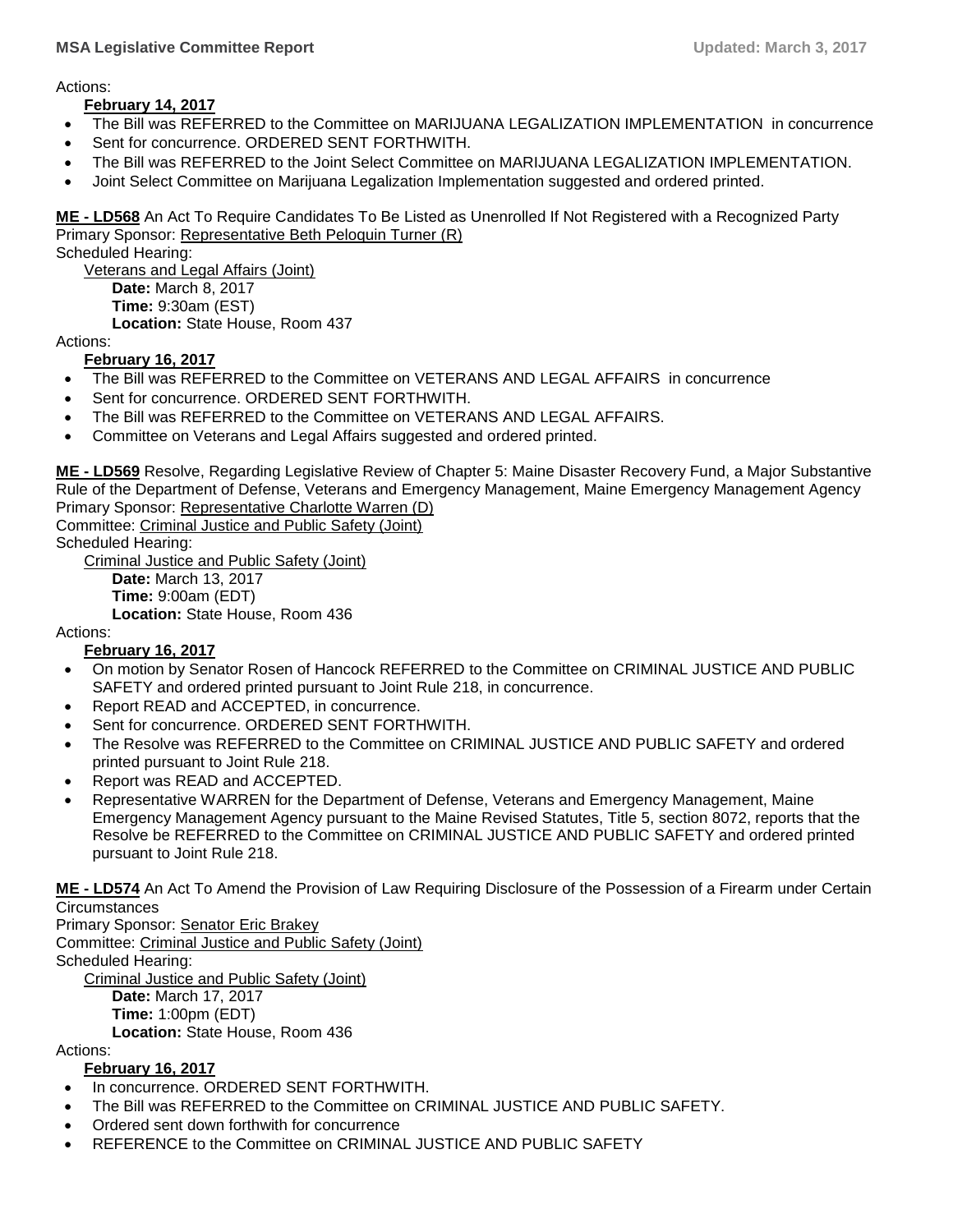Actions:

**February 14, 2017**

- The Bill was REFERRED to the Committee on MARIJUANA LEGALIZATION IMPLEMENTATION in concurrence
- Sent for concurrence. ORDERED SENT FORTHWITH.
- The Bill was REFERRED to the Joint Select Committee on MARIJUANA LEGALIZATION IMPLEMENTATION.
- Joint Select Committee on Marijuana Legalization Implementation suggested and ordered printed.

**ME - LD568** An Act To Require Candidates To Be Listed as Unenrolled If Not Registered with a Recognized Party
Primary Sponsor: Representative Beth Peloquin Turner (R)
Scheduled Hearing:
Veterans and Legal Affairs (Joint)
**Date:** March 8, 2017
**Time:** 9:30am (EST)
**Location:** State House, Room 437
Actions:

**February 16, 2017**

- The Bill was REFERRED to the Committee on VETERANS AND LEGAL AFFAIRS in concurrence
- Sent for concurrence. ORDERED SENT FORTHWITH.
- The Bill was REFERRED to the Committee on VETERANS AND LEGAL AFFAIRS.
- Committee on Veterans and Legal Affairs suggested and ordered printed.

**ME - LD569** Resolve, Regarding Legislative Review of Chapter 5: Maine Disaster Recovery Fund, a Major Substantive Rule of the Department of Defense, Veterans and Emergency Management, Maine Emergency Management Agency
Primary Sponsor: Representative Charlotte Warren (D)
Committee: Criminal Justice and Public Safety (Joint)
Scheduled Hearing:
Criminal Justice and Public Safety (Joint)
**Date:** March 13, 2017
**Time:** 9:00am (EDT)
**Location:** State House, Room 436
Actions:

**February 16, 2017**

- On motion by Senator Rosen of Hancock REFERRED to the Committee on CRIMINAL JUSTICE AND PUBLIC SAFETY and ordered printed pursuant to Joint Rule 218, in concurrence.
- Report READ and ACCEPTED, in concurrence.
- Sent for concurrence. ORDERED SENT FORTHWITH.
- The Resolve was REFERRED to the Committee on CRIMINAL JUSTICE AND PUBLIC SAFETY and ordered printed pursuant to Joint Rule 218.
- Report was READ and ACCEPTED.
- Representative WARREN for the Department of Defense, Veterans and Emergency Management, Maine Emergency Management Agency pursuant to the Maine Revised Statutes, Title 5, section 8072, reports that the Resolve be REFERRED to the Committee on CRIMINAL JUSTICE AND PUBLIC SAFETY and ordered printed pursuant to Joint Rule 218.

**ME - LD574** An Act To Amend the Provision of Law Requiring Disclosure of the Possession of a Firearm under Certain Circumstances
Primary Sponsor: Senator Eric Brakey
Committee: Criminal Justice and Public Safety (Joint)
Scheduled Hearing:
Criminal Justice and Public Safety (Joint)
**Date:** March 17, 2017
**Time:** 1:00pm (EDT)
**Location:** State House, Room 436
Actions:

**February 16, 2017**

- In concurrence. ORDERED SENT FORTHWITH.
- The Bill was REFERRED to the Committee on CRIMINAL JUSTICE AND PUBLIC SAFETY.
- Ordered sent down forthwith for concurrence
- REFERENCE to the Committee on CRIMINAL JUSTICE AND PUBLIC SAFETY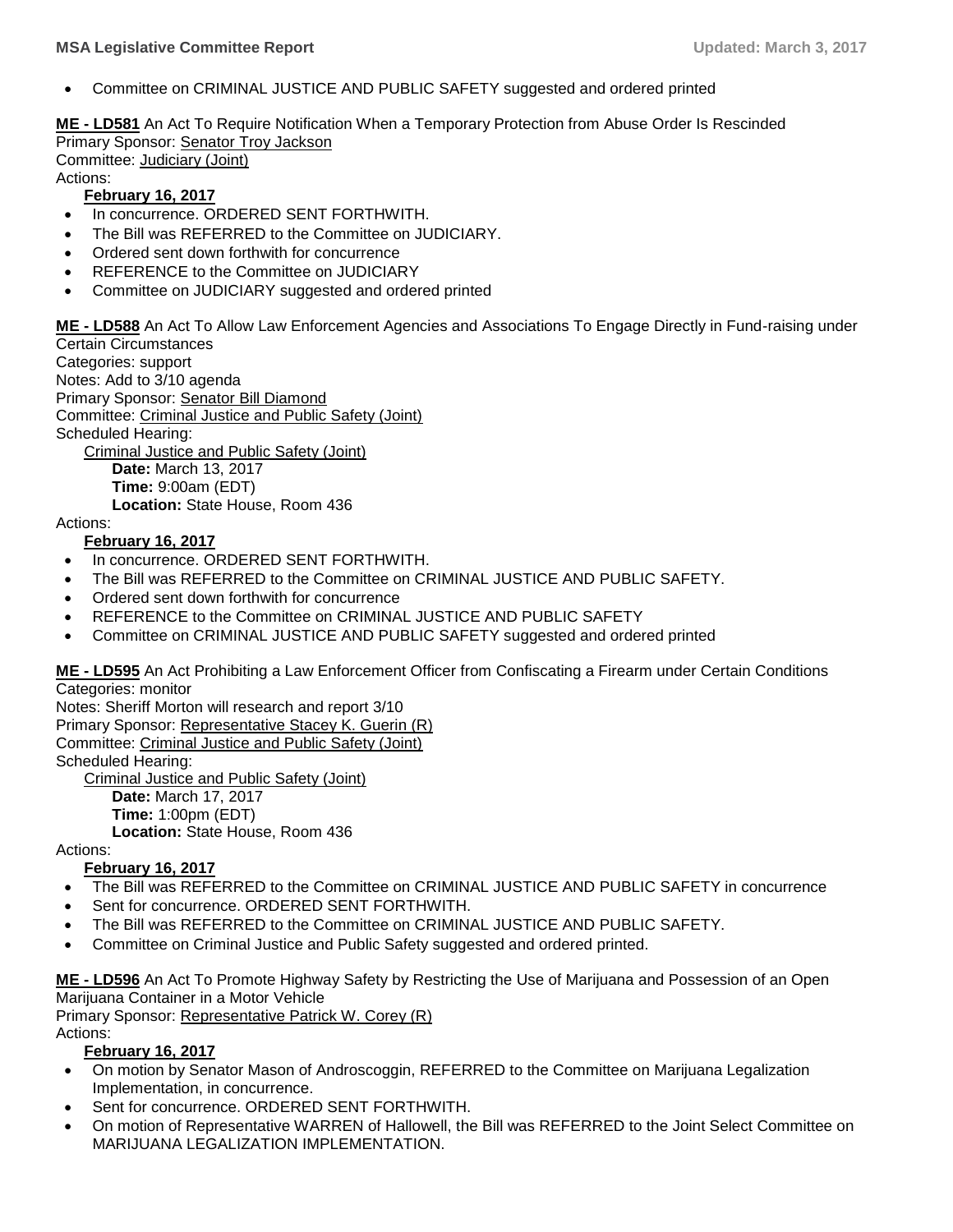- Committee on CRIMINAL JUSTICE AND PUBLIC SAFETY suggested and ordered printed

**ME - LD581** An Act To Require Notification When a Temporary Protection from Abuse Order Is Rescinded
Primary Sponsor: Senator Troy Jackson
Committee: Judiciary (Joint)
Actions:

**February 16, 2017**

- In concurrence. ORDERED SENT FORTHWITH.
- The Bill was REFERRED to the Committee on JUDICIARY.
- Ordered sent down forthwith for concurrence
- REFERENCE to the Committee on JUDICIARY
- Committee on JUDICIARY suggested and ordered printed

**ME - LD588** An Act To Allow Law Enforcement Agencies and Associations To Engage Directly in Fund-raising under Certain Circumstances
Categories: support
Notes: Add to 3/10 agenda
Primary Sponsor: Senator Bill Diamond
Committee: Criminal Justice and Public Safety (Joint)
Scheduled Hearing:
Criminal Justice and Public Safety (Joint)
**Date:** March 13, 2017
**Time:** 9:00am (EDT)
**Location:** State House, Room 436
Actions:

**February 16, 2017**

- In concurrence. ORDERED SENT FORTHWITH.
- The Bill was REFERRED to the Committee on CRIMINAL JUSTICE AND PUBLIC SAFETY.
- Ordered sent down forthwith for concurrence
- REFERENCE to the Committee on CRIMINAL JUSTICE AND PUBLIC SAFETY
- Committee on CRIMINAL JUSTICE AND PUBLIC SAFETY suggested and ordered printed

**ME - LD595** An Act Prohibiting a Law Enforcement Officer from Confiscating a Firearm under Certain Conditions
Categories: monitor
Notes: Sheriff Morton will research and report 3/10
Primary Sponsor: Representative Stacey K. Guerin (R)
Committee: Criminal Justice and Public Safety (Joint)
Scheduled Hearing:
Criminal Justice and Public Safety (Joint)
**Date:** March 17, 2017
**Time:** 1:00pm (EDT)
**Location:** State House, Room 436
Actions:

**February 16, 2017**

- The Bill was REFERRED to the Committee on CRIMINAL JUSTICE AND PUBLIC SAFETY in concurrence
- Sent for concurrence. ORDERED SENT FORTHWITH.
- The Bill was REFERRED to the Committee on CRIMINAL JUSTICE AND PUBLIC SAFETY.
- Committee on Criminal Justice and Public Safety suggested and ordered printed.

**ME - LD596** An Act To Promote Highway Safety by Restricting the Use of Marijuana and Possession of an Open Marijuana Container in a Motor Vehicle
Primary Sponsor: Representative Patrick W. Corey (R)
Actions:

**February 16, 2017**

- On motion by Senator Mason of Androscoggin, REFERRED to the Committee on Marijuana Legalization Implementation, in concurrence.
- Sent for concurrence. ORDERED SENT FORTHWITH.
- On motion of Representative WARREN of Hallowell, the Bill was REFERRED to the Joint Select Committee on MARIJUANA LEGALIZATION IMPLEMENTATION.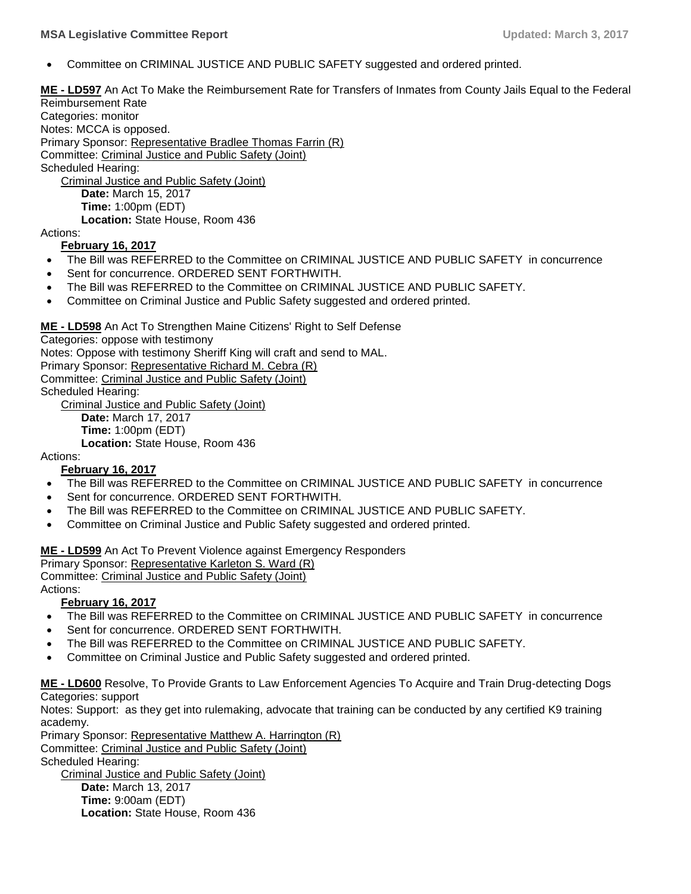- Committee on CRIMINAL JUSTICE AND PUBLIC SAFETY suggested and ordered printed.

**ME - LD597** An Act To Make the Reimbursement Rate for Transfers of Inmates from County Jails Equal to the Federal Reimbursement Rate
Categories: monitor
Notes: MCCA is opposed.
Primary Sponsor: Representative Bradlee Thomas Farrin (R)
Committee: Criminal Justice and Public Safety (Joint)
Scheduled Hearing:
Criminal Justice and Public Safety (Joint)
**Date:** March 15, 2017
**Time:** 1:00pm (EDT)
**Location:** State House, Room 436
Actions:
**February 16, 2017**

- The Bill was REFERRED to the Committee on CRIMINAL JUSTICE AND PUBLIC SAFETY in concurrence
- Sent for concurrence. ORDERED SENT FORTHWITH.
- The Bill was REFERRED to the Committee on CRIMINAL JUSTICE AND PUBLIC SAFETY.
- Committee on Criminal Justice and Public Safety suggested and ordered printed.

**ME - LD598** An Act To Strengthen Maine Citizens' Right to Self Defense
Categories: oppose with testimony
Notes: Oppose with testimony Sheriff King will craft and send to MAL.
Primary Sponsor: Representative Richard M. Cebra (R)
Committee: Criminal Justice and Public Safety (Joint)
Scheduled Hearing:
Criminal Justice and Public Safety (Joint)
**Date:** March 17, 2017
**Time:** 1:00pm (EDT)
**Location:** State House, Room 436
Actions:
**February 16, 2017**

- The Bill was REFERRED to the Committee on CRIMINAL JUSTICE AND PUBLIC SAFETY in concurrence
- Sent for concurrence. ORDERED SENT FORTHWITH.
- The Bill was REFERRED to the Committee on CRIMINAL JUSTICE AND PUBLIC SAFETY.
- Committee on Criminal Justice and Public Safety suggested and ordered printed.

**ME - LD599** An Act To Prevent Violence against Emergency Responders
Primary Sponsor: Representative Karleton S. Ward (R)
Committee: Criminal Justice and Public Safety (Joint)
Actions:
**February 16, 2017**

- The Bill was REFERRED to the Committee on CRIMINAL JUSTICE AND PUBLIC SAFETY in concurrence
- Sent for concurrence. ORDERED SENT FORTHWITH.
- The Bill was REFERRED to the Committee on CRIMINAL JUSTICE AND PUBLIC SAFETY.
- Committee on Criminal Justice and Public Safety suggested and ordered printed.

**ME - LD600** Resolve, To Provide Grants to Law Enforcement Agencies To Acquire and Train Drug-detecting Dogs
Categories: support
Notes: Support: as they get into rulemaking, advocate that training can be conducted by any certified K9 training academy.
Primary Sponsor: Representative Matthew A. Harrington (R)
Committee: Criminal Justice and Public Safety (Joint)
Scheduled Hearing:
Criminal Justice and Public Safety (Joint)
**Date:** March 13, 2017
**Time:** 9:00am (EDT)
**Location:** State House, Room 436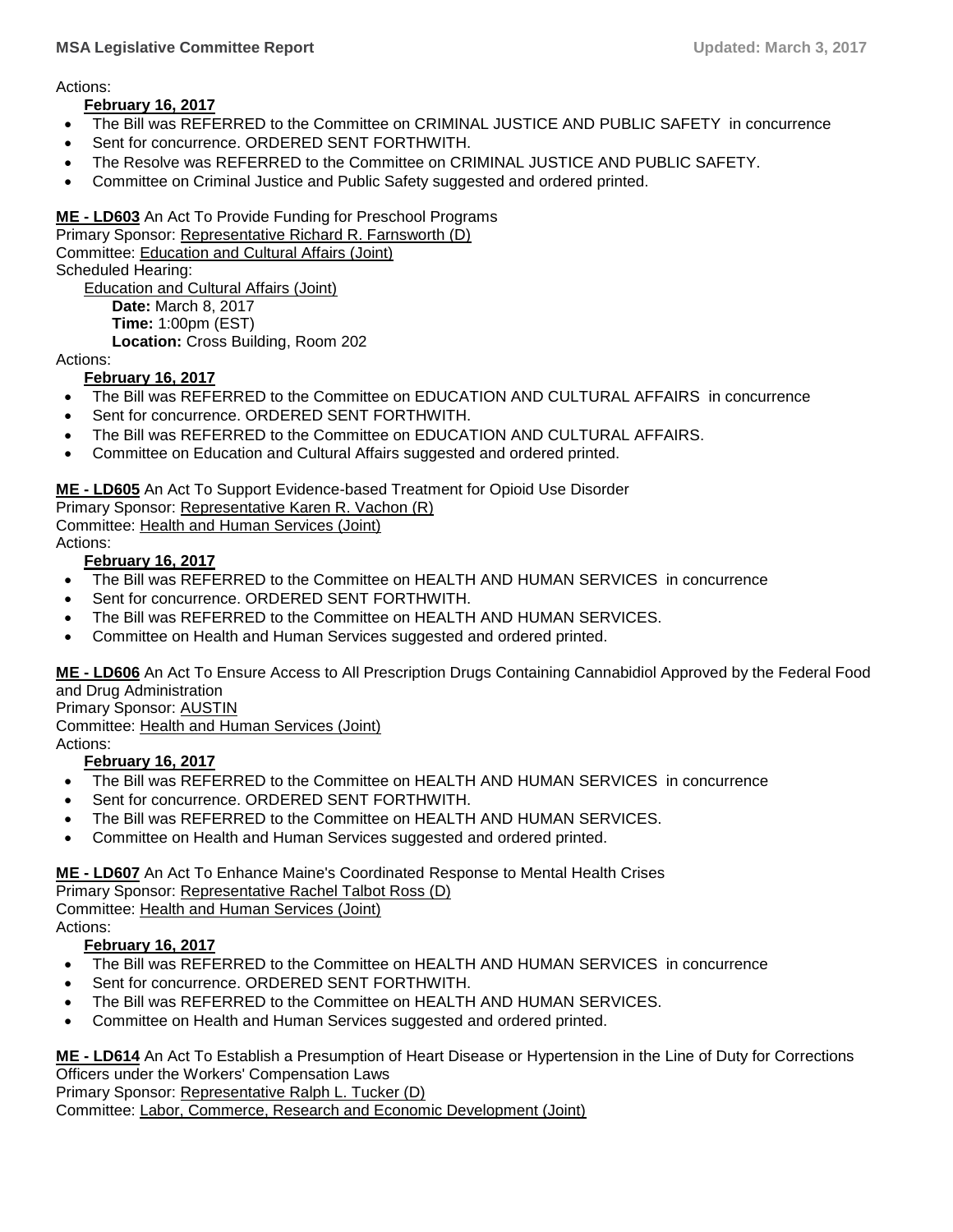Actions:

**February 16, 2017**

- The Bill was REFERRED to the Committee on CRIMINAL JUSTICE AND PUBLIC SAFETY in concurrence
- Sent for concurrence. ORDERED SENT FORTHWITH.
- The Resolve was REFERRED to the Committee on CRIMINAL JUSTICE AND PUBLIC SAFETY.
- Committee on Criminal Justice and Public Safety suggested and ordered printed.

**ME - LD603** An Act To Provide Funding for Preschool Programs
Primary Sponsor: Representative Richard R. Farnsworth (D)
Committee: Education and Cultural Affairs (Joint)
Scheduled Hearing:
Education and Cultural Affairs (Joint)
**Date:** March 8, 2017
**Time:** 1:00pm (EST)
**Location:** Cross Building, Room 202
Actions:

**February 16, 2017**

- The Bill was REFERRED to the Committee on EDUCATION AND CULTURAL AFFAIRS in concurrence
- Sent for concurrence. ORDERED SENT FORTHWITH.
- The Bill was REFERRED to the Committee on EDUCATION AND CULTURAL AFFAIRS.
- Committee on Education and Cultural Affairs suggested and ordered printed.

**ME - LD605** An Act To Support Evidence-based Treatment for Opioid Use Disorder
Primary Sponsor: Representative Karen R. Vachon (R)
Committee: Health and Human Services (Joint)
Actions:

**February 16, 2017**

- The Bill was REFERRED to the Committee on HEALTH AND HUMAN SERVICES in concurrence
- Sent for concurrence. ORDERED SENT FORTHWITH.
- The Bill was REFERRED to the Committee on HEALTH AND HUMAN SERVICES.
- Committee on Health and Human Services suggested and ordered printed.

**ME - LD606** An Act To Ensure Access to All Prescription Drugs Containing Cannabidiol Approved by the Federal Food and Drug Administration
Primary Sponsor: AUSTIN
Committee: Health and Human Services (Joint)
Actions:

**February 16, 2017**

- The Bill was REFERRED to the Committee on HEALTH AND HUMAN SERVICES in concurrence
- Sent for concurrence. ORDERED SENT FORTHWITH.
- The Bill was REFERRED to the Committee on HEALTH AND HUMAN SERVICES.
- Committee on Health and Human Services suggested and ordered printed.

**ME - LD607** An Act To Enhance Maine's Coordinated Response to Mental Health Crises
Primary Sponsor: Representative Rachel Talbot Ross (D)
Committee: Health and Human Services (Joint)
Actions:

**February 16, 2017**

- The Bill was REFERRED to the Committee on HEALTH AND HUMAN SERVICES in concurrence
- Sent for concurrence. ORDERED SENT FORTHWITH.
- The Bill was REFERRED to the Committee on HEALTH AND HUMAN SERVICES.
- Committee on Health and Human Services suggested and ordered printed.

**ME - LD614** An Act To Establish a Presumption of Heart Disease or Hypertension in the Line of Duty for Corrections Officers under the Workers' Compensation Laws
Primary Sponsor: Representative Ralph L. Tucker (D)
Committee: Labor, Commerce, Research and Economic Development (Joint)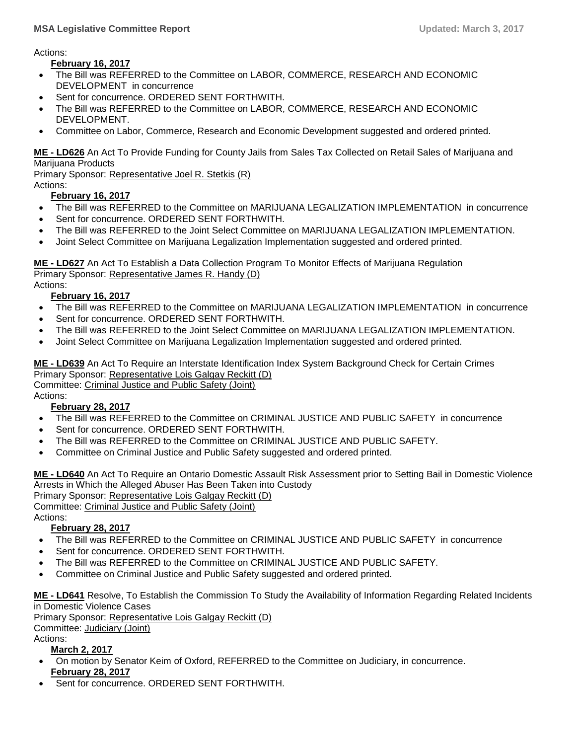Actions:

**February 16, 2017**

- The Bill was REFERRED to the Committee on LABOR, COMMERCE, RESEARCH AND ECONOMIC DEVELOPMENT in concurrence
- Sent for concurrence. ORDERED SENT FORTHWITH.
- The Bill was REFERRED to the Committee on LABOR, COMMERCE, RESEARCH AND ECONOMIC DEVELOPMENT.
- Committee on Labor, Commerce, Research and Economic Development suggested and ordered printed.

**ME - LD626** An Act To Provide Funding for County Jails from Sales Tax Collected on Retail Sales of Marijuana and Marijuana Products
Primary Sponsor: Representative Joel R. Stetkis (R)
Actions:

**February 16, 2017**

- The Bill was REFERRED to the Committee on MARIJUANA LEGALIZATION IMPLEMENTATION in concurrence
- Sent for concurrence. ORDERED SENT FORTHWITH.
- The Bill was REFERRED to the Joint Select Committee on MARIJUANA LEGALIZATION IMPLEMENTATION.
- Joint Select Committee on Marijuana Legalization Implementation suggested and ordered printed.

**ME - LD627** An Act To Establish a Data Collection Program To Monitor Effects of Marijuana Regulation
Primary Sponsor: Representative James R. Handy (D)
Actions:

**February 16, 2017**

- The Bill was REFERRED to the Committee on MARIJUANA LEGALIZATION IMPLEMENTATION in concurrence
- Sent for concurrence. ORDERED SENT FORTHWITH.
- The Bill was REFERRED to the Joint Select Committee on MARIJUANA LEGALIZATION IMPLEMENTATION.
- Joint Select Committee on Marijuana Legalization Implementation suggested and ordered printed.

**ME - LD639** An Act To Require an Interstate Identification Index System Background Check for Certain Crimes
Primary Sponsor: Representative Lois Galgay Reckitt (D)
Committee: Criminal Justice and Public Safety (Joint)
Actions:

**February 28, 2017**

- The Bill was REFERRED to the Committee on CRIMINAL JUSTICE AND PUBLIC SAFETY in concurrence
- Sent for concurrence. ORDERED SENT FORTHWITH.
- The Bill was REFERRED to the Committee on CRIMINAL JUSTICE AND PUBLIC SAFETY.
- Committee on Criminal Justice and Public Safety suggested and ordered printed.

**ME - LD640** An Act To Require an Ontario Domestic Assault Risk Assessment prior to Setting Bail in Domestic Violence Arrests in Which the Alleged Abuser Has Been Taken into Custody
Primary Sponsor: Representative Lois Galgay Reckitt (D)
Committee: Criminal Justice and Public Safety (Joint)
Actions:

**February 28, 2017**

- The Bill was REFERRED to the Committee on CRIMINAL JUSTICE AND PUBLIC SAFETY in concurrence
- Sent for concurrence. ORDERED SENT FORTHWITH.
- The Bill was REFERRED to the Committee on CRIMINAL JUSTICE AND PUBLIC SAFETY.
- Committee on Criminal Justice and Public Safety suggested and ordered printed.

**ME - LD641** Resolve, To Establish the Commission To Study the Availability of Information Regarding Related Incidents in Domestic Violence Cases
Primary Sponsor: Representative Lois Galgay Reckitt (D)
Committee: Judiciary (Joint)
Actions:

**March 2, 2017**

- On motion by Senator Keim of Oxford, REFERRED to the Committee on Judiciary, in concurrence.

**February 28, 2017**

- Sent for concurrence. ORDERED SENT FORTHWITH.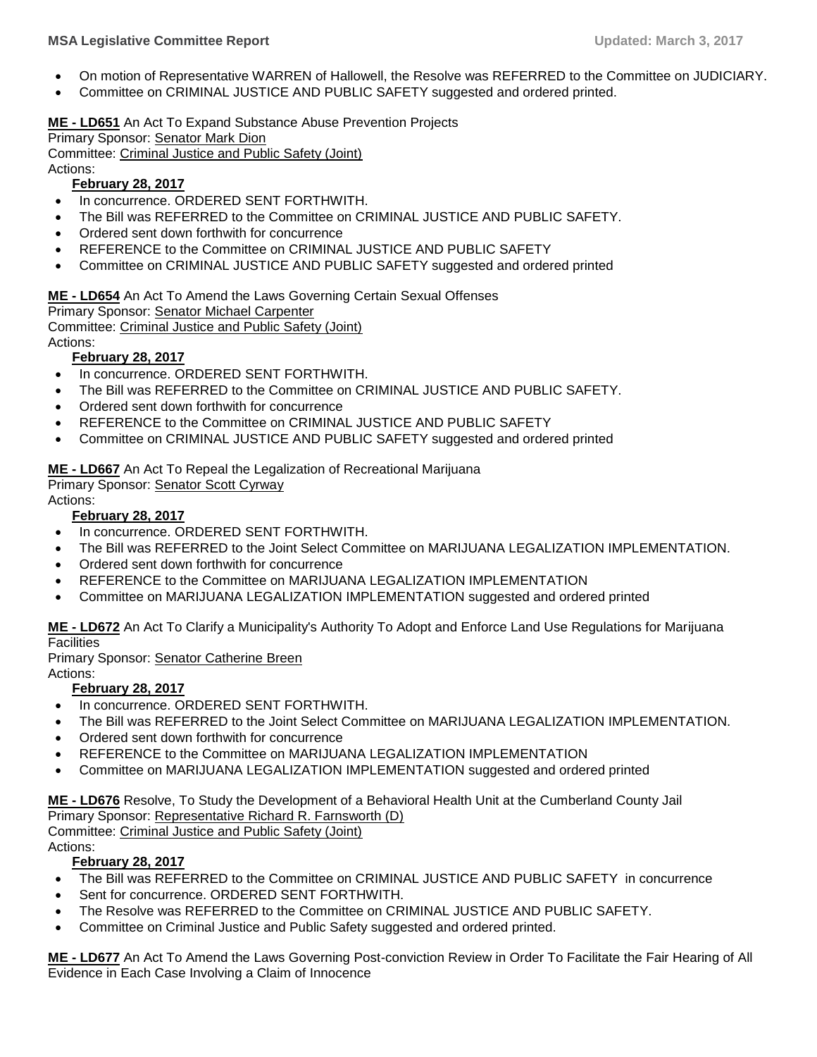- On motion of Representative WARREN of Hallowell, the Resolve was REFERRED to the Committee on JUDICIARY.
- Committee on CRIMINAL JUSTICE AND PUBLIC SAFETY suggested and ordered printed.

**ME - LD651** An Act To Expand Substance Abuse Prevention Projects
Primary Sponsor: Senator Mark Dion
Committee: Criminal Justice and Public Safety (Joint)
Actions:

**February 28, 2017**

- In concurrence. ORDERED SENT FORTHWITH.
- The Bill was REFERRED to the Committee on CRIMINAL JUSTICE AND PUBLIC SAFETY.
- Ordered sent down forthwith for concurrence
- REFERENCE to the Committee on CRIMINAL JUSTICE AND PUBLIC SAFETY
- Committee on CRIMINAL JUSTICE AND PUBLIC SAFETY suggested and ordered printed

**ME - LD654** An Act To Amend the Laws Governing Certain Sexual Offenses
Primary Sponsor: Senator Michael Carpenter
Committee: Criminal Justice and Public Safety (Joint)
Actions:

**February 28, 2017**

- In concurrence. ORDERED SENT FORTHWITH.
- The Bill was REFERRED to the Committee on CRIMINAL JUSTICE AND PUBLIC SAFETY.
- Ordered sent down forthwith for concurrence
- REFERENCE to the Committee on CRIMINAL JUSTICE AND PUBLIC SAFETY
- Committee on CRIMINAL JUSTICE AND PUBLIC SAFETY suggested and ordered printed

**ME - LD667** An Act To Repeal the Legalization of Recreational Marijuana
Primary Sponsor: Senator Scott Cyrway
Actions:

**February 28, 2017**

- In concurrence. ORDERED SENT FORTHWITH.
- The Bill was REFERRED to the Joint Select Committee on MARIJUANA LEGALIZATION IMPLEMENTATION.
- Ordered sent down forthwith for concurrence
- REFERENCE to the Committee on MARIJUANA LEGALIZATION IMPLEMENTATION
- Committee on MARIJUANA LEGALIZATION IMPLEMENTATION suggested and ordered printed

**ME - LD672** An Act To Clarify a Municipality's Authority To Adopt and Enforce Land Use Regulations for Marijuana Facilities
Primary Sponsor: Senator Catherine Breen
Actions:

**February 28, 2017**

- In concurrence. ORDERED SENT FORTHWITH.
- The Bill was REFERRED to the Joint Select Committee on MARIJUANA LEGALIZATION IMPLEMENTATION.
- Ordered sent down forthwith for concurrence
- REFERENCE to the Committee on MARIJUANA LEGALIZATION IMPLEMENTATION
- Committee on MARIJUANA LEGALIZATION IMPLEMENTATION suggested and ordered printed

**ME - LD676** Resolve, To Study the Development of a Behavioral Health Unit at the Cumberland County Jail
Primary Sponsor: Representative Richard R. Farnsworth (D)
Committee: Criminal Justice and Public Safety (Joint)
Actions:

**February 28, 2017**

- The Bill was REFERRED to the Committee on CRIMINAL JUSTICE AND PUBLIC SAFETY in concurrence
- Sent for concurrence. ORDERED SENT FORTHWITH.
- The Resolve was REFERRED to the Committee on CRIMINAL JUSTICE AND PUBLIC SAFETY.
- Committee on Criminal Justice and Public Safety suggested and ordered printed.

**ME - LD677** An Act To Amend the Laws Governing Post-conviction Review in Order To Facilitate the Fair Hearing of All Evidence in Each Case Involving a Claim of Innocence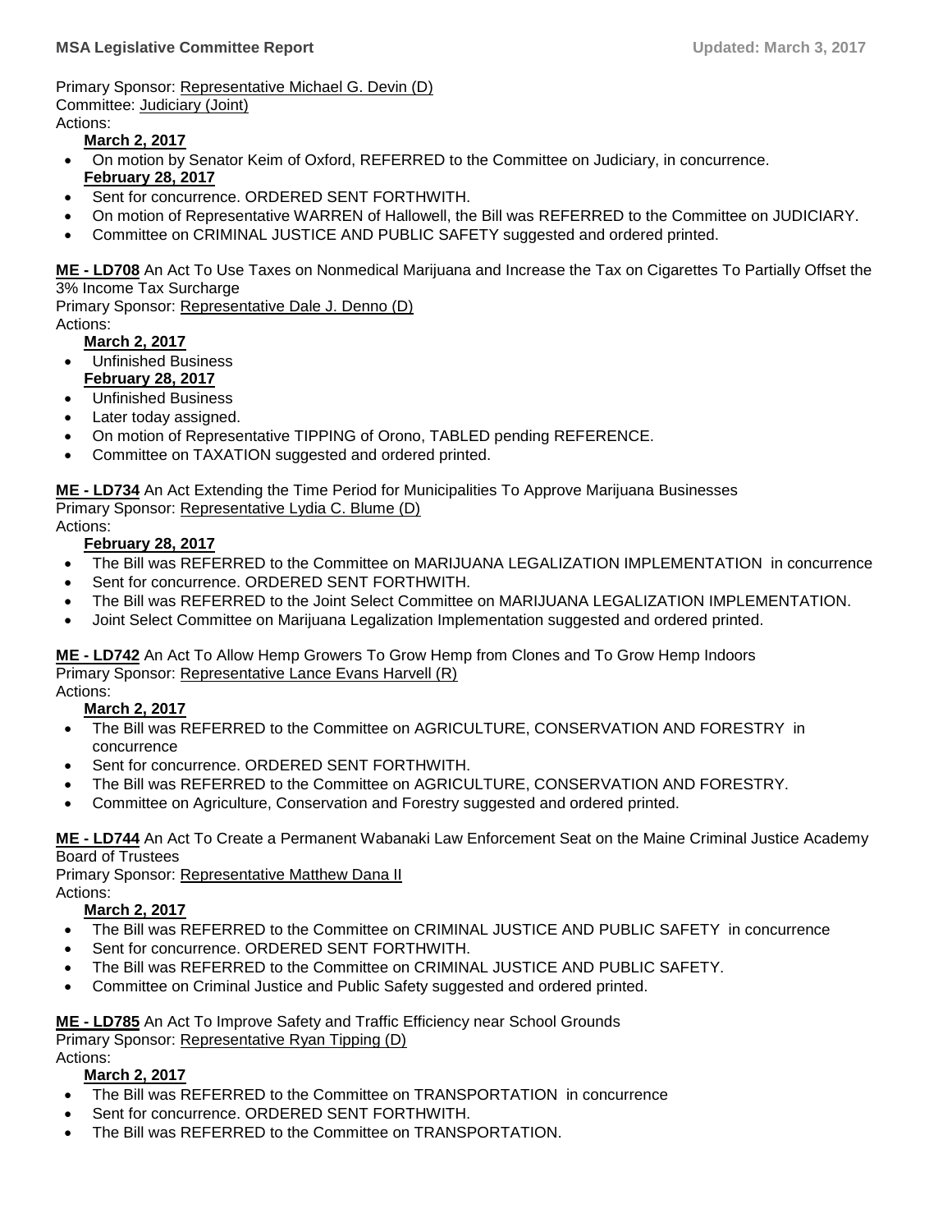Primary Sponsor: Representative Michael G. Devin (D)
Committee: Judiciary (Joint)
Actions:

**March 2, 2017**

- On motion by Senator Keim of Oxford, REFERRED to the Committee on Judiciary, in concurrence.

**February 28, 2017**

- Sent for concurrence. ORDERED SENT FORTHWITH.
- On motion of Representative WARREN of Hallowell, the Bill was REFERRED to the Committee on JUDICIARY.
- Committee on CRIMINAL JUSTICE AND PUBLIC SAFETY suggested and ordered printed.

**ME - LD708** An Act To Use Taxes on Nonmedical Marijuana and Increase the Tax on Cigarettes To Partially Offset the 3% Income Tax Surcharge
Primary Sponsor: Representative Dale J. Denno (D)
Actions:

**March 2, 2017**

- Unfinished Business

**February 28, 2017**

- Unfinished Business
- Later today assigned.
- On motion of Representative TIPPING of Orono, TABLED pending REFERENCE.
- Committee on TAXATION suggested and ordered printed.

**ME - LD734** An Act Extending the Time Period for Municipalities To Approve Marijuana Businesses
Primary Sponsor: Representative Lydia C. Blume (D)
Actions:

**February 28, 2017**

- The Bill was REFERRED to the Committee on MARIJUANA LEGALIZATION IMPLEMENTATION in concurrence
- Sent for concurrence. ORDERED SENT FORTHWITH.
- The Bill was REFERRED to the Joint Select Committee on MARIJUANA LEGALIZATION IMPLEMENTATION.
- Joint Select Committee on Marijuana Legalization Implementation suggested and ordered printed.

**ME - LD742** An Act To Allow Hemp Growers To Grow Hemp from Clones and To Grow Hemp Indoors
Primary Sponsor: Representative Lance Evans Harvell (R)
Actions:

**March 2, 2017**

- The Bill was REFERRED to the Committee on AGRICULTURE, CONSERVATION AND FORESTRY in concurrence
- Sent for concurrence. ORDERED SENT FORTHWITH.
- The Bill was REFERRED to the Committee on AGRICULTURE, CONSERVATION AND FORESTRY.
- Committee on Agriculture, Conservation and Forestry suggested and ordered printed.

**ME - LD744** An Act To Create a Permanent Wabanaki Law Enforcement Seat on the Maine Criminal Justice Academy Board of Trustees
Primary Sponsor: Representative Matthew Dana II
Actions:

**March 2, 2017**

- The Bill was REFERRED to the Committee on CRIMINAL JUSTICE AND PUBLIC SAFETY in concurrence
- Sent for concurrence. ORDERED SENT FORTHWITH.
- The Bill was REFERRED to the Committee on CRIMINAL JUSTICE AND PUBLIC SAFETY.
- Committee on Criminal Justice and Public Safety suggested and ordered printed.

**ME - LD785** An Act To Improve Safety and Traffic Efficiency near School Grounds
Primary Sponsor: Representative Ryan Tipping (D)
Actions:

**March 2, 2017**

- The Bill was REFERRED to the Committee on TRANSPORTATION in concurrence
- Sent for concurrence. ORDERED SENT FORTHWITH.
- The Bill was REFERRED to the Committee on TRANSPORTATION.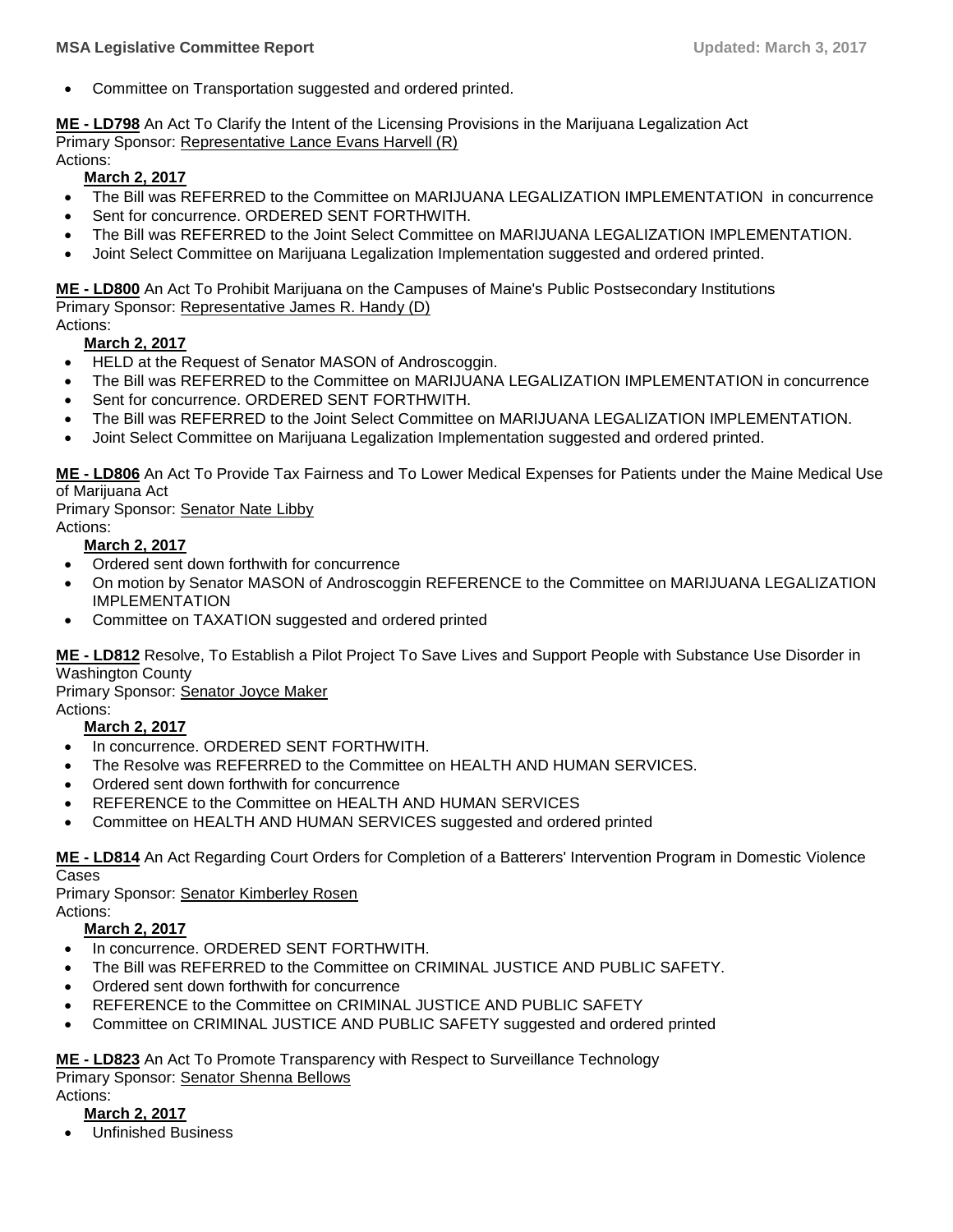- Committee on Transportation suggested and ordered printed.

**ME - LD798** An Act To Clarify the Intent of the Licensing Provisions in the Marijuana Legalization Act
Primary Sponsor: Representative Lance Evans Harvell (R)
Actions:

**March 2, 2017**

- The Bill was REFERRED to the Committee on MARIJUANA LEGALIZATION IMPLEMENTATION in concurrence
- Sent for concurrence. ORDERED SENT FORTHWITH.
- The Bill was REFERRED to the Joint Select Committee on MARIJUANA LEGALIZATION IMPLEMENTATION.
- Joint Select Committee on Marijuana Legalization Implementation suggested and ordered printed.

**ME - LD800** An Act To Prohibit Marijuana on the Campuses of Maine's Public Postsecondary Institutions
Primary Sponsor: Representative James R. Handy (D)
Actions:

**March 2, 2017**

- HELD at the Request of Senator MASON of Androscoggin.
- The Bill was REFERRED to the Committee on MARIJUANA LEGALIZATION IMPLEMENTATION in concurrence
- Sent for concurrence. ORDERED SENT FORTHWITH.
- The Bill was REFERRED to the Joint Select Committee on MARIJUANA LEGALIZATION IMPLEMENTATION.
- Joint Select Committee on Marijuana Legalization Implementation suggested and ordered printed.

**ME - LD806** An Act To Provide Tax Fairness and To Lower Medical Expenses for Patients under the Maine Medical Use of Marijuana Act
Primary Sponsor: Senator Nate Libby
Actions:

**March 2, 2017**

- Ordered sent down forthwith for concurrence
- On motion by Senator MASON of Androscoggin REFERENCE to the Committee on MARIJUANA LEGALIZATION IMPLEMENTATION
- Committee on TAXATION suggested and ordered printed

**ME - LD812** Resolve, To Establish a Pilot Project To Save Lives and Support People with Substance Use Disorder in Washington County
Primary Sponsor: Senator Joyce Maker
Actions:

**March 2, 2017**

- In concurrence. ORDERED SENT FORTHWITH.
- The Resolve was REFERRED to the Committee on HEALTH AND HUMAN SERVICES.
- Ordered sent down forthwith for concurrence
- REFERENCE to the Committee on HEALTH AND HUMAN SERVICES
- Committee on HEALTH AND HUMAN SERVICES suggested and ordered printed

**ME - LD814** An Act Regarding Court Orders for Completion of a Batterers' Intervention Program in Domestic Violence Cases
Primary Sponsor: Senator Kimberley Rosen
Actions:

**March 2, 2017**

- In concurrence. ORDERED SENT FORTHWITH.
- The Bill was REFERRED to the Committee on CRIMINAL JUSTICE AND PUBLIC SAFETY.
- Ordered sent down forthwith for concurrence
- REFERENCE to the Committee on CRIMINAL JUSTICE AND PUBLIC SAFETY
- Committee on CRIMINAL JUSTICE AND PUBLIC SAFETY suggested and ordered printed

**ME - LD823** An Act To Promote Transparency with Respect to Surveillance Technology
Primary Sponsor: Senator Shenna Bellows
Actions:

**March 2, 2017**

- Unfinished Business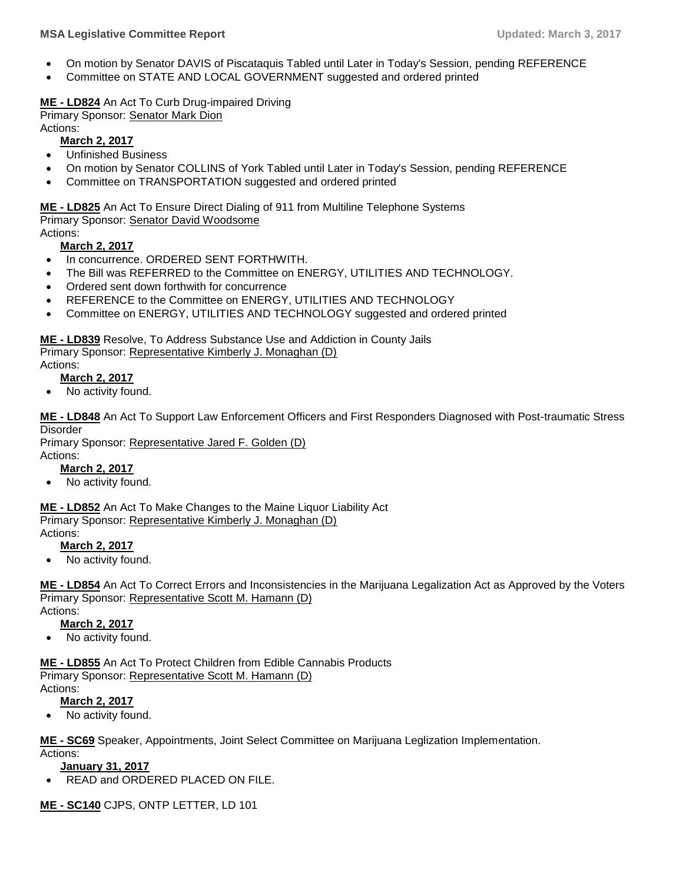- On motion by Senator DAVIS of Piscataquis Tabled until Later in Today's Session, pending REFERENCE
- Committee on STATE AND LOCAL GOVERNMENT suggested and ordered printed

**ME - LD824** An Act To Curb Drug-impaired Driving
Primary Sponsor: Senator Mark Dion
Actions:

**March 2, 2017**

- Unfinished Business
- On motion by Senator COLLINS of York Tabled until Later in Today's Session, pending REFERENCE
- Committee on TRANSPORTATION suggested and ordered printed

**ME - LD825** An Act To Ensure Direct Dialing of 911 from Multiline Telephone Systems
Primary Sponsor: Senator David Woodsome
Actions:

**March 2, 2017**

- In concurrence. ORDERED SENT FORTHWITH.
- The Bill was REFERRED to the Committee on ENERGY, UTILITIES AND TECHNOLOGY.
- Ordered sent down forthwith for concurrence
- REFERENCE to the Committee on ENERGY, UTILITIES AND TECHNOLOGY
- Committee on ENERGY, UTILITIES AND TECHNOLOGY suggested and ordered printed

**ME - LD839** Resolve, To Address Substance Use and Addiction in County Jails
Primary Sponsor: Representative Kimberly J. Monaghan (D)
Actions:

**March 2, 2017**

- No activity found.

**ME - LD848** An Act To Support Law Enforcement Officers and First Responders Diagnosed with Post-traumatic Stress Disorder
Primary Sponsor: Representative Jared F. Golden (D)
Actions:

**March 2, 2017**

- No activity found.

**ME - LD852** An Act To Make Changes to the Maine Liquor Liability Act
Primary Sponsor: Representative Kimberly J. Monaghan (D)
Actions:

**March 2, 2017**

- No activity found.

**ME - LD854** An Act To Correct Errors and Inconsistencies in the Marijuana Legalization Act as Approved by the Voters
Primary Sponsor: Representative Scott M. Hamann (D)
Actions:

**March 2, 2017**

- No activity found.

**ME - LD855** An Act To Protect Children from Edible Cannabis Products
Primary Sponsor: Representative Scott M. Hamann (D)
Actions:

**March 2, 2017**

- No activity found.

**ME - SC69** Speaker, Appointments, Joint Select Committee on Marijuana Leglization Implementation.
Actions:

**January 31, 2017**

- READ and ORDERED PLACED ON FILE.

**ME - SC140** CJPS, ONTP LETTER, LD 101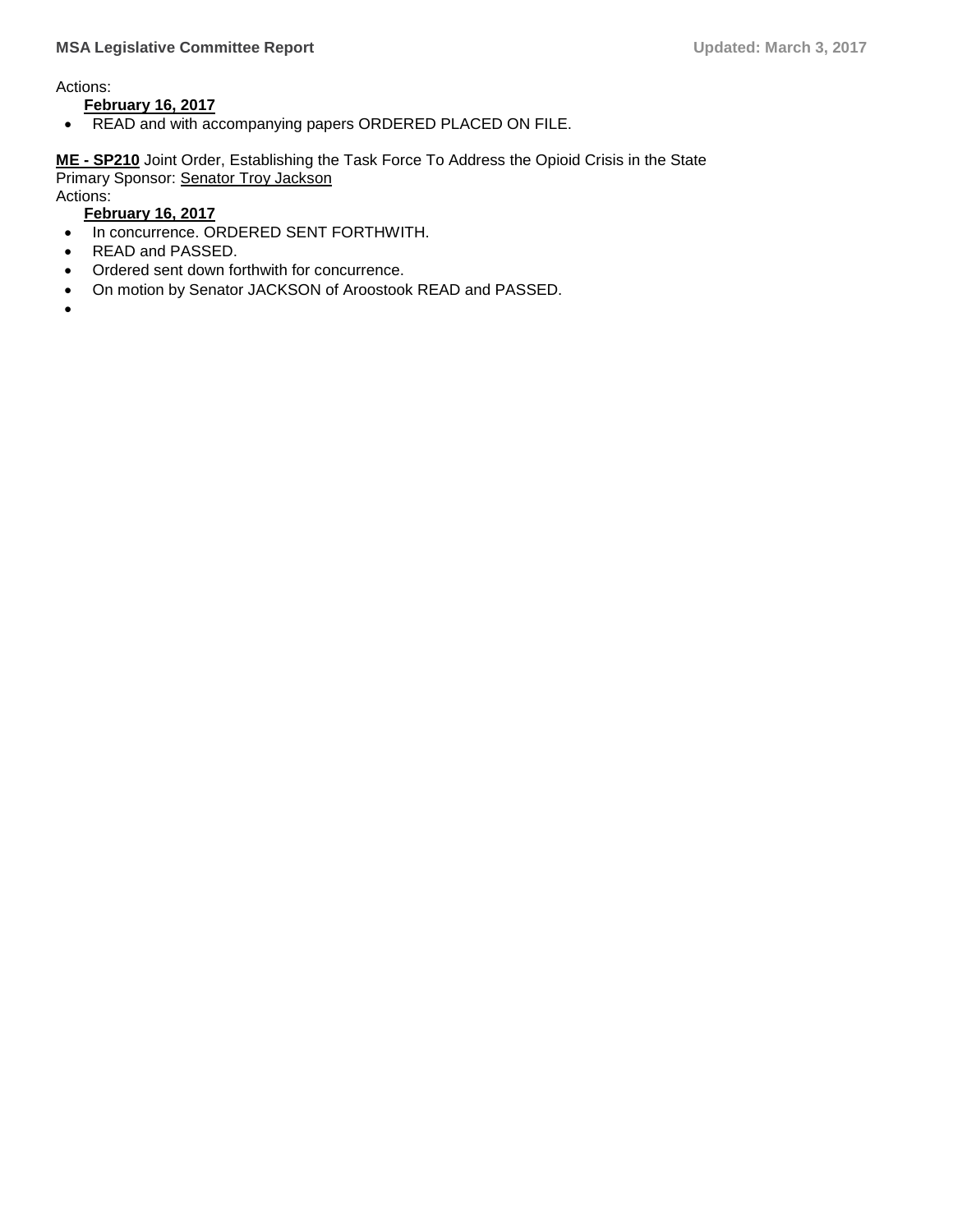Actions:

**February 16, 2017**

- READ and with accompanying papers ORDERED PLACED ON FILE.

**ME - SP210** Joint Order, Establishing the Task Force To Address the Opioid Crisis in the State
Primary Sponsor: Senator Troy Jackson
Actions:

**February 16, 2017**

- In concurrence. ORDERED SENT FORTHWITH.
- READ and PASSED.
- Ordered sent down forthwith for concurrence.
- On motion by Senator JACKSON of Aroostook READ and PASSED.